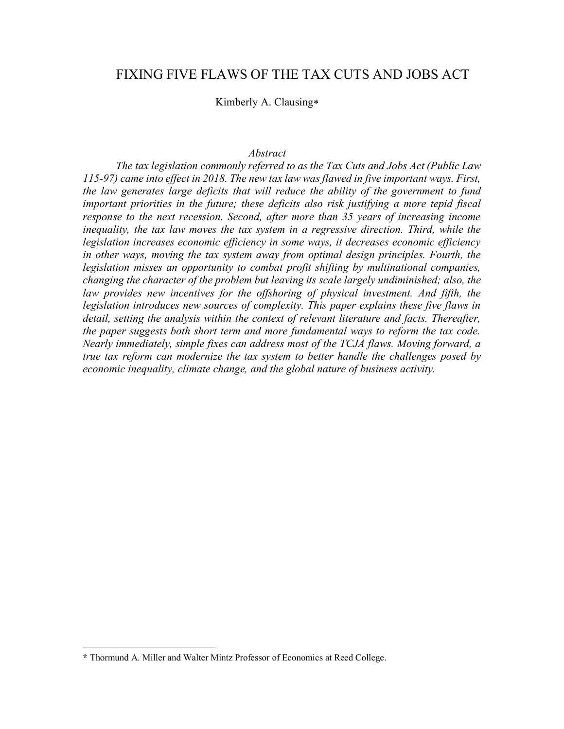# FIXING FIVE FLAWS OF THE TAX CUTS AND JOBS ACT

Kimberly A. Clausing*

*Abstract*

*The tax legislation commonly referred to as the Tax Cuts and Jobs Act (Public Law 115-97) came into effect in 2018. The new tax law was flawed in five important ways. First, the law generates large deficits that will reduce the ability of the government to fund important priorities in the future; these deficits also risk justifying a more tepid fiscal response to the next recession. Second, after more than 35 years of increasing income inequality, the tax law moves the tax system in a regressive direction. Third, while the legislation increases economic efficiency in some ways, it decreases economic efficiency in other ways, moving the tax system away from optimal design principles. Fourth, the legislation misses an opportunity to combat profit shifting by multinational companies, changing the character of the problem but leaving its scale largely undiminished; also, the law provides new incentives for the offshoring of physical investment. And fifth, the legislation introduces new sources of complexity. This paper explains these five flaws in detail, setting the analysis within the context of relevant literature and facts. Thereafter, the paper suggests both short term and more fundamental ways to reform the tax code. Nearly immediately, simple fixes can address most of the TCJA flaws. Moving forward, a true tax reform can modernize the tax system to better handle the challenges posed by economic inequality, climate change, and the global nature of business activity.*

---

* Thormund A. Miller and Walter Mintz Professor of Economics at Reed College.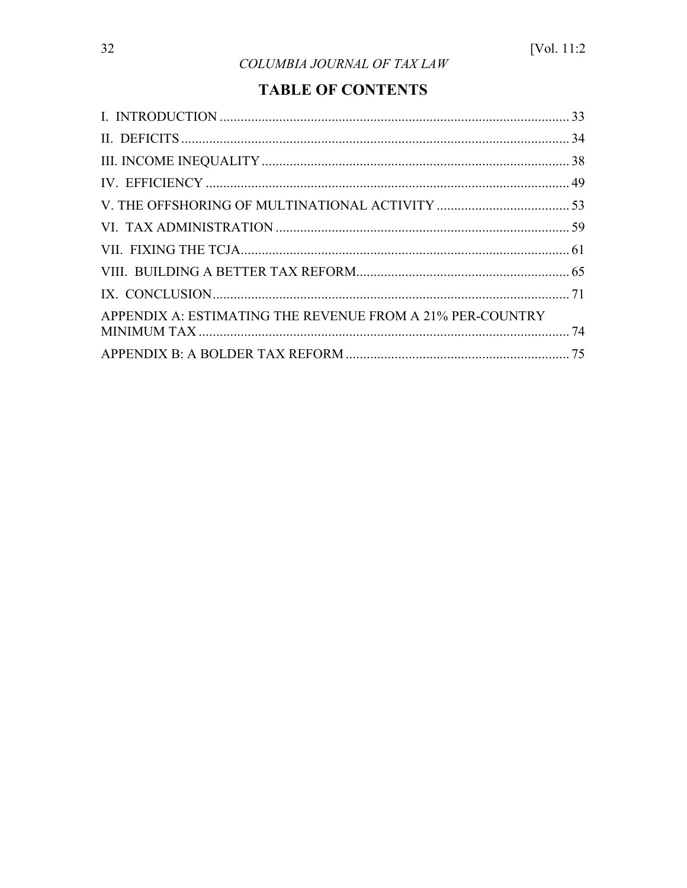# TABLE OF CONTENTS

I. INTRODUCTION .................................................................................................... 33

II. DEFICITS ............................................................................................................... 34

III. INCOME INEQUALITY ........................................................................................ 38

IV. EFFICIENCY ........................................................................................................ 49

V. THE OFFSHORING OF MULTINATIONAL ACTIVITY ...................................... 53

VI. TAX ADMINISTRATION .................................................................................... 59

VII. FIXING THE TCJA.............................................................................................. 61

VIII. BUILDING A BETTER TAX REFORM............................................................. 65

IX. CONCLUSION...................................................................................................... 71

APPENDIX A: ESTIMATING THE REVENUE FROM A 21% PER-COUNTRY MINIMUM TAX .......................................................................................................... 74

APPENDIX B: A BOLDER TAX REFORM ................................................................ 75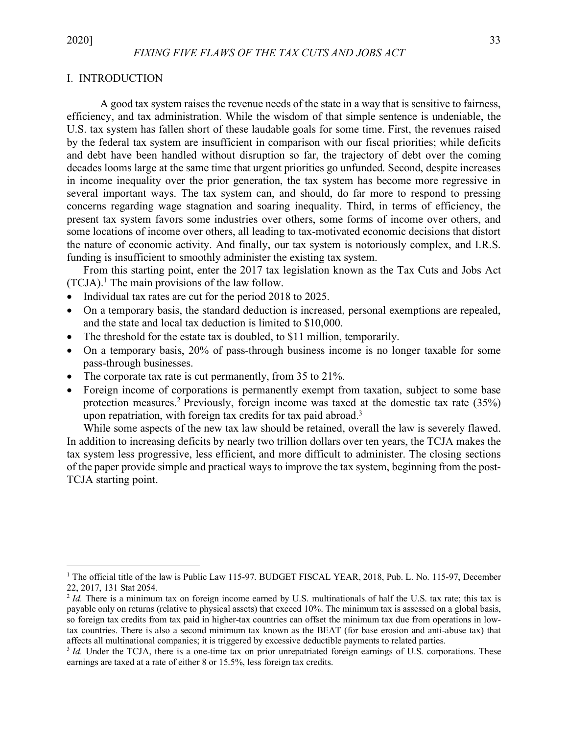## I. INTRODUCTION

A good tax system raises the revenue needs of the state in a way that is sensitive to fairness, efficiency, and tax administration. While the wisdom of that simple sentence is undeniable, the U.S. tax system has fallen short of these laudable goals for some time. First, the revenues raised by the federal tax system are insufficient in comparison with our fiscal priorities; while deficits and debt have been handled without disruption so far, the trajectory of debt over the coming decades looms large at the same time that urgent priorities go unfunded. Second, despite increases in income inequality over the prior generation, the tax system has become more regressive in several important ways. The tax system can, and should, do far more to respond to pressing concerns regarding wage stagnation and soaring inequality. Third, in terms of efficiency, the present tax system favors some industries over others, some forms of income over others, and some locations of income over others, all leading to tax-motivated economic decisions that distort the nature of economic activity. And finally, our tax system is notoriously complex, and I.R.S. funding is insufficient to smoothly administer the existing tax system.

From this starting point, enter the 2017 tax legislation known as the Tax Cuts and Jobs Act (TCJA).[1] The main provisions of the law follow.

- Individual tax rates are cut for the period 2018 to 2025.
- On a temporary basis, the standard deduction is increased, personal exemptions are repealed, and the state and local tax deduction is limited to $10,000.
- The threshold for the estate tax is doubled, to $11 million, temporarily.
- On a temporary basis, 20% of pass-through business income is no longer taxable for some pass-through businesses.
- The corporate tax rate is cut permanently, from 35 to 21%.
- Foreign income of corporations is permanently exempt from taxation, subject to some base protection measures.[2] Previously, foreign income was taxed at the domestic tax rate (35%) upon repatriation, with foreign tax credits for tax paid abroad.[3]

While some aspects of the new tax law should be retained, overall the law is severely flawed. In addition to increasing deficits by nearly two trillion dollars over ten years, the TCJA makes the tax system less progressive, less efficient, and more difficult to administer. The closing sections of the paper provide simple and practical ways to improve the tax system, beginning from the post-TCJA starting point.

---

[1] The official title of the law is Public Law 115-97. BUDGET FISCAL YEAR, 2018, Pub. L. No. 115-97, December 22, 2017, 131 Stat 2054.

[2] *Id.* There is a minimum tax on foreign income earned by U.S. multinationals of half the U.S. tax rate; this tax is payable only on returns (relative to physical assets) that exceed 10%. The minimum tax is assessed on a global basis, so foreign tax credits from tax paid in higher-tax countries can offset the minimum tax due from operations in low-tax countries. There is also a second minimum tax known as the BEAT (for base erosion and anti-abuse tax) that affects all multinational companies; it is triggered by excessive deductible payments to related parties.

[3] *Id.* Under the TCJA, there is a one-time tax on prior unrepatriated foreign earnings of U.S. corporations. These earnings are taxed at a rate of either 8 or 15.5%, less foreign tax credits.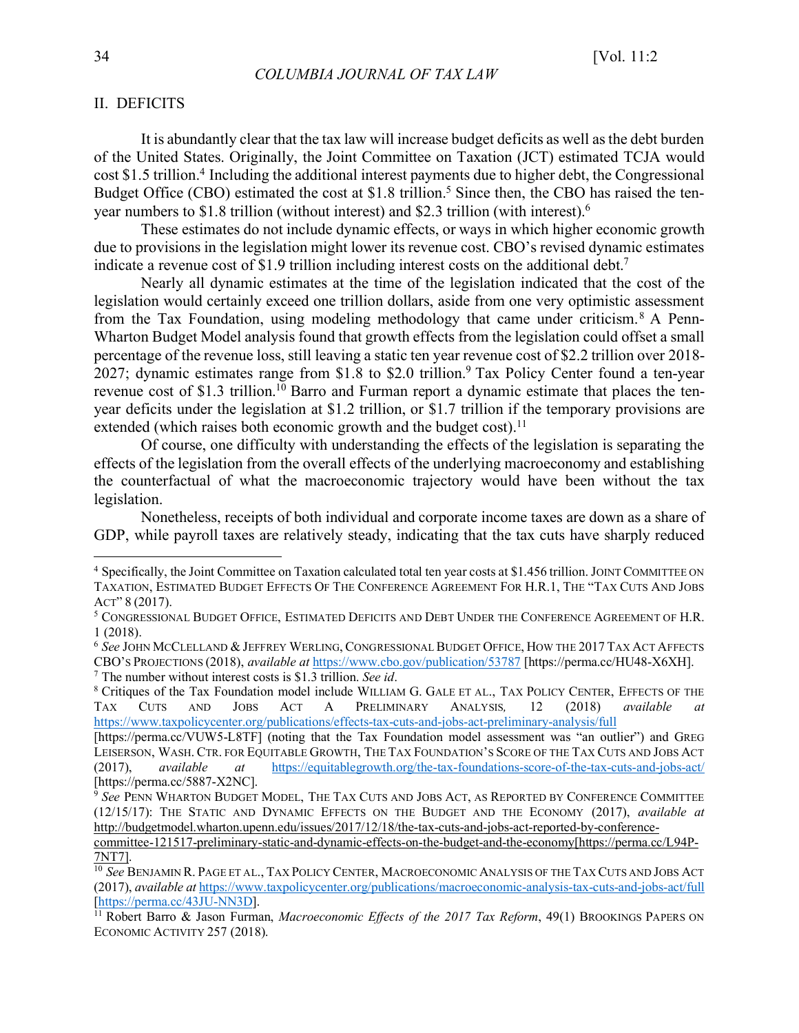## II. DEFICITS

It is abundantly clear that the tax law will increase budget deficits as well as the debt burden of the United States. Originally, the Joint Committee on Taxation (JCT) estimated TCJA would cost $1.5 trillion.[4] Including the additional interest payments due to higher debt, the Congressional Budget Office (CBO) estimated the cost at $1.8 trillion.[5] Since then, the CBO has raised the ten-year numbers to $1.8 trillion (without interest) and $2.3 trillion (with interest).[6]

These estimates do not include dynamic effects, or ways in which higher economic growth due to provisions in the legislation might lower its revenue cost. CBO's revised dynamic estimates indicate a revenue cost of $1.9 trillion including interest costs on the additional debt.[7]

Nearly all dynamic estimates at the time of the legislation indicated that the cost of the legislation would certainly exceed one trillion dollars, aside from one very optimistic assessment from the Tax Foundation, using modeling methodology that came under criticism.[8] A Penn-Wharton Budget Model analysis found that growth effects from the legislation could offset a small percentage of the revenue loss, still leaving a static ten year revenue cost of $2.2 trillion over 2018-2027; dynamic estimates range from $1.8 to $2.0 trillion.[9] Tax Policy Center found a ten-year revenue cost of $1.3 trillion.[10] Barro and Furman report a dynamic estimate that places the ten-year deficits under the legislation at $1.2 trillion, or $1.7 trillion if the temporary provisions are extended (which raises both economic growth and the budget cost).[11]

Of course, one difficulty with understanding the effects of the legislation is separating the effects of the legislation from the overall effects of the underlying macroeconomy and establishing the counterfactual of what the macroeconomic trajectory would have been without the tax legislation.

Nonetheless, receipts of both individual and corporate income taxes are down as a share of GDP, while payroll taxes are relatively steady, indicating that the tax cuts have sharply reduced

---

[4] Specifically, the Joint Committee on Taxation calculated total ten year costs at $1.456 trillion. JOINT COMMITTEE ON TAXATION, ESTIMATED BUDGET EFFECTS OF THE CONFERENCE AGREEMENT FOR H.R.1, THE "TAX CUTS AND JOBS ACT" 8 (2017).

[5] CONGRESSIONAL BUDGET OFFICE, ESTIMATED DEFICITS AND DEBT UNDER THE CONFERENCE AGREEMENT OF H.R. 1 (2018).

[6] *See* JOHN MCCLELLAND & JEFFREY WERLING, CONGRESSIONAL BUDGET OFFICE, HOW THE 2017 TAX ACT AFFECTS CBO'S PROJECTIONS (2018), *available at* https://www.cbo.gov/publication/53787 [https://perma.cc/HU48-X6XH].

[7] The number without interest costs is $1.3 trillion. *See id*.

[8] Critiques of the Tax Foundation model include WILLIAM G. GALE ET AL., TAX POLICY CENTER, EFFECTS OF THE TAX CUTS AND JOBS ACT A PRELIMINARY ANALYSIS*,* 12 (2018) *available at* https://www.taxpolicycenter.org/publications/effects-tax-cuts-and-jobs-act-preliminary-analysis/full [https://perma.cc/VUW5-L8TF] (noting that the Tax Foundation model assessment was "an outlier") and GREG LEISERSON, WASH. CTR. FOR EQUITABLE GROWTH, THE TAX FOUNDATION'S SCORE OF THE TAX CUTS AND JOBS ACT (2017), *available at* https://equitablegrowth.org/the-tax-foundations-score-of-the-tax-cuts-and-jobs-act/ [https://perma.cc/5887-X2NC].

[9] *See* PENN WHARTON BUDGET MODEL, THE TAX CUTS AND JOBS ACT, AS REPORTED BY CONFERENCE COMMITTEE (12/15/17): THE STATIC AND DYNAMIC EFFECTS ON THE BUDGET AND THE ECONOMY (2017), *available at* http://budgetmodel.wharton.upenn.edu/issues/2017/12/18/the-tax-cuts-and-jobs-act-reported-by-conference-committee-121517-preliminary-static-and-dynamic-effects-on-the-budget-and-the-economy[https://perma.cc/L94P-7NT7].

[10] *See* BENJAMIN R. PAGE ET AL., TAX POLICY CENTER, MACROECONOMIC ANALYSIS OF THE TAX CUTS AND JOBS ACT (2017), *available at* https://www.taxpolicycenter.org/publications/macroeconomic-analysis-tax-cuts-and-jobs-act/full [https://perma.cc/43JU-NN3D].

[11] Robert Barro & Jason Furman, *Macroeconomic Effects of the 2017 Tax Reform*, 49(1) BROOKINGS PAPERS ON ECONOMIC ACTIVITY 257 (2018).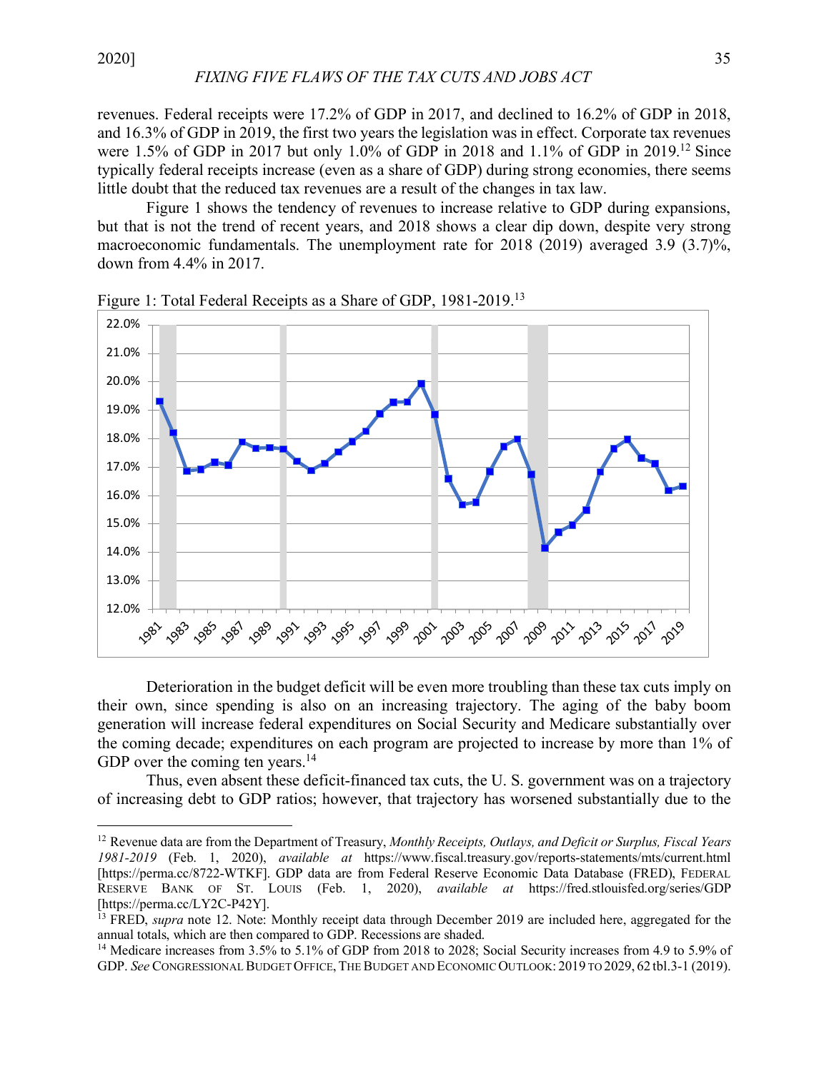revenues. Federal receipts were 17.2% of GDP in 2017, and declined to 16.2% of GDP in 2018, and 16.3% of GDP in 2019, the first two years the legislation was in effect. Corporate tax revenues were 1.5% of GDP in 2017 but only 1.0% of GDP in 2018 and 1.1% of GDP in 2019.[12] Since typically federal receipts increase (even as a share of GDP) during strong economies, there seems little doubt that the reduced tax revenues are a result of the changes in tax law.

Figure 1 shows the tendency of revenues to increase relative to GDP during expansions, but that is not the trend of recent years, and 2018 shows a clear dip down, despite very strong macroeconomic fundamentals. The unemployment rate for 2018 (2019) averaged 3.9 (3.7)%, down from 4.4% in 2017.

Figure 1: Total Federal Receipts as a Share of GDP, 1981-2019.[13]

Deterioration in the budget deficit will be even more troubling than these tax cuts imply on their own, since spending is also on an increasing trajectory. The aging of the baby boom generation will increase federal expenditures on Social Security and Medicare substantially over the coming decade; expenditures on each program are projected to increase by more than 1% of GDP over the coming ten years.[14]

Thus, even absent these deficit-financed tax cuts, the U. S. government was on a trajectory of increasing debt to GDP ratios; however, that trajectory has worsened substantially due to the

---

[12] Revenue data are from the Department of Treasury, *Monthly Receipts, Outlays, and Deficit or Surplus, Fiscal Years 1981-2019* (Feb. 1, 2020), *available at* https://www.fiscal.treasury.gov/reports-statements/mts/current.html [https://perma.cc/8722-WTKF]. GDP data are from Federal Reserve Economic Data Database (FRED), FEDERAL RESERVE BANK OF ST. LOUIS (Feb. 1, 2020), *available at* https://fred.stlouisfed.org/series/GDP [https://perma.cc/LY2C-P42Y].

[13] FRED, *supra* note 12. Note: Monthly receipt data through December 2019 are included here, aggregated for the annual totals, which are then compared to GDP. Recessions are shaded.

[14] Medicare increases from 3.5% to 5.1% of GDP from 2018 to 2028; Social Security increases from 4.9 to 5.9% of GDP. *See* CONGRESSIONAL BUDGET OFFICE, THE BUDGET AND ECONOMIC OUTLOOK: 2019 TO 2029, 62 tbl.3-1 (2019).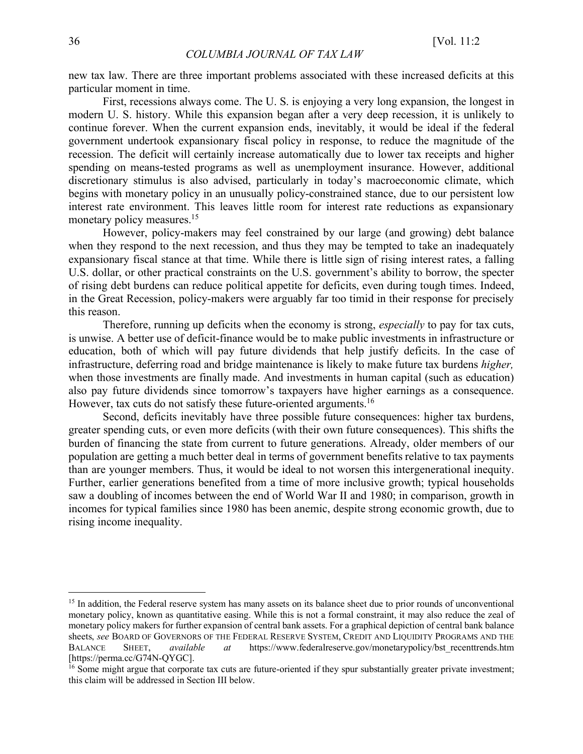new tax law. There are three important problems associated with these increased deficits at this particular moment in time.

First, recessions always come. The U. S. is enjoying a very long expansion, the longest in modern U. S. history. While this expansion began after a very deep recession, it is unlikely to continue forever. When the current expansion ends, inevitably, it would be ideal if the federal government undertook expansionary fiscal policy in response, to reduce the magnitude of the recession. The deficit will certainly increase automatically due to lower tax receipts and higher spending on means-tested programs as well as unemployment insurance. However, additional discretionary stimulus is also advised, particularly in today's macroeconomic climate, which begins with monetary policy in an unusually policy-constrained stance, due to our persistent low interest rate environment. This leaves little room for interest rate reductions as expansionary monetary policy measures.[15]

However, policy-makers may feel constrained by our large (and growing) debt balance when they respond to the next recession, and thus they may be tempted to take an inadequately expansionary fiscal stance at that time. While there is little sign of rising interest rates, a falling U.S. dollar, or other practical constraints on the U.S. government's ability to borrow, the specter of rising debt burdens can reduce political appetite for deficits, even during tough times. Indeed, in the Great Recession, policy-makers were arguably far too timid in their response for precisely this reason.

Therefore, running up deficits when the economy is strong, *especially* to pay for tax cuts, is unwise. A better use of deficit-finance would be to make public investments in infrastructure or education, both of which will pay future dividends that help justify deficits. In the case of infrastructure, deferring road and bridge maintenance is likely to make future tax burdens *higher,* when those investments are finally made. And investments in human capital (such as education) also pay future dividends since tomorrow's taxpayers have higher earnings as a consequence. However, tax cuts do not satisfy these future-oriented arguments.[16]

Second, deficits inevitably have three possible future consequences: higher tax burdens, greater spending cuts, or even more deficits (with their own future consequences). This shifts the burden of financing the state from current to future generations. Already, older members of our population are getting a much better deal in terms of government benefits relative to tax payments than are younger members. Thus, it would be ideal to not worsen this intergenerational inequity. Further, earlier generations benefited from a time of more inclusive growth; typical households saw a doubling of incomes between the end of World War II and 1980; in comparison, growth in incomes for typical families since 1980 has been anemic, despite strong economic growth, due to rising income inequality.

---

[15] In addition, the Federal reserve system has many assets on its balance sheet due to prior rounds of unconventional monetary policy, known as quantitative easing. While this is not a formal constraint, it may also reduce the zeal of monetary policy makers for further expansion of central bank assets. For a graphical depiction of central bank balance sheets, *see* BOARD OF GOVERNORS OF THE FEDERAL RESERVE SYSTEM, CREDIT AND LIQUIDITY PROGRAMS AND THE BALANCE SHEET, *available at* https://www.federalreserve.gov/monetarypolicy/bst_recenttrends.htm [https://perma.cc/G74N-QYGC].

[16] Some might argue that corporate tax cuts are future-oriented if they spur substantially greater private investment; this claim will be addressed in Section III below.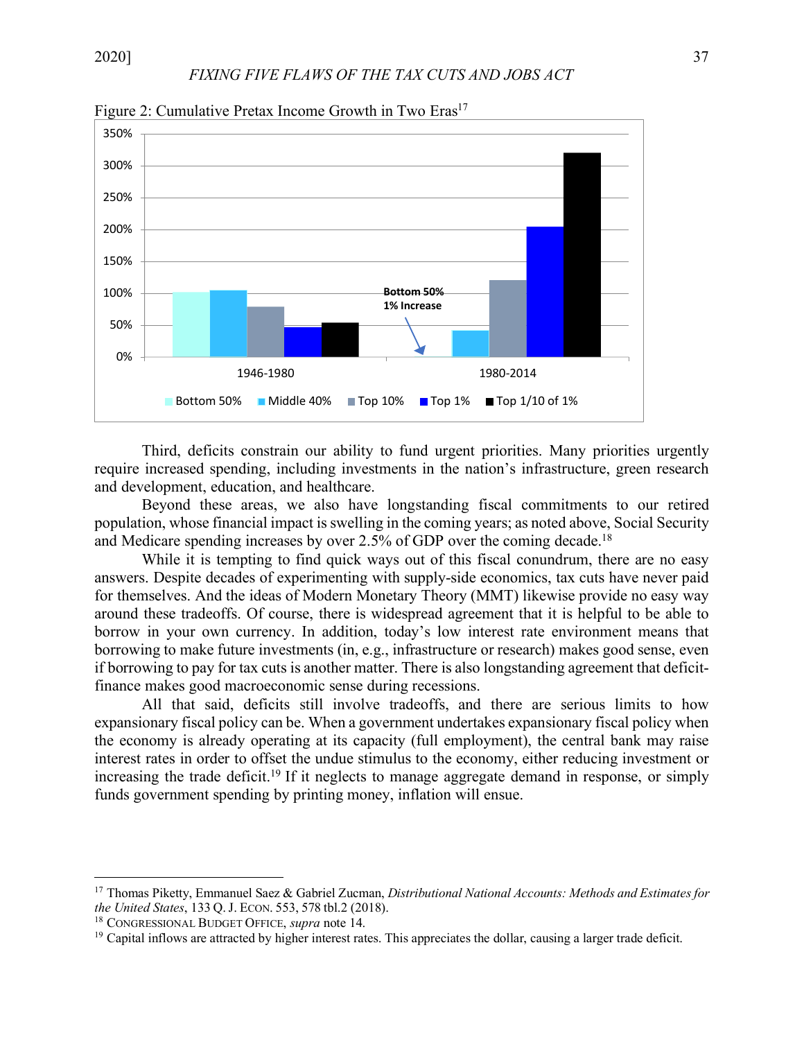Figure 2: Cumulative Pretax Income Growth in Two Eras[17]

Third, deficits constrain our ability to fund urgent priorities. Many priorities urgently require increased spending, including investments in the nation's infrastructure, green research and development, education, and healthcare.

Beyond these areas, we also have longstanding fiscal commitments to our retired population, whose financial impact is swelling in the coming years; as noted above, Social Security and Medicare spending increases by over 2.5% of GDP over the coming decade.[18]

While it is tempting to find quick ways out of this fiscal conundrum, there are no easy answers. Despite decades of experimenting with supply-side economics, tax cuts have never paid for themselves. And the ideas of Modern Monetary Theory (MMT) likewise provide no easy way around these tradeoffs. Of course, there is widespread agreement that it is helpful to be able to borrow in your own currency. In addition, today's low interest rate environment means that borrowing to make future investments (in, e.g., infrastructure or research) makes good sense, even if borrowing to pay for tax cuts is another matter. There is also longstanding agreement that deficit-finance makes good macroeconomic sense during recessions.

All that said, deficits still involve tradeoffs, and there are serious limits to how expansionary fiscal policy can be. When a government undertakes expansionary fiscal policy when the economy is already operating at its capacity (full employment), the central bank may raise interest rates in order to offset the undue stimulus to the economy, either reducing investment or increasing the trade deficit.[19] If it neglects to manage aggregate demand in response, or simply funds government spending by printing money, inflation will ensue.

---

[17] Thomas Piketty, Emmanuel Saez & Gabriel Zucman, *Distributional National Accounts: Methods and Estimates for the United States*, 133 Q. J. ECON. 553, 578 tbl.2 (2018).

[18] CONGRESSIONAL BUDGET OFFICE, *supra* note 14.

[19] Capital inflows are attracted by higher interest rates. This appreciates the dollar, causing a larger trade deficit.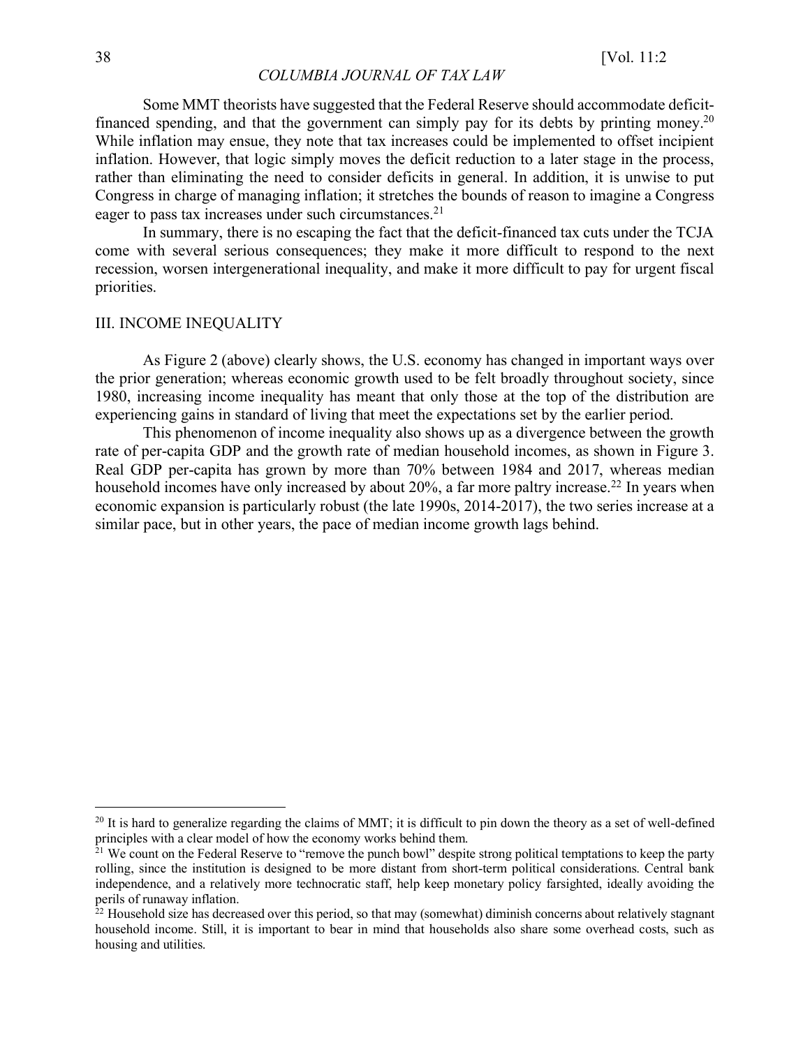Some MMT theorists have suggested that the Federal Reserve should accommodate deficit-financed spending, and that the government can simply pay for its debts by printing money.[20] While inflation may ensue, they note that tax increases could be implemented to offset incipient inflation. However, that logic simply moves the deficit reduction to a later stage in the process, rather than eliminating the need to consider deficits in general. In addition, it is unwise to put Congress in charge of managing inflation; it stretches the bounds of reason to imagine a Congress eager to pass tax increases under such circumstances.[21]

In summary, there is no escaping the fact that the deficit-financed tax cuts under the TCJA come with several serious consequences; they make it more difficult to respond to the next recession, worsen intergenerational inequality, and make it more difficult to pay for urgent fiscal priorities.

## III. INCOME INEQUALITY

As Figure 2 (above) clearly shows, the U.S. economy has changed in important ways over the prior generation; whereas economic growth used to be felt broadly throughout society, since 1980, increasing income inequality has meant that only those at the top of the distribution are experiencing gains in standard of living that meet the expectations set by the earlier period.

This phenomenon of income inequality also shows up as a divergence between the growth rate of per-capita GDP and the growth rate of median household incomes, as shown in Figure 3. Real GDP per-capita has grown by more than 70% between 1984 and 2017, whereas median household incomes have only increased by about 20%, a far more paltry increase.[22] In years when economic expansion is particularly robust (the late 1990s, 2014-2017), the two series increase at a similar pace, but in other years, the pace of median income growth lags behind.

---

[20] It is hard to generalize regarding the claims of MMT; it is difficult to pin down the theory as a set of well-defined principles with a clear model of how the economy works behind them.

[21] We count on the Federal Reserve to "remove the punch bowl" despite strong political temptations to keep the party rolling, since the institution is designed to be more distant from short-term political considerations. Central bank independence, and a relatively more technocratic staff, help keep monetary policy farsighted, ideally avoiding the perils of runaway inflation.

[22] Household size has decreased over this period, so that may (somewhat) diminish concerns about relatively stagnant household income. Still, it is important to bear in mind that households also share some overhead costs, such as housing and utilities.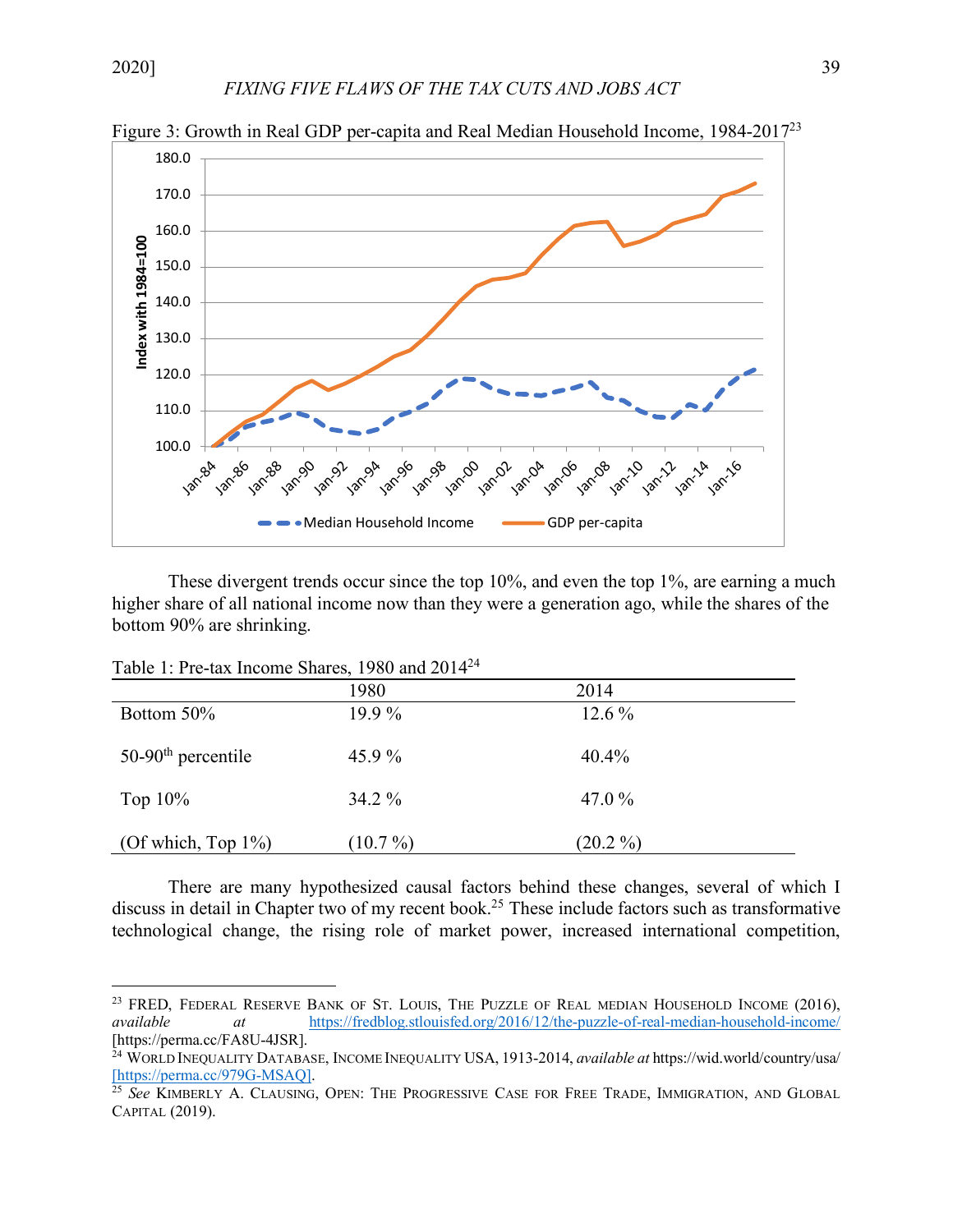Figure 3: Growth in Real GDP per-capita and Real Median Household Income, 1984-2017[23]

These divergent trends occur since the top 10%, and even the top 1%, are earning a much higher share of all national income now than they were a generation ago, while the shares of the bottom 90% are shrinking.

Table 1: Pre-tax Income Shares, 1980 and 2014[24]

| | 1980 | 2014 |
|---|---|---|
| Bottom 50% | 19.9 % | 12.6 % |
| 50-90th percentile | 45.9 % | 40.4% |
| Top 10% | 34.2 % | 47.0 % |
| (Of which, Top 1%) | (10.7 %) | (20.2 %) |

There are many hypothesized causal factors behind these changes, several of which I discuss in detail in Chapter two of my recent book.[25] These include factors such as transformative technological change, the rising role of market power, increased international competition,

---

[23] FRED, FEDERAL RESERVE BANK OF ST. LOUIS, THE PUZZLE OF REAL MEDIAN HOUSEHOLD INCOME (2016), *available at* https://fredblog.stlouisfed.org/2016/12/the-puzzle-of-real-median-household-income/ [https://perma.cc/FA8U-4JSR].

[24] WORLD INEQUALITY DATABASE, INCOME INEQUALITY USA, 1913-2014, *available at* https://wid.world/country/usa/ [https://perma.cc/979G-MSAQ].

[25] *See* KIMBERLY A. CLAUSING, OPEN: THE PROGRESSIVE CASE FOR FREE TRADE, IMMIGRATION, AND GLOBAL CAPITAL (2019).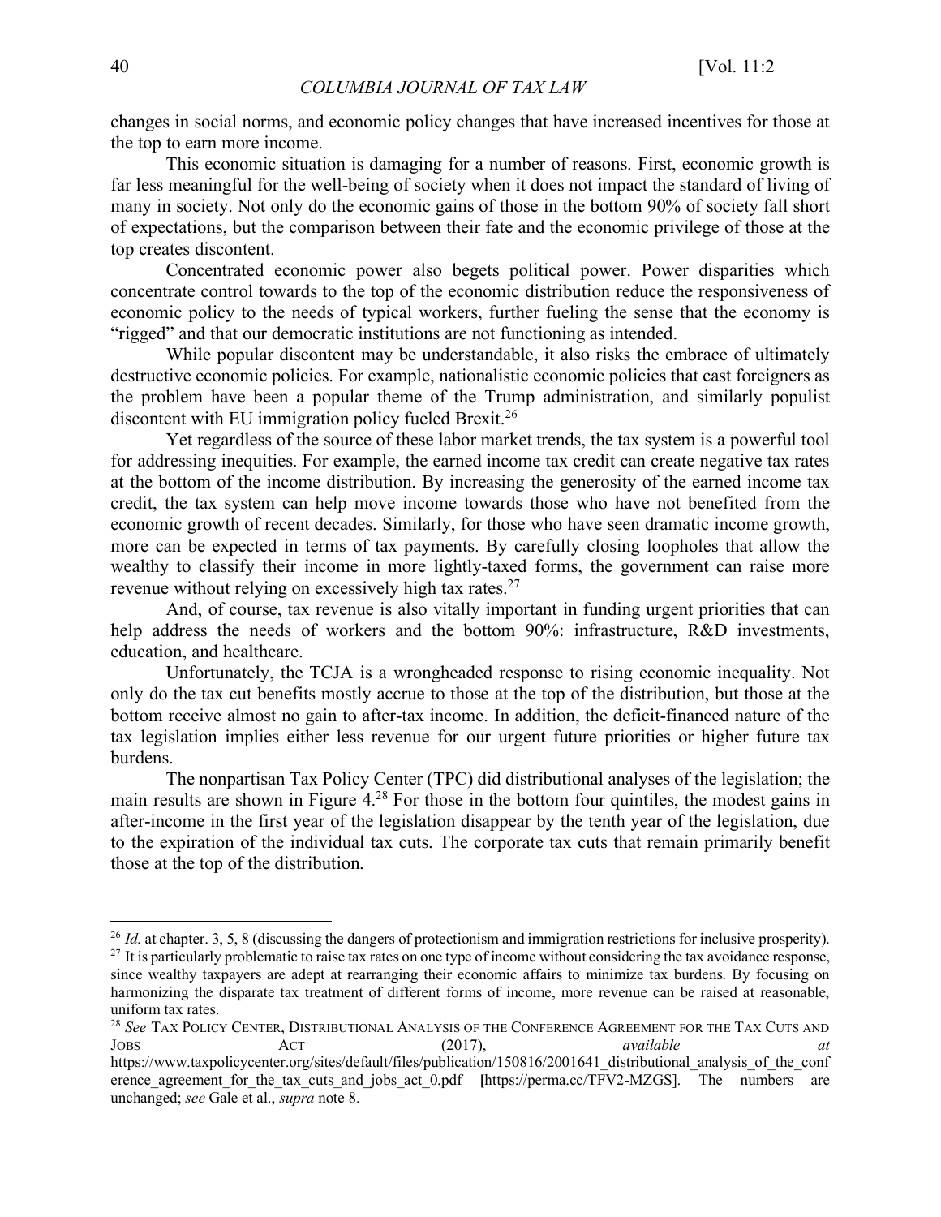changes in social norms, and economic policy changes that have increased incentives for those at the top to earn more income.

This economic situation is damaging for a number of reasons. First, economic growth is far less meaningful for the well-being of society when it does not impact the standard of living of many in society. Not only do the economic gains of those in the bottom 90% of society fall short of expectations, but the comparison between their fate and the economic privilege of those at the top creates discontent.

Concentrated economic power also begets political power. Power disparities which concentrate control towards to the top of the economic distribution reduce the responsiveness of economic policy to the needs of typical workers, further fueling the sense that the economy is "rigged" and that our democratic institutions are not functioning as intended.

While popular discontent may be understandable, it also risks the embrace of ultimately destructive economic policies. For example, nationalistic economic policies that cast foreigners as the problem have been a popular theme of the Trump administration, and similarly populist discontent with EU immigration policy fueled Brexit.[26]

Yet regardless of the source of these labor market trends, the tax system is a powerful tool for addressing inequities. For example, the earned income tax credit can create negative tax rates at the bottom of the income distribution. By increasing the generosity of the earned income tax credit, the tax system can help move income towards those who have not benefited from the economic growth of recent decades. Similarly, for those who have seen dramatic income growth, more can be expected in terms of tax payments. By carefully closing loopholes that allow the wealthy to classify their income in more lightly-taxed forms, the government can raise more revenue without relying on excessively high tax rates.[27]

And, of course, tax revenue is also vitally important in funding urgent priorities that can help address the needs of workers and the bottom 90%: infrastructure, R&D investments, education, and healthcare.

Unfortunately, the TCJA is a wrongheaded response to rising economic inequality. Not only do the tax cut benefits mostly accrue to those at the top of the distribution, but those at the bottom receive almost no gain to after-tax income. In addition, the deficit-financed nature of the tax legislation implies either less revenue for our urgent future priorities or higher future tax burdens.

The nonpartisan Tax Policy Center (TPC) did distributional analyses of the legislation; the main results are shown in Figure 4.[28] For those in the bottom four quintiles, the modest gains in after-income in the first year of the legislation disappear by the tenth year of the legislation, due to the expiration of the individual tax cuts. The corporate tax cuts that remain primarily benefit those at the top of the distribution.

---

[26] *Id.* at chapter. 3, 5, 8 (discussing the dangers of protectionism and immigration restrictions for inclusive prosperity).

[27] It is particularly problematic to raise tax rates on one type of income without considering the tax avoidance response, since wealthy taxpayers are adept at rearranging their economic affairs to minimize tax burdens. By focusing on harmonizing the disparate tax treatment of different forms of income, more revenue can be raised at reasonable, uniform tax rates.

[28] *See* TAX POLICY CENTER, DISTRIBUTIONAL ANALYSIS OF THE CONFERENCE AGREEMENT FOR THE TAX CUTS AND JOBS ACT (2017), *available at* https://www.taxpolicycenter.org/sites/default/files/publication/150816/2001641_distributional_analysis_of_the_conference_agreement_for_the_tax_cuts_and_jobs_act_0.pdf [https://perma.cc/TFV2-MZGS]. The numbers are unchanged; *see* Gale et al., *supra* note 8.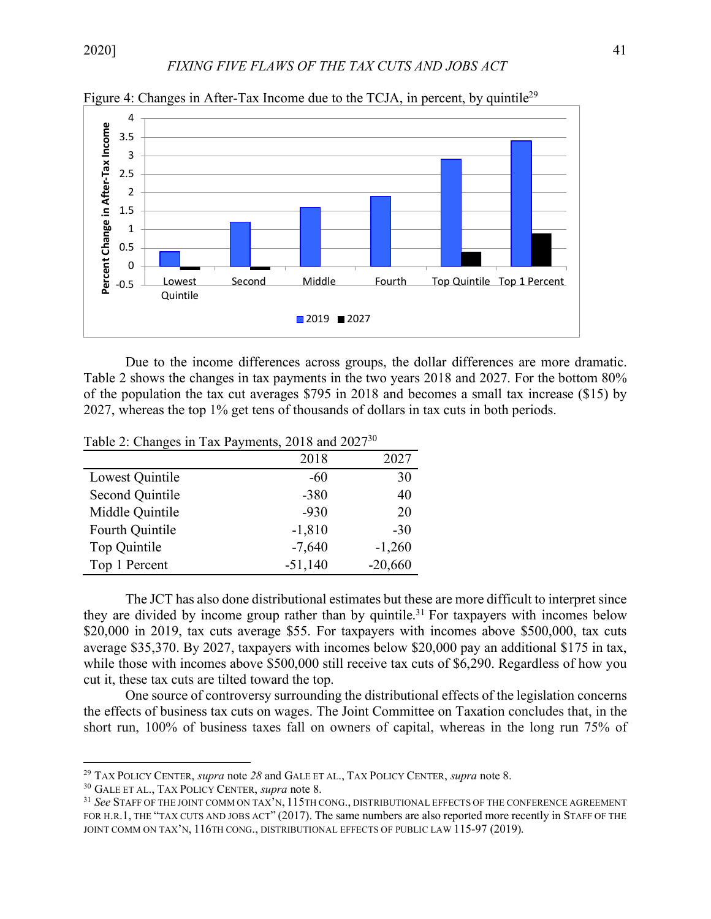Figure 4: Changes in After-Tax Income due to the TCJA, in percent, by quintile[29]

Due to the income differences across groups, the dollar differences are more dramatic. Table 2 shows the changes in tax payments in the two years 2018 and 2027. For the bottom 80% of the population the tax cut averages $795 in 2018 and becomes a small tax increase ($15) by 2027, whereas the top 1% get tens of thousands of dollars in tax cuts in both periods.

Table 2: Changes in Tax Payments, 2018 and 2027[30]

| | 2018 | 2027 |
|---|---|---|
| Lowest Quintile | -60 | 30 |
| Second Quintile | -380 | 40 |
| Middle Quintile | -930 | 20 |
| Fourth Quintile | -1,810 | -30 |
| Top Quintile | -7,640 | -1,260 |
| Top 1 Percent | -51,140 | -20,660 |

The JCT has also done distributional estimates but these are more difficult to interpret since they are divided by income group rather than by quintile.[31] For taxpayers with incomes below $20,000 in 2019, tax cuts average $55. For taxpayers with incomes above $500,000, tax cuts average $35,370. By 2027, taxpayers with incomes below $20,000 pay an additional $175 in tax, while those with incomes above $500,000 still receive tax cuts of $6,290. Regardless of how you cut it, these tax cuts are tilted toward the top.

One source of controversy surrounding the distributional effects of the legislation concerns the effects of business tax cuts on wages. The Joint Committee on Taxation concludes that, in the short run, 100% of business taxes fall on owners of capital, whereas in the long run 75% of

---

[29] TAX POLICY CENTER, *supra* note *28* and GALE ET AL., TAX POLICY CENTER, *supra* note 8.

[30] GALE ET AL., TAX POLICY CENTER, *supra* note 8.

[31] *See* STAFF OF THE JOINT COMM ON TAX'N, 115TH CONG., DISTRIBUTIONAL EFFECTS OF THE CONFERENCE AGREEMENT FOR H.R.1, THE "TAX CUTS AND JOBS ACT" (2017). The same numbers are also reported more recently in STAFF OF THE JOINT COMM ON TAX'N, 116TH CONG., DISTRIBUTIONAL EFFECTS OF PUBLIC LAW 115-97 (2019).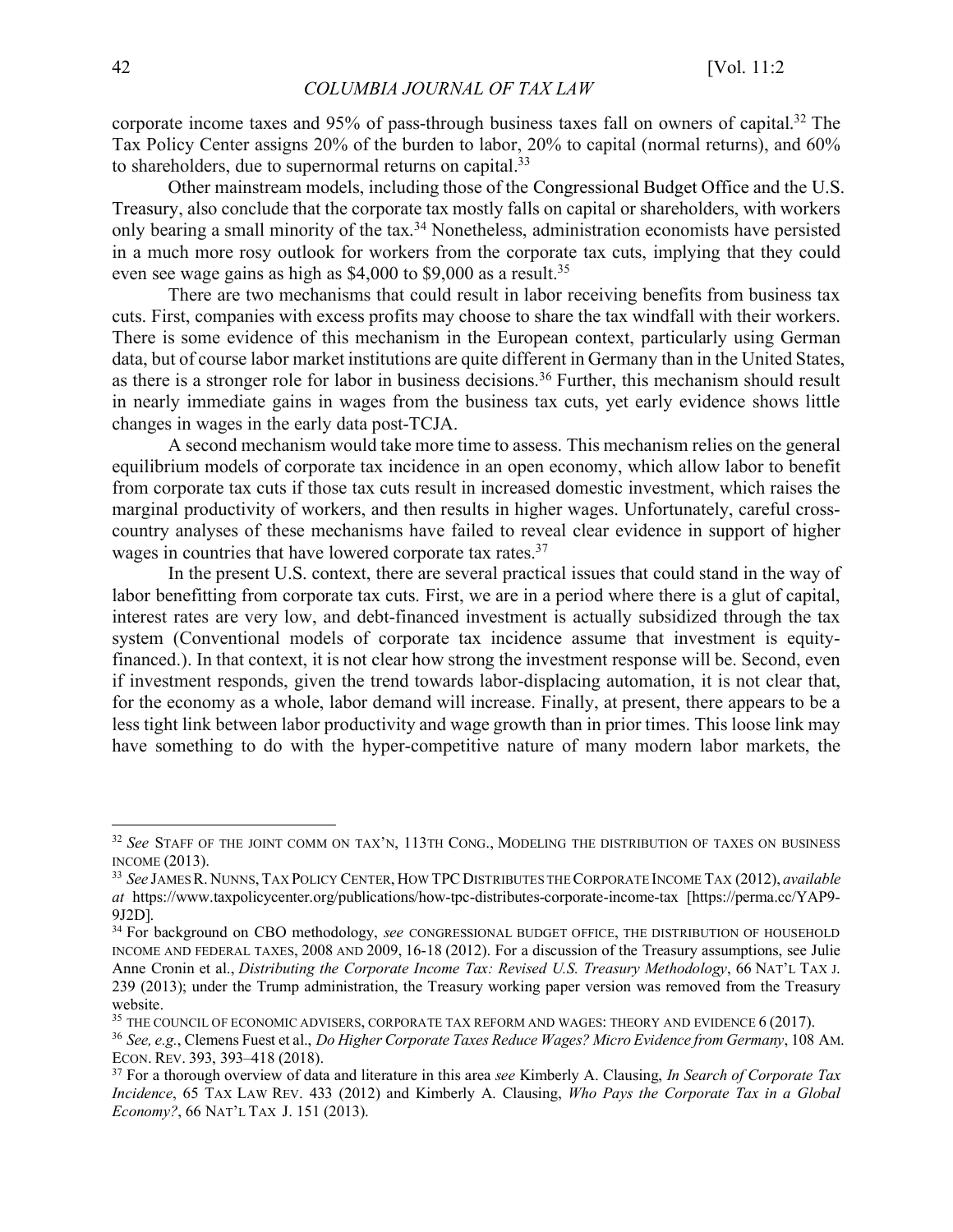corporate income taxes and 95% of pass-through business taxes fall on owners of capital.[32] The Tax Policy Center assigns 20% of the burden to labor, 20% to capital (normal returns), and 60% to shareholders, due to supernormal returns on capital.[33]

Other mainstream models, including those of the Congressional Budget Office and the U.S. Treasury, also conclude that the corporate tax mostly falls on capital or shareholders, with workers only bearing a small minority of the tax.[34] Nonetheless, administration economists have persisted in a much more rosy outlook for workers from the corporate tax cuts, implying that they could even see wage gains as high as $4,000 to $9,000 as a result.[35]

There are two mechanisms that could result in labor receiving benefits from business tax cuts. First, companies with excess profits may choose to share the tax windfall with their workers. There is some evidence of this mechanism in the European context, particularly using German data, but of course labor market institutions are quite different in Germany than in the United States, as there is a stronger role for labor in business decisions.[36] Further, this mechanism should result in nearly immediate gains in wages from the business tax cuts, yet early evidence shows little changes in wages in the early data post-TCJA.

A second mechanism would take more time to assess. This mechanism relies on the general equilibrium models of corporate tax incidence in an open economy, which allow labor to benefit from corporate tax cuts if those tax cuts result in increased domestic investment, which raises the marginal productivity of workers, and then results in higher wages. Unfortunately, careful cross-country analyses of these mechanisms have failed to reveal clear evidence in support of higher wages in countries that have lowered corporate tax rates.[37]

In the present U.S. context, there are several practical issues that could stand in the way of labor benefitting from corporate tax cuts. First, we are in a period where there is a glut of capital, interest rates are very low, and debt-financed investment is actually subsidized through the tax system (Conventional models of corporate tax incidence assume that investment is equity-financed.). In that context, it is not clear how strong the investment response will be. Second, even if investment responds, given the trend towards labor-displacing automation, it is not clear that, for the economy as a whole, labor demand will increase. Finally, at present, there appears to be a less tight link between labor productivity and wage growth than in prior times. This loose link may have something to do with the hyper-competitive nature of many modern labor markets, the

---

[32] *See* STAFF OF THE JOINT COMM ON TAX'N, 113TH CONG., MODELING THE DISTRIBUTION OF TAXES ON BUSINESS INCOME (2013).

[33] *See* JAMES R. NUNNS, TAX POLICY CENTER, HOW TPC DISTRIBUTES THE CORPORATE INCOME TAX (2012), *available at* https://www.taxpolicycenter.org/publications/how-tpc-distributes-corporate-income-tax [https://perma.cc/YAP9-9J2D].

[34] For background on CBO methodology, *see* CONGRESSIONAL BUDGET OFFICE, THE DISTRIBUTION OF HOUSEHOLD INCOME AND FEDERAL TAXES, 2008 AND 2009, 16-18 (2012). For a discussion of the Treasury assumptions, see Julie Anne Cronin et al., *Distributing the Corporate Income Tax: Revised U.S. Treasury Methodology*, 66 NAT'L TAX J. 239 (2013); under the Trump administration, the Treasury working paper version was removed from the Treasury website.

[35] THE COUNCIL OF ECONOMIC ADVISERS, CORPORATE TAX REFORM AND WAGES: THEORY AND EVIDENCE 6 (2017).

[36] *See, e.g.*, Clemens Fuest et al., *Do Higher Corporate Taxes Reduce Wages? Micro Evidence from Germany*, 108 AM. ECON. REV. 393, 393–418 (2018).

[37] For a thorough overview of data and literature in this area *see* Kimberly A. Clausing, *In Search of Corporate Tax Incidence*, 65 TAX LAW REV. 433 (2012) and Kimberly A. Clausing, *Who Pays the Corporate Tax in a Global Economy?*, 66 NAT'L TAX J. 151 (2013).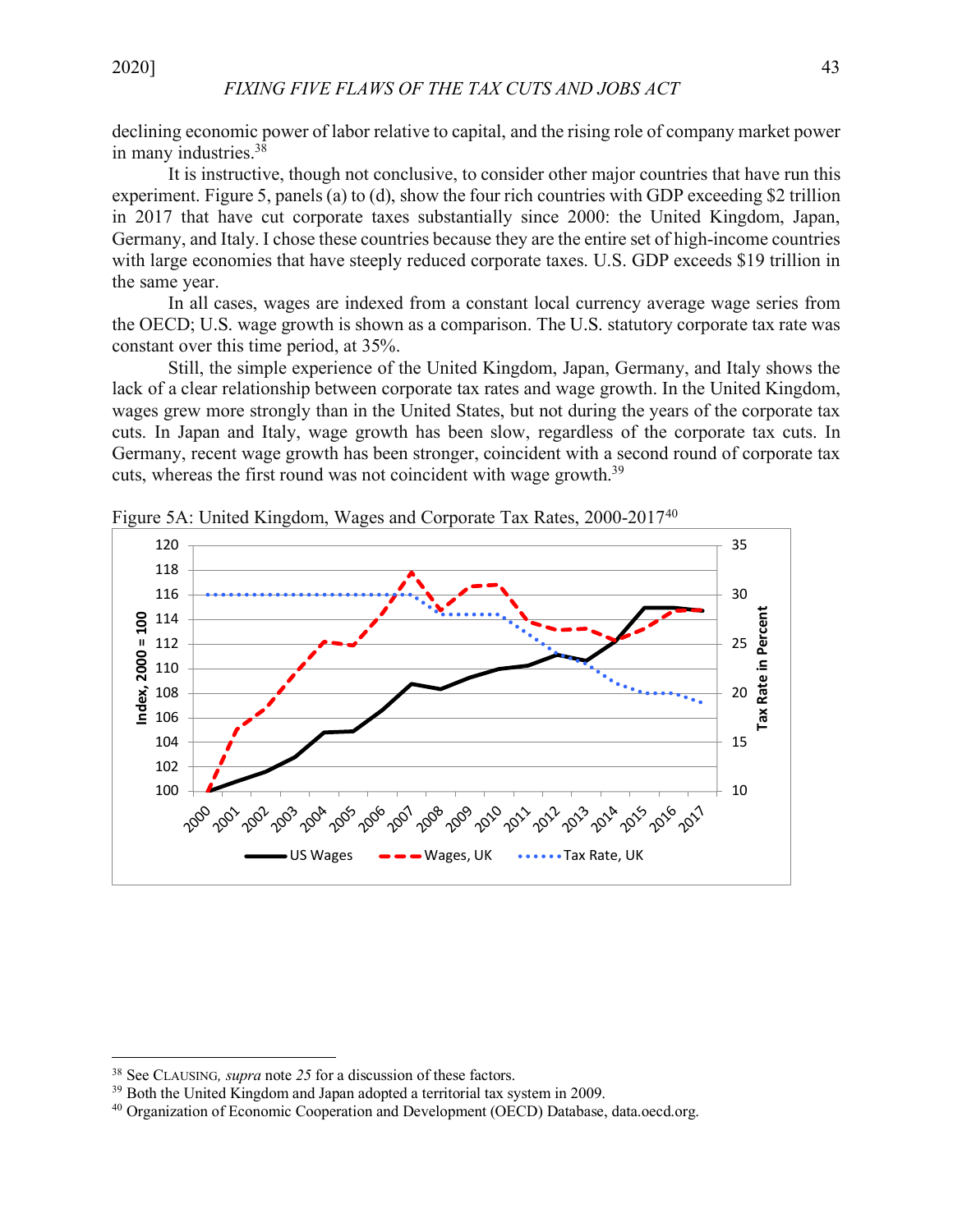declining economic power of labor relative to capital, and the rising role of company market power in many industries.[38]

It is instructive, though not conclusive, to consider other major countries that have run this experiment. Figure 5, panels (a) to (d), show the four rich countries with GDP exceeding $2 trillion in 2017 that have cut corporate taxes substantially since 2000: the United Kingdom, Japan, Germany, and Italy. I chose these countries because they are the entire set of high-income countries with large economies that have steeply reduced corporate taxes. U.S. GDP exceeds $19 trillion in the same year.

In all cases, wages are indexed from a constant local currency average wage series from the OECD; U.S. wage growth is shown as a comparison. The U.S. statutory corporate tax rate was constant over this time period, at 35%.

Still, the simple experience of the United Kingdom, Japan, Germany, and Italy shows the lack of a clear relationship between corporate tax rates and wage growth. In the United Kingdom, wages grew more strongly than in the United States, but not during the years of the corporate tax cuts. In Japan and Italy, wage growth has been slow, regardless of the corporate tax cuts. In Germany, recent wage growth has been stronger, coincident with a second round of corporate tax cuts, whereas the first round was not coincident with wage growth.[39]

Figure 5A: United Kingdom, Wages and Corporate Tax Rates, 2000-2017[40]

---

[38] See CLAUSING, *supra* note *25* for a discussion of these factors.

[39] Both the United Kingdom and Japan adopted a territorial tax system in 2009.

[40] Organization of Economic Cooperation and Development (OECD) Database, data.oecd.org.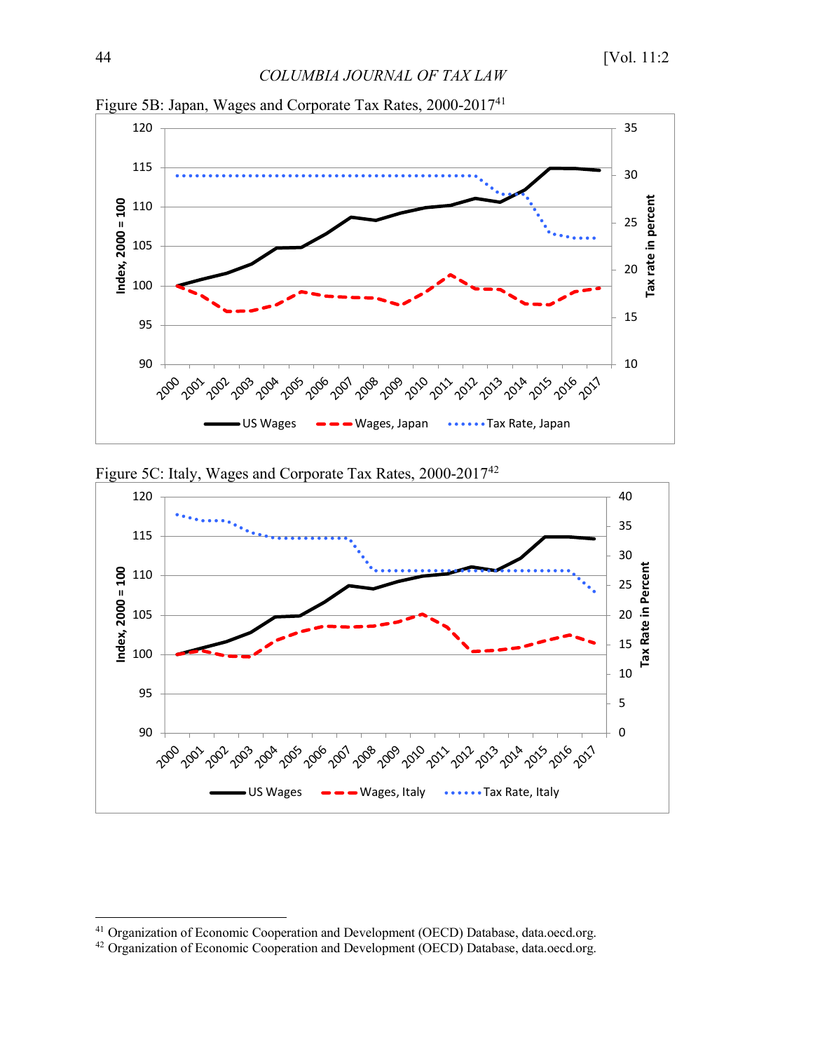Figure 5B: Japan, Wages and Corporate Tax Rates, 2000-2017[41]

Figure 5C: Italy, Wages and Corporate Tax Rates, 2000-2017[42]

---

[41] Organization of Economic Cooperation and Development (OECD) Database, data.oecd.org.

[42] Organization of Economic Cooperation and Development (OECD) Database, data.oecd.org.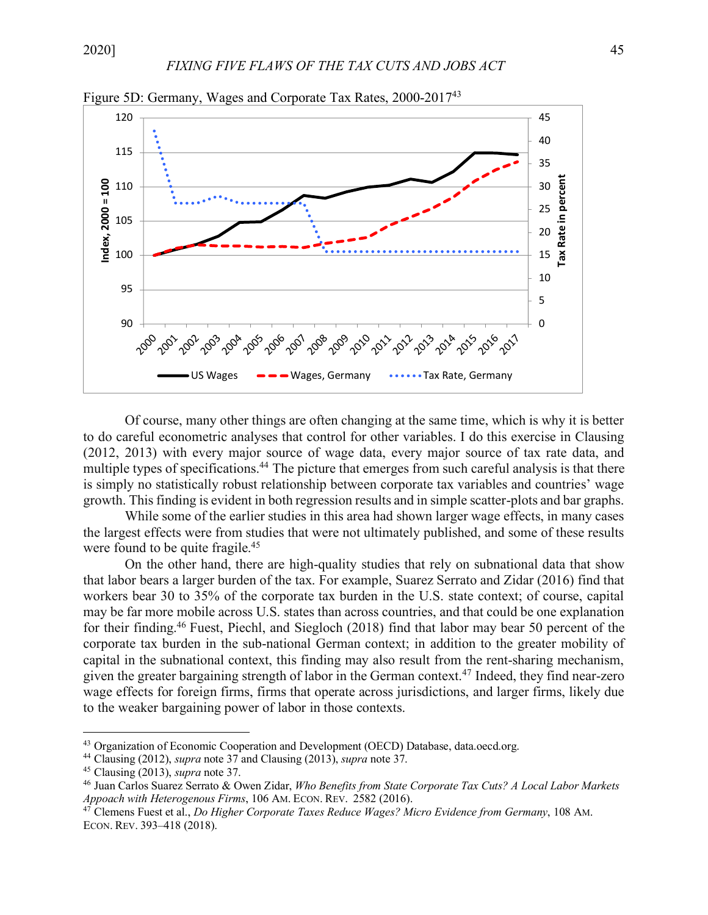Figure 5D: Germany, Wages and Corporate Tax Rates, 2000-2017[43]

Of course, many other things are often changing at the same time, which is why it is better to do careful econometric analyses that control for other variables. I do this exercise in Clausing (2012, 2013) with every major source of wage data, every major source of tax rate data, and multiple types of specifications.[44] The picture that emerges from such careful analysis is that there is simply no statistically robust relationship between corporate tax variables and countries' wage growth. This finding is evident in both regression results and in simple scatter-plots and bar graphs.

While some of the earlier studies in this area had shown larger wage effects, in many cases the largest effects were from studies that were not ultimately published, and some of these results were found to be quite fragile.[45]

On the other hand, there are high-quality studies that rely on subnational data that show that labor bears a larger burden of the tax. For example, Suarez Serrato and Zidar (2016) find that workers bear 30 to 35% of the corporate tax burden in the U.S. state context; of course, capital may be far more mobile across U.S. states than across countries, and that could be one explanation for their finding.[46] Fuest, Piechl, and Siegloch (2018) find that labor may bear 50 percent of the corporate tax burden in the sub-national German context; in addition to the greater mobility of capital in the subnational context, this finding may also result from the rent-sharing mechanism, given the greater bargaining strength of labor in the German context.[47] Indeed, they find near-zero wage effects for foreign firms, firms that operate across jurisdictions, and larger firms, likely due to the weaker bargaining power of labor in those contexts.

---

[43] Organization of Economic Cooperation and Development (OECD) Database, data.oecd.org.

[44] Clausing (2012), *supra* note 37 and Clausing (2013), *supra* note 37.

[45] Clausing (2013), *supra* note 37.

[46] Juan Carlos Suarez Serrato & Owen Zidar, *Who Benefits from State Corporate Tax Cuts? A Local Labor Markets Appoach with Heterogenous Firms*, 106 AM. ECON. REV. 2582 (2016).

[47] Clemens Fuest et al., *Do Higher Corporate Taxes Reduce Wages? Micro Evidence from Germany*, 108 AM. ECON. REV. 393–418 (2018).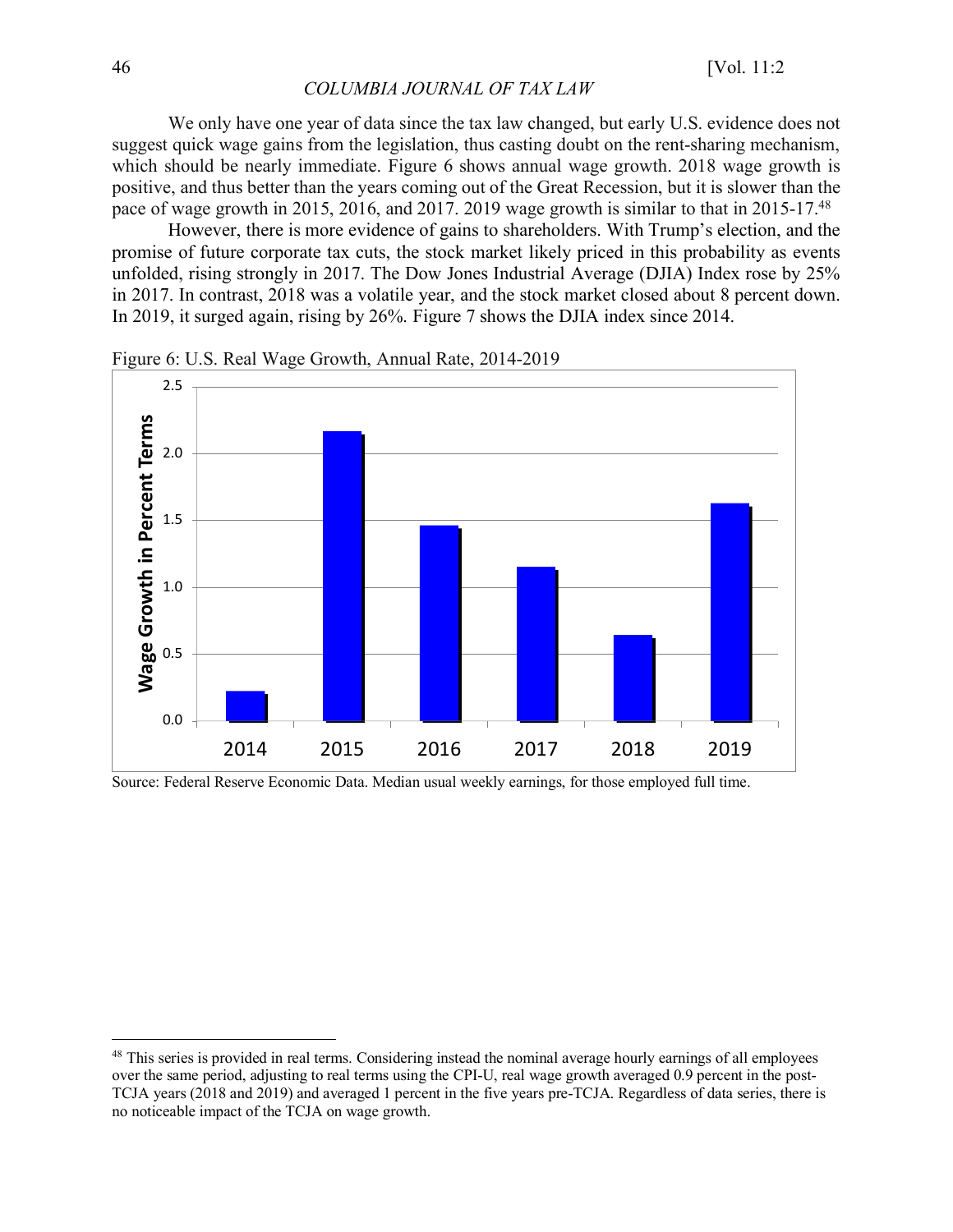We only have one year of data since the tax law changed, but early U.S. evidence does not suggest quick wage gains from the legislation, thus casting doubt on the rent-sharing mechanism, which should be nearly immediate. Figure 6 shows annual wage growth. 2018 wage growth is positive, and thus better than the years coming out of the Great Recession, but it is slower than the pace of wage growth in 2015, 2016, and 2017. 2019 wage growth is similar to that in 2015-17.[48]

However, there is more evidence of gains to shareholders. With Trump's election, and the promise of future corporate tax cuts, the stock market likely priced in this probability as events unfolded, rising strongly in 2017. The Dow Jones Industrial Average (DJIA) Index rose by 25% in 2017. In contrast, 2018 was a volatile year, and the stock market closed about 8 percent down. In 2019, it surged again, rising by 26%. Figure 7 shows the DJIA index since 2014.

Figure 6: U.S. Real Wage Growth, Annual Rate, 2014-2019

Source: Federal Reserve Economic Data. Median usual weekly earnings, for those employed full time.

[48] This series is provided in real terms. Considering instead the nominal average hourly earnings of all employees over the same period, adjusting to real terms using the CPI-U, real wage growth averaged 0.9 percent in the post-TCJA years (2018 and 2019) and averaged 1 percent in the five years pre-TCJA. Regardless of data series, there is no noticeable impact of the TCJA on wage growth.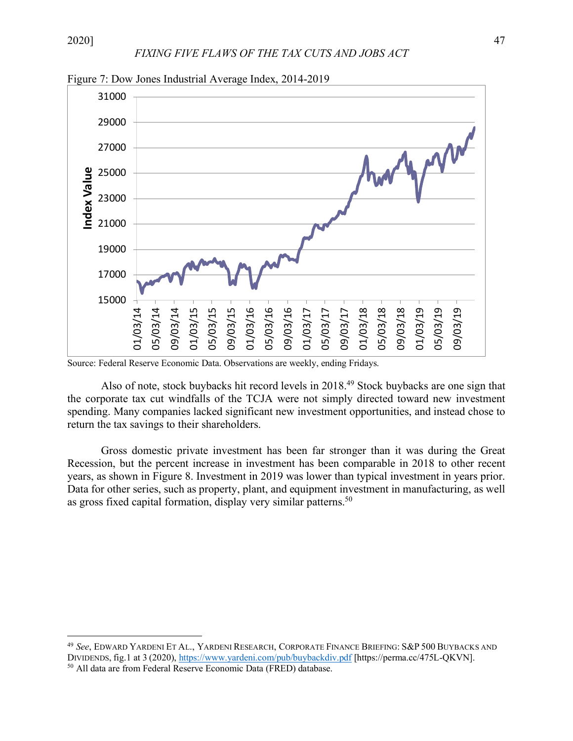Figure 7: Dow Jones Industrial Average Index, 2014-2019

Source: Federal Reserve Economic Data. Observations are weekly, ending Fridays.

Also of note, stock buybacks hit record levels in 2018.[49] Stock buybacks are one sign that the corporate tax cut windfalls of the TCJA were not simply directed toward new investment spending. Many companies lacked significant new investment opportunities, and instead chose to return the tax savings to their shareholders.

Gross domestic private investment has been far stronger than it was during the Great Recession, but the percent increase in investment has been comparable in 2018 to other recent years, as shown in Figure 8. Investment in 2019 was lower than typical investment in years prior. Data for other series, such as property, plant, and equipment investment in manufacturing, as well as gross fixed capital formation, display very similar patterns.[50]

---

[49] *See*, EDWARD YARDENI ET AL., YARDENI RESEARCH, CORPORATE FINANCE BRIEFING: S&P 500 BUYBACKS AND DIVIDENDS, fig.1 at 3 (2020), https://www.yardeni.com/pub/buybackdiv.pdf [https://perma.cc/475L-QKVN].

[50] All data are from Federal Reserve Economic Data (FRED) database.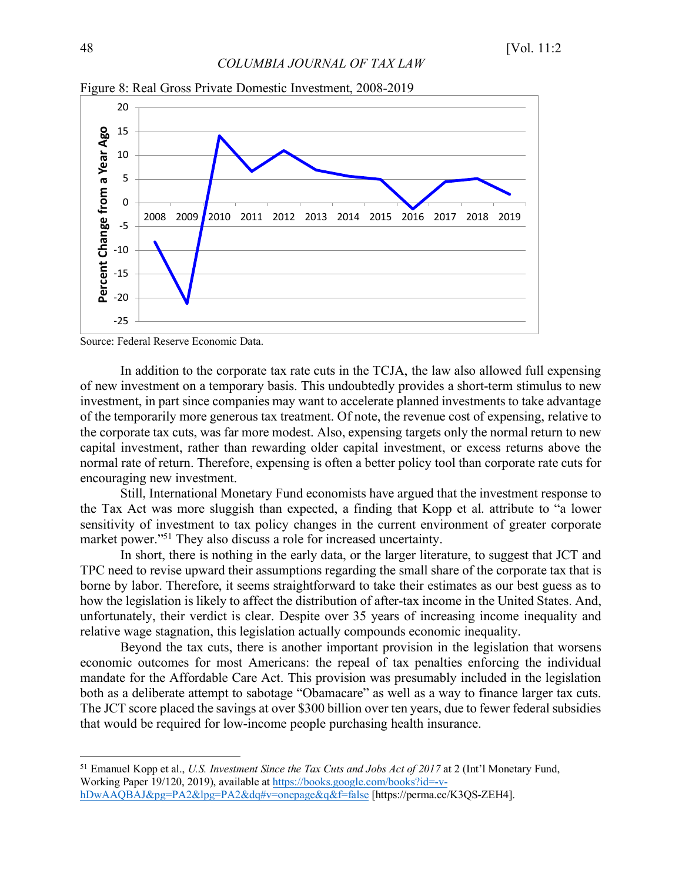Figure 8: Real Gross Private Domestic Investment, 2008-2019

Source: Federal Reserve Economic Data.

In addition to the corporate tax rate cuts in the TCJA, the law also allowed full expensing of new investment on a temporary basis. This undoubtedly provides a short-term stimulus to new investment, in part since companies may want to accelerate planned investments to take advantage of the temporarily more generous tax treatment. Of note, the revenue cost of expensing, relative to the corporate tax cuts, was far more modest. Also, expensing targets only the normal return to new capital investment, rather than rewarding older capital investment, or excess returns above the normal rate of return. Therefore, expensing is often a better policy tool than corporate rate cuts for encouraging new investment.

Still, International Monetary Fund economists have argued that the investment response to the Tax Act was more sluggish than expected, a finding that Kopp et al. attribute to "a lower sensitivity of investment to tax policy changes in the current environment of greater corporate market power."[51] They also discuss a role for increased uncertainty.

In short, there is nothing in the early data, or the larger literature, to suggest that JCT and TPC need to revise upward their assumptions regarding the small share of the corporate tax that is borne by labor. Therefore, it seems straightforward to take their estimates as our best guess as to how the legislation is likely to affect the distribution of after-tax income in the United States. And, unfortunately, their verdict is clear. Despite over 35 years of increasing income inequality and relative wage stagnation, this legislation actually compounds economic inequality.

Beyond the tax cuts, there is another important provision in the legislation that worsens economic outcomes for most Americans: the repeal of tax penalties enforcing the individual mandate for the Affordable Care Act. This provision was presumably included in the legislation both as a deliberate attempt to sabotage "Obamacare" as well as a way to finance larger tax cuts. The JCT score placed the savings at over $300 billion over ten years, due to fewer federal subsidies that would be required for low-income people purchasing health insurance.

---

[51] Emanuel Kopp et al., *U.S. Investment Since the Tax Cuts and Jobs Act of 2017* at 2 (Int'l Monetary Fund, Working Paper 19/120, 2019), available at https://books.google.com/books?id=-v-hDwAAQBAJ&pg=PA2&lpg=PA2&dq#v=onepage&q&f=false [https://perma.cc/K3QS-ZEH4].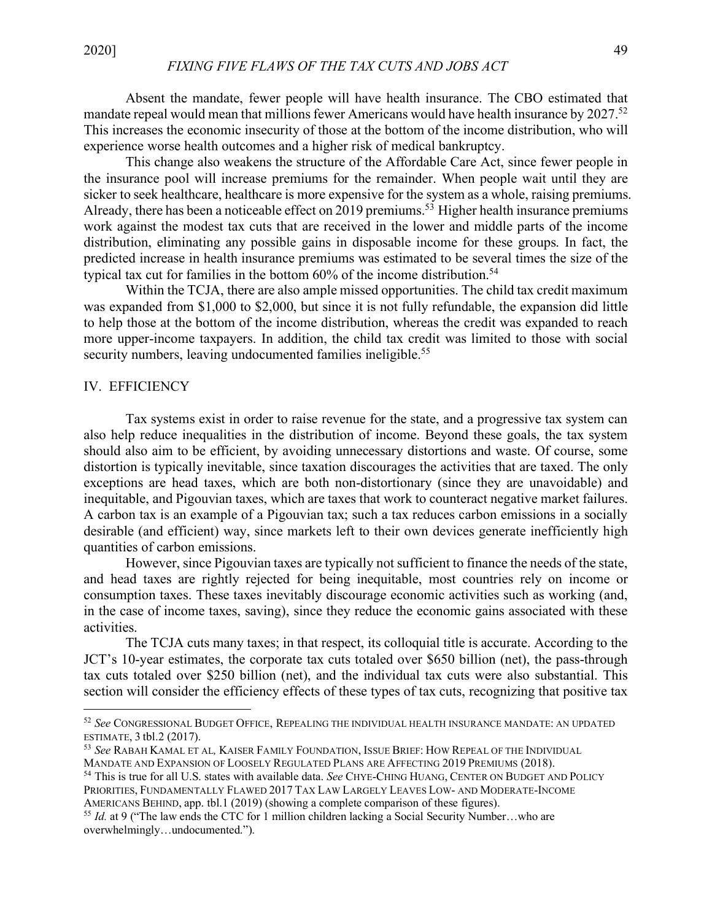Absent the mandate, fewer people will have health insurance. The CBO estimated that mandate repeal would mean that millions fewer Americans would have health insurance by 2027.[52] This increases the economic insecurity of those at the bottom of the income distribution, who will experience worse health outcomes and a higher risk of medical bankruptcy.

This change also weakens the structure of the Affordable Care Act, since fewer people in the insurance pool will increase premiums for the remainder. When people wait until they are sicker to seek healthcare, healthcare is more expensive for the system as a whole, raising premiums. Already, there has been a noticeable effect on 2019 premiums.[53] Higher health insurance premiums work against the modest tax cuts that are received in the lower and middle parts of the income distribution, eliminating any possible gains in disposable income for these groups. In fact, the predicted increase in health insurance premiums was estimated to be several times the size of the typical tax cut for families in the bottom 60% of the income distribution.[54]

Within the TCJA, there are also ample missed opportunities. The child tax credit maximum was expanded from $1,000 to $2,000, but since it is not fully refundable, the expansion did little to help those at the bottom of the income distribution, whereas the credit was expanded to reach more upper-income taxpayers. In addition, the child tax credit was limited to those with social security numbers, leaving undocumented families ineligible.[55]

## IV. EFFICIENCY

Tax systems exist in order to raise revenue for the state, and a progressive tax system can also help reduce inequalities in the distribution of income. Beyond these goals, the tax system should also aim to be efficient, by avoiding unnecessary distortions and waste. Of course, some distortion is typically inevitable, since taxation discourages the activities that are taxed. The only exceptions are head taxes, which are both non-distortionary (since they are unavoidable) and inequitable, and Pigouvian taxes, which are taxes that work to counteract negative market failures. A carbon tax is an example of a Pigouvian tax; such a tax reduces carbon emissions in a socially desirable (and efficient) way, since markets left to their own devices generate inefficiently high quantities of carbon emissions.

However, since Pigouvian taxes are typically not sufficient to finance the needs of the state, and head taxes are rightly rejected for being inequitable, most countries rely on income or consumption taxes. These taxes inevitably discourage economic activities such as working (and, in the case of income taxes, saving), since they reduce the economic gains associated with these activities.

The TCJA cuts many taxes; in that respect, its colloquial title is accurate. According to the JCT's 10-year estimates, the corporate tax cuts totaled over $650 billion (net), the pass-through tax cuts totaled over $250 billion (net), and the individual tax cuts were also substantial. This section will consider the efficiency effects of these types of tax cuts, recognizing that positive tax

---

[52] *See* CONGRESSIONAL BUDGET OFFICE, REPEALING THE INDIVIDUAL HEALTH INSURANCE MANDATE: AN UPDATED ESTIMATE, 3 tbl.2 (2017).

[53] *See* RABAH KAMAL ET AL, KAISER FAMILY FOUNDATION, ISSUE BRIEF: HOW REPEAL OF THE INDIVIDUAL MANDATE AND EXPANSION OF LOOSELY REGULATED PLANS ARE AFFECTING 2019 PREMIUMS (2018).

[54] This is true for all U.S. states with available data. *See* CHYE-CHING HUANG, CENTER ON BUDGET AND POLICY PRIORITIES, FUNDAMENTALLY FLAWED 2017 TAX LAW LARGELY LEAVES LOW- AND MODERATE-INCOME AMERICANS BEHIND, app. tbl.1 (2019) (showing a complete comparison of these figures).

[55] *Id.* at 9 ("The law ends the CTC for 1 million children lacking a Social Security Number…who are overwhelmingly…undocumented.").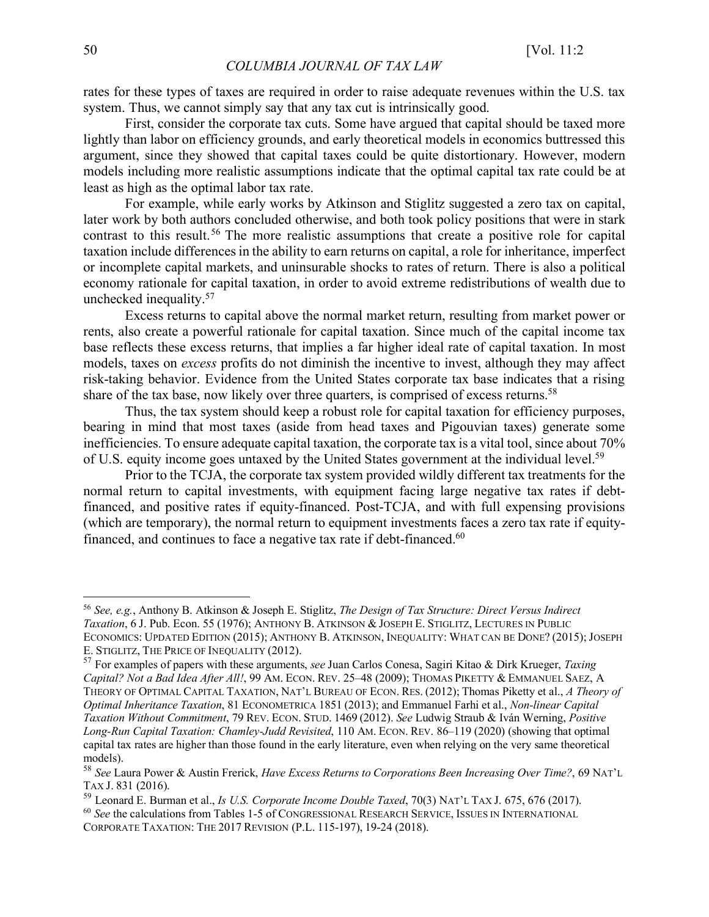rates for these types of taxes are required in order to raise adequate revenues within the U.S. tax system. Thus, we cannot simply say that any tax cut is intrinsically good.

First, consider the corporate tax cuts. Some have argued that capital should be taxed more lightly than labor on efficiency grounds, and early theoretical models in economics buttressed this argument, since they showed that capital taxes could be quite distortionary. However, modern models including more realistic assumptions indicate that the optimal capital tax rate could be at least as high as the optimal labor tax rate.

For example, while early works by Atkinson and Stiglitz suggested a zero tax on capital, later work by both authors concluded otherwise, and both took policy positions that were in stark contrast to this result.[56] The more realistic assumptions that create a positive role for capital taxation include differences in the ability to earn returns on capital, a role for inheritance, imperfect or incomplete capital markets, and uninsurable shocks to rates of return. There is also a political economy rationale for capital taxation, in order to avoid extreme redistributions of wealth due to unchecked inequality.[57]

Excess returns to capital above the normal market return, resulting from market power or rents, also create a powerful rationale for capital taxation. Since much of the capital income tax base reflects these excess returns, that implies a far higher ideal rate of capital taxation. In most models, taxes on *excess* profits do not diminish the incentive to invest, although they may affect risk-taking behavior. Evidence from the United States corporate tax base indicates that a rising share of the tax base, now likely over three quarters, is comprised of excess returns.[58]

Thus, the tax system should keep a robust role for capital taxation for efficiency purposes, bearing in mind that most taxes (aside from head taxes and Pigouvian taxes) generate some inefficiencies. To ensure adequate capital taxation, the corporate tax is a vital tool, since about 70% of U.S. equity income goes untaxed by the United States government at the individual level.[59]

Prior to the TCJA, the corporate tax system provided wildly different tax treatments for the normal return to capital investments, with equipment facing large negative tax rates if debt-financed, and positive rates if equity-financed. Post-TCJA, and with full expensing provisions (which are temporary), the normal return to equipment investments faces a zero tax rate if equity-financed, and continues to face a negative tax rate if debt-financed.[60]

---

[56] *See, e.g.*, Anthony B. Atkinson & Joseph E. Stiglitz, *The Design of Tax Structure: Direct Versus Indirect Taxation*, 6 J. Pub. Econ. 55 (1976); ANTHONY B. ATKINSON & JOSEPH E. STIGLITZ, LECTURES IN PUBLIC ECONOMICS: UPDATED EDITION (2015); ANTHONY B. ATKINSON, INEQUALITY: WHAT CAN BE DONE? (2015); JOSEPH E. STIGLITZ, THE PRICE OF INEQUALITY (2012).

[57] For examples of papers with these arguments, *see* Juan Carlos Conesa, Sagiri Kitao & Dirk Krueger, *Taxing Capital? Not a Bad Idea After All!*, 99 AM. ECON. REV. 25–48 (2009); THOMAS PIKETTY & EMMANUEL SAEZ, A THEORY OF OPTIMAL CAPITAL TAXATION, NAT'L BUREAU OF ECON. RES. (2012); Thomas Piketty et al., *A Theory of Optimal Inheritance Taxation*, 81 ECONOMETRICA 1851 (2013); and Emmanuel Farhi et al., *Non-linear Capital Taxation Without Commitment*, 79 REV. ECON. STUD. 1469 (2012). *See* Ludwig Straub & Iván Werning, *Positive Long-Run Capital Taxation: Chamley-Judd Revisited*, 110 AM. ECON. REV. 86–119 (2020) (showing that optimal capital tax rates are higher than those found in the early literature, even when relying on the very same theoretical models).

[58] *See* Laura Power & Austin Frerick, *Have Excess Returns to Corporations Been Increasing Over Time?*, 69 NAT'L TAX J. 831 (2016).

[59] Leonard E. Burman et al., *Is U.S. Corporate Income Double Taxed*, 70(3) NAT'L TAX J. 675, 676 (2017).

[60] *See* the calculations from Tables 1-5 of CONGRESSIONAL RESEARCH SERVICE, ISSUES IN INTERNATIONAL CORPORATE TAXATION: THE 2017 REVISION (P.L. 115-197), 19-24 (2018).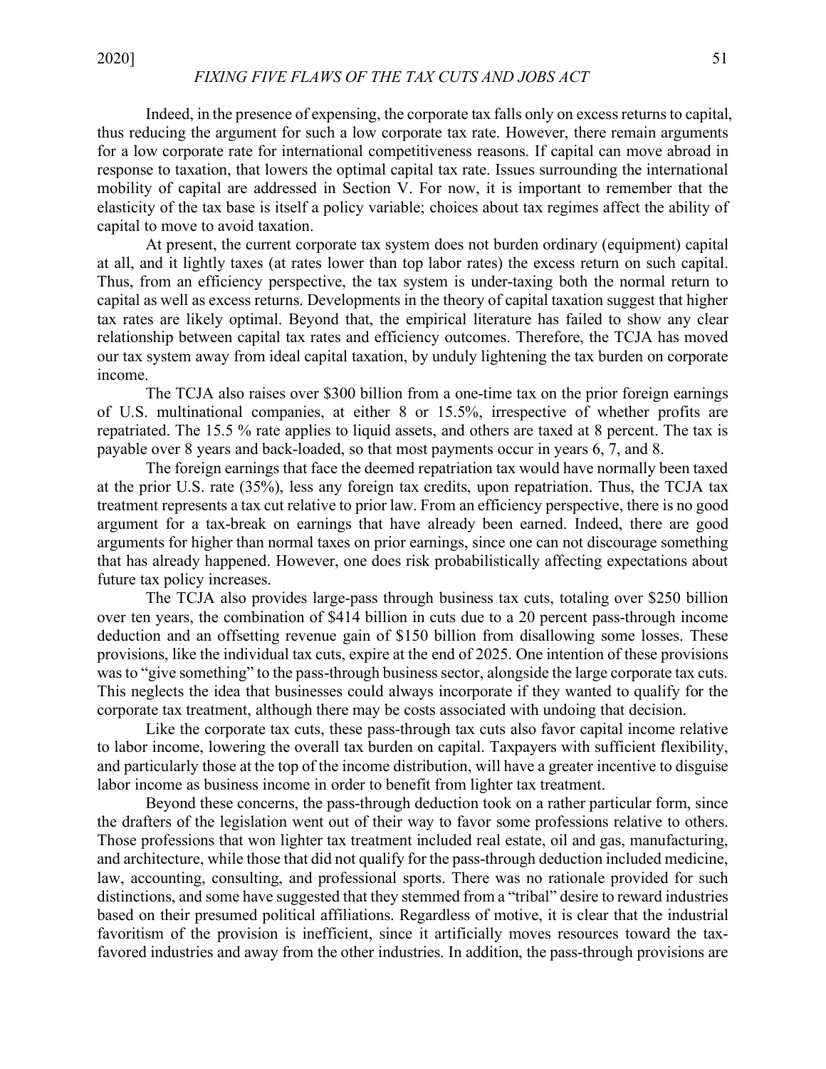Indeed, in the presence of expensing, the corporate tax falls only on excess returns to capital, thus reducing the argument for such a low corporate tax rate. However, there remain arguments for a low corporate rate for international competitiveness reasons. If capital can move abroad in response to taxation, that lowers the optimal capital tax rate. Issues surrounding the international mobility of capital are addressed in Section V. For now, it is important to remember that the elasticity of the tax base is itself a policy variable; choices about tax regimes affect the ability of capital to move to avoid taxation.

At present, the current corporate tax system does not burden ordinary (equipment) capital at all, and it lightly taxes (at rates lower than top labor rates) the excess return on such capital. Thus, from an efficiency perspective, the tax system is under-taxing both the normal return to capital as well as excess returns. Developments in the theory of capital taxation suggest that higher tax rates are likely optimal. Beyond that, the empirical literature has failed to show any clear relationship between capital tax rates and efficiency outcomes. Therefore, the TCJA has moved our tax system away from ideal capital taxation, by unduly lightening the tax burden on corporate income.

The TCJA also raises over $300 billion from a one-time tax on the prior foreign earnings of U.S. multinational companies, at either 8 or 15.5%, irrespective of whether profits are repatriated. The 15.5 % rate applies to liquid assets, and others are taxed at 8 percent. The tax is payable over 8 years and back-loaded, so that most payments occur in years 6, 7, and 8.

The foreign earnings that face the deemed repatriation tax would have normally been taxed at the prior U.S. rate (35%), less any foreign tax credits, upon repatriation. Thus, the TCJA tax treatment represents a tax cut relative to prior law. From an efficiency perspective, there is no good argument for a tax-break on earnings that have already been earned. Indeed, there are good arguments for higher than normal taxes on prior earnings, since one can not discourage something that has already happened. However, one does risk probabilistically affecting expectations about future tax policy increases.

The TCJA also provides large-pass through business tax cuts, totaling over $250 billion over ten years, the combination of $414 billion in cuts due to a 20 percent pass-through income deduction and an offsetting revenue gain of $150 billion from disallowing some losses. These provisions, like the individual tax cuts, expire at the end of 2025. One intention of these provisions was to "give something" to the pass-through business sector, alongside the large corporate tax cuts. This neglects the idea that businesses could always incorporate if they wanted to qualify for the corporate tax treatment, although there may be costs associated with undoing that decision.

Like the corporate tax cuts, these pass-through tax cuts also favor capital income relative to labor income, lowering the overall tax burden on capital. Taxpayers with sufficient flexibility, and particularly those at the top of the income distribution, will have a greater incentive to disguise labor income as business income in order to benefit from lighter tax treatment.

Beyond these concerns, the pass-through deduction took on a rather particular form, since the drafters of the legislation went out of their way to favor some professions relative to others. Those professions that won lighter tax treatment included real estate, oil and gas, manufacturing, and architecture, while those that did not qualify for the pass-through deduction included medicine, law, accounting, consulting, and professional sports. There was no rationale provided for such distinctions, and some have suggested that they stemmed from a "tribal" desire to reward industries based on their presumed political affiliations. Regardless of motive, it is clear that the industrial favoritism of the provision is inefficient, since it artificially moves resources toward the tax-favored industries and away from the other industries. In addition, the pass-through provisions are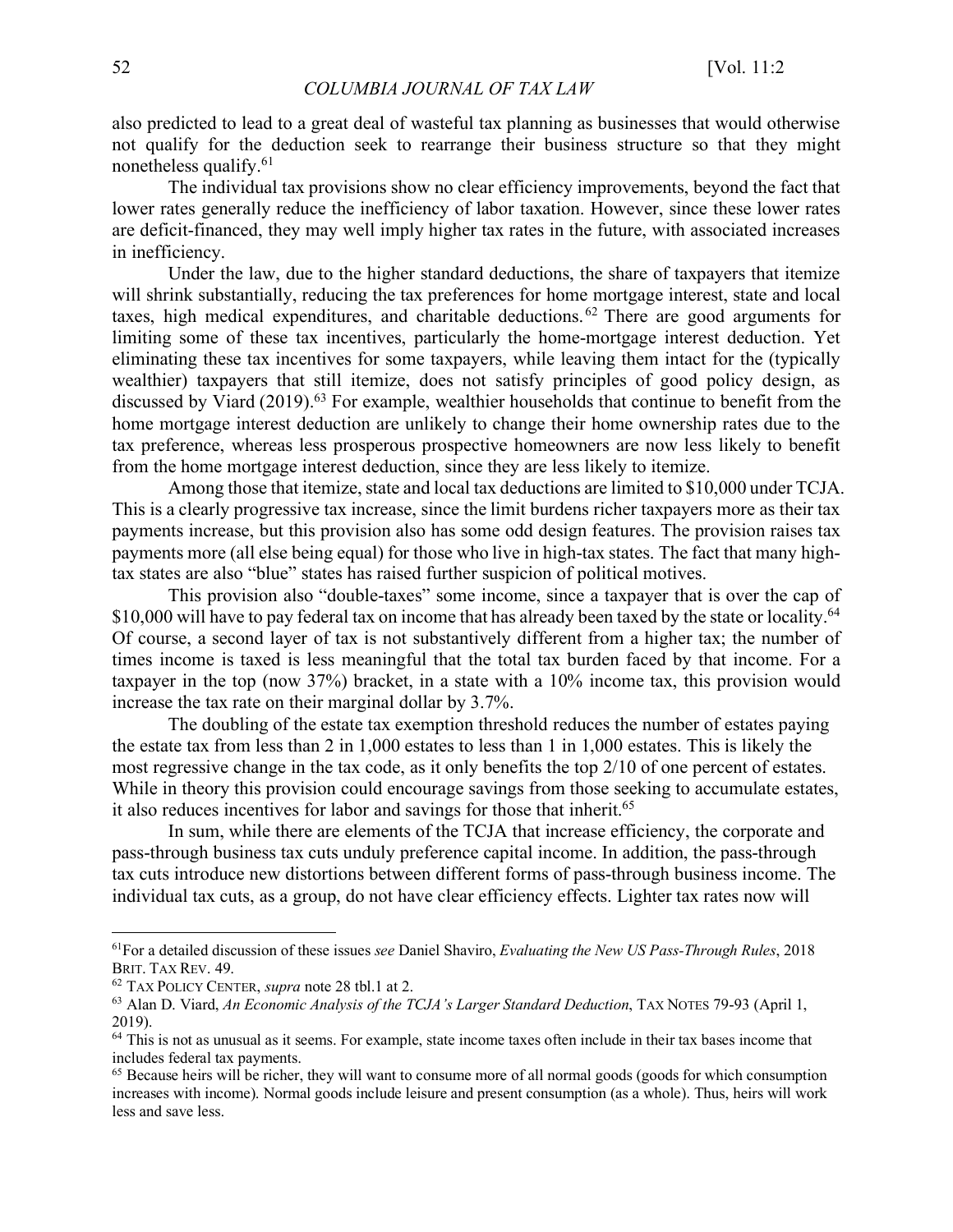also predicted to lead to a great deal of wasteful tax planning as businesses that would otherwise not qualify for the deduction seek to rearrange their business structure so that they might nonetheless qualify.[61]

The individual tax provisions show no clear efficiency improvements, beyond the fact that lower rates generally reduce the inefficiency of labor taxation. However, since these lower rates are deficit-financed, they may well imply higher tax rates in the future, with associated increases in inefficiency.

Under the law, due to the higher standard deductions, the share of taxpayers that itemize will shrink substantially, reducing the tax preferences for home mortgage interest, state and local taxes, high medical expenditures, and charitable deductions.[62] There are good arguments for limiting some of these tax incentives, particularly the home-mortgage interest deduction. Yet eliminating these tax incentives for some taxpayers, while leaving them intact for the (typically wealthier) taxpayers that still itemize, does not satisfy principles of good policy design, as discussed by Viard (2019).[63] For example, wealthier households that continue to benefit from the home mortgage interest deduction are unlikely to change their home ownership rates due to the tax preference, whereas less prosperous prospective homeowners are now less likely to benefit from the home mortgage interest deduction, since they are less likely to itemize.

Among those that itemize, state and local tax deductions are limited to $10,000 under TCJA. This is a clearly progressive tax increase, since the limit burdens richer taxpayers more as their tax payments increase, but this provision also has some odd design features. The provision raises tax payments more (all else being equal) for those who live in high-tax states. The fact that many high-tax states are also "blue" states has raised further suspicion of political motives.

This provision also "double-taxes" some income, since a taxpayer that is over the cap of $10,000 will have to pay federal tax on income that has already been taxed by the state or locality.[64] Of course, a second layer of tax is not substantively different from a higher tax; the number of times income is taxed is less meaningful that the total tax burden faced by that income. For a taxpayer in the top (now 37%) bracket, in a state with a 10% income tax, this provision would increase the tax rate on their marginal dollar by 3.7%.

The doubling of the estate tax exemption threshold reduces the number of estates paying the estate tax from less than 2 in 1,000 estates to less than 1 in 1,000 estates. This is likely the most regressive change in the tax code, as it only benefits the top 2/10 of one percent of estates. While in theory this provision could encourage savings from those seeking to accumulate estates, it also reduces incentives for labor and savings for those that inherit.[65]

In sum, while there are elements of the TCJA that increase efficiency, the corporate and pass-through business tax cuts unduly preference capital income. In addition, the pass-through tax cuts introduce new distortions between different forms of pass-through business income. The individual tax cuts, as a group, do not have clear efficiency effects. Lighter tax rates now will

---

[61] For a detailed discussion of these issues *see* Daniel Shaviro, *Evaluating the New US Pass-Through Rules*, 2018 BRIT. TAX REV. 49.

[62] TAX POLICY CENTER, *supra* note 28 tbl.1 at 2.

[63] Alan D. Viard, *An Economic Analysis of the TCJA's Larger Standard Deduction*, TAX NOTES 79-93 (April 1, 2019).

[64] This is not as unusual as it seems. For example, state income taxes often include in their tax bases income that includes federal tax payments.

[65] Because heirs will be richer, they will want to consume more of all normal goods (goods for which consumption increases with income). Normal goods include leisure and present consumption (as a whole). Thus, heirs will work less and save less.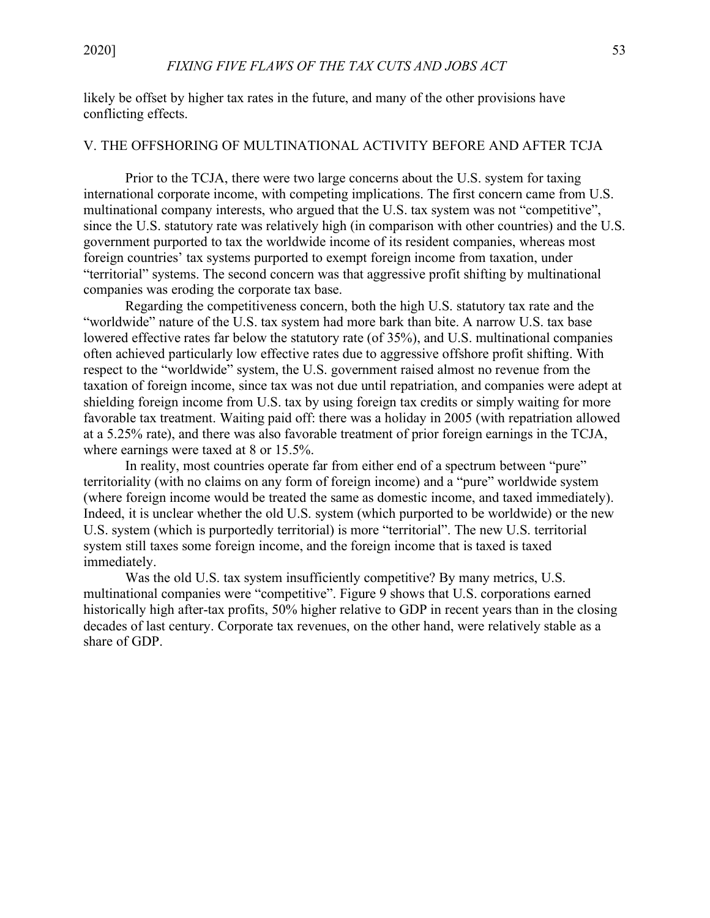likely be offset by higher tax rates in the future, and many of the other provisions have conflicting effects.

## V. THE OFFSHORING OF MULTINATIONAL ACTIVITY BEFORE AND AFTER TCJA

Prior to the TCJA, there were two large concerns about the U.S. system for taxing international corporate income, with competing implications. The first concern came from U.S. multinational company interests, who argued that the U.S. tax system was not "competitive", since the U.S. statutory rate was relatively high (in comparison with other countries) and the U.S. government purported to tax the worldwide income of its resident companies, whereas most foreign countries' tax systems purported to exempt foreign income from taxation, under "territorial" systems. The second concern was that aggressive profit shifting by multinational companies was eroding the corporate tax base.

Regarding the competitiveness concern, both the high U.S. statutory tax rate and the "worldwide" nature of the U.S. tax system had more bark than bite. A narrow U.S. tax base lowered effective rates far below the statutory rate (of 35%), and U.S. multinational companies often achieved particularly low effective rates due to aggressive offshore profit shifting. With respect to the "worldwide" system, the U.S. government raised almost no revenue from the taxation of foreign income, since tax was not due until repatriation, and companies were adept at shielding foreign income from U.S. tax by using foreign tax credits or simply waiting for more favorable tax treatment. Waiting paid off: there was a holiday in 2005 (with repatriation allowed at a 5.25% rate), and there was also favorable treatment of prior foreign earnings in the TCJA, where earnings were taxed at 8 or 15.5%.

In reality, most countries operate far from either end of a spectrum between "pure" territoriality (with no claims on any form of foreign income) and a "pure" worldwide system (where foreign income would be treated the same as domestic income, and taxed immediately). Indeed, it is unclear whether the old U.S. system (which purported to be worldwide) or the new U.S. system (which is purportedly territorial) is more "territorial". The new U.S. territorial system still taxes some foreign income, and the foreign income that is taxed is taxed immediately.

Was the old U.S. tax system insufficiently competitive? By many metrics, U.S. multinational companies were "competitive". Figure 9 shows that U.S. corporations earned historically high after-tax profits, 50% higher relative to GDP in recent years than in the closing decades of last century. Corporate tax revenues, on the other hand, were relatively stable as a share of GDP.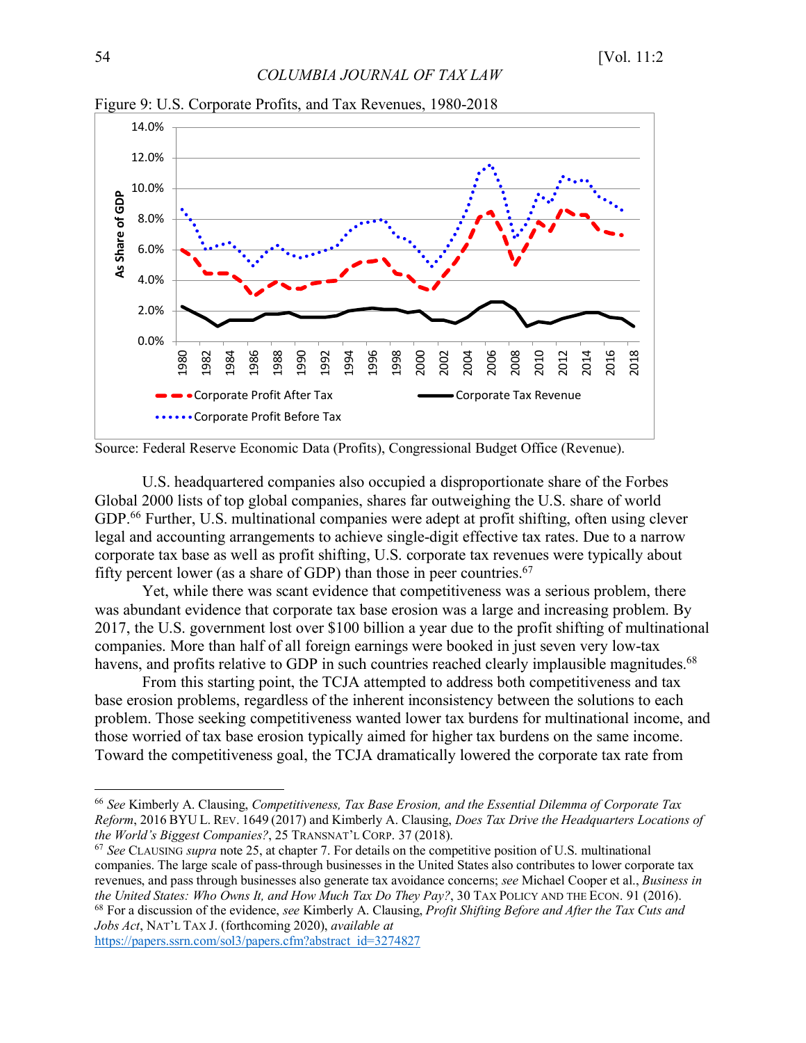Figure 9: U.S. Corporate Profits, and Tax Revenues, 1980-2018

Source: Federal Reserve Economic Data (Profits), Congressional Budget Office (Revenue).

U.S. headquartered companies also occupied a disproportionate share of the Forbes Global 2000 lists of top global companies, shares far outweighing the U.S. share of world GDP.[66] Further, U.S. multinational companies were adept at profit shifting, often using clever legal and accounting arrangements to achieve single-digit effective tax rates. Due to a narrow corporate tax base as well as profit shifting, U.S. corporate tax revenues were typically about fifty percent lower (as a share of GDP) than those in peer countries.[67]

Yet, while there was scant evidence that competitiveness was a serious problem, there was abundant evidence that corporate tax base erosion was a large and increasing problem. By 2017, the U.S. government lost over $100 billion a year due to the profit shifting of multinational companies. More than half of all foreign earnings were booked in just seven very low-tax havens, and profits relative to GDP in such countries reached clearly implausible magnitudes.[68]

From this starting point, the TCJA attempted to address both competitiveness and tax base erosion problems, regardless of the inherent inconsistency between the solutions to each problem. Those seeking competitiveness wanted lower tax burdens for multinational income, and those worried of tax base erosion typically aimed for higher tax burdens on the same income. Toward the competitiveness goal, the TCJA dramatically lowered the corporate tax rate from

---

[66] *See* Kimberly A. Clausing, *Competitiveness, Tax Base Erosion, and the Essential Dilemma of Corporate Tax Reform*, 2016 BYU L. REV. 1649 (2017) and Kimberly A. Clausing, *Does Tax Drive the Headquarters Locations of the World's Biggest Companies?*, 25 TRANSNAT'L CORP. 37 (2018).

[67] *See* CLAUSING *supra* note 25, at chapter 7. For details on the competitive position of U.S. multinational companies. The large scale of pass-through businesses in the United States also contributes to lower corporate tax revenues, and pass through businesses also generate tax avoidance concerns; *see* Michael Cooper et al., *Business in the United States: Who Owns It, and How Much Tax Do They Pay?*, 30 TAX POLICY AND THE ECON. 91 (2016).

[68] For a discussion of the evidence, *see* Kimberly A. Clausing, *Profit Shifting Before and After the Tax Cuts and Jobs Act*, NAT'L TAX J. (forthcoming 2020), *available at* https://papers.ssrn.com/sol3/papers.cfm?abstract_id=3274827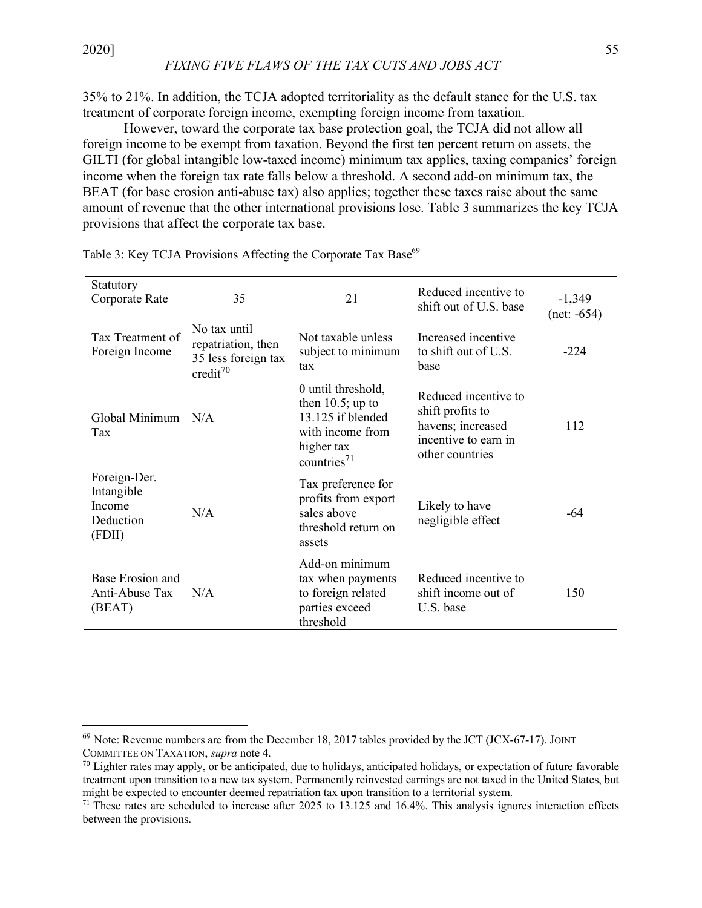35% to 21%. In addition, the TCJA adopted territoriality as the default stance for the U.S. tax treatment of corporate foreign income, exempting foreign income from taxation.

However, toward the corporate tax base protection goal, the TCJA did not allow all foreign income to be exempt from taxation. Beyond the first ten percent return on assets, the GILTI (for global intangible low-taxed income) minimum tax applies, taxing companies' foreign income when the foreign tax rate falls below a threshold. A second add-on minimum tax, the BEAT (for base erosion anti-abuse tax) also applies; together these taxes raise about the same amount of revenue that the other international provisions lose. Table 3 summarizes the key TCJA provisions that affect the corporate tax base.

Table 3: Key TCJA Provisions Affecting the Corporate Tax Base[69]

| Statutory Corporate Rate | 35 | 21 | Reduced incentive to shift out of U.S. base | -1,349 (net: -654) |
|---|---|---|---|---|
| Tax Treatment of Foreign Income | No tax until repatriation, then 35 less foreign tax credit[70] | Not taxable unless subject to minimum tax | Increased incentive to shift out of U.S. base | -224 |
| Global Minimum Tax | N/A | 0 until threshold, then 10.5; up to 13.125 if blended with income from higher tax countries[71] | Reduced incentive to shift profits to havens; increased incentive to earn in other countries | 112 |
| Foreign-Der. Intangible Income Deduction (FDII) | N/A | Tax preference for profits from export sales above threshold return on assets | Likely to have negligible effect | -64 |
| Base Erosion and Anti-Abuse Tax (BEAT) | N/A | Add-on minimum tax when payments to foreign related parties exceed threshold | Reduced incentive to shift income out of U.S. base | 150 |

[69] Note: Revenue numbers are from the December 18, 2017 tables provided by the JCT (JCX-67-17). JOINT COMMITTEE ON TAXATION, *supra* note 4.

[70] Lighter rates may apply, or be anticipated, due to holidays, anticipated holidays, or expectation of future favorable treatment upon transition to a new tax system. Permanently reinvested earnings are not taxed in the United States, but might be expected to encounter deemed repatriation tax upon transition to a territorial system.

[71] These rates are scheduled to increase after 2025 to 13.125 and 16.4%. This analysis ignores interaction effects between the provisions.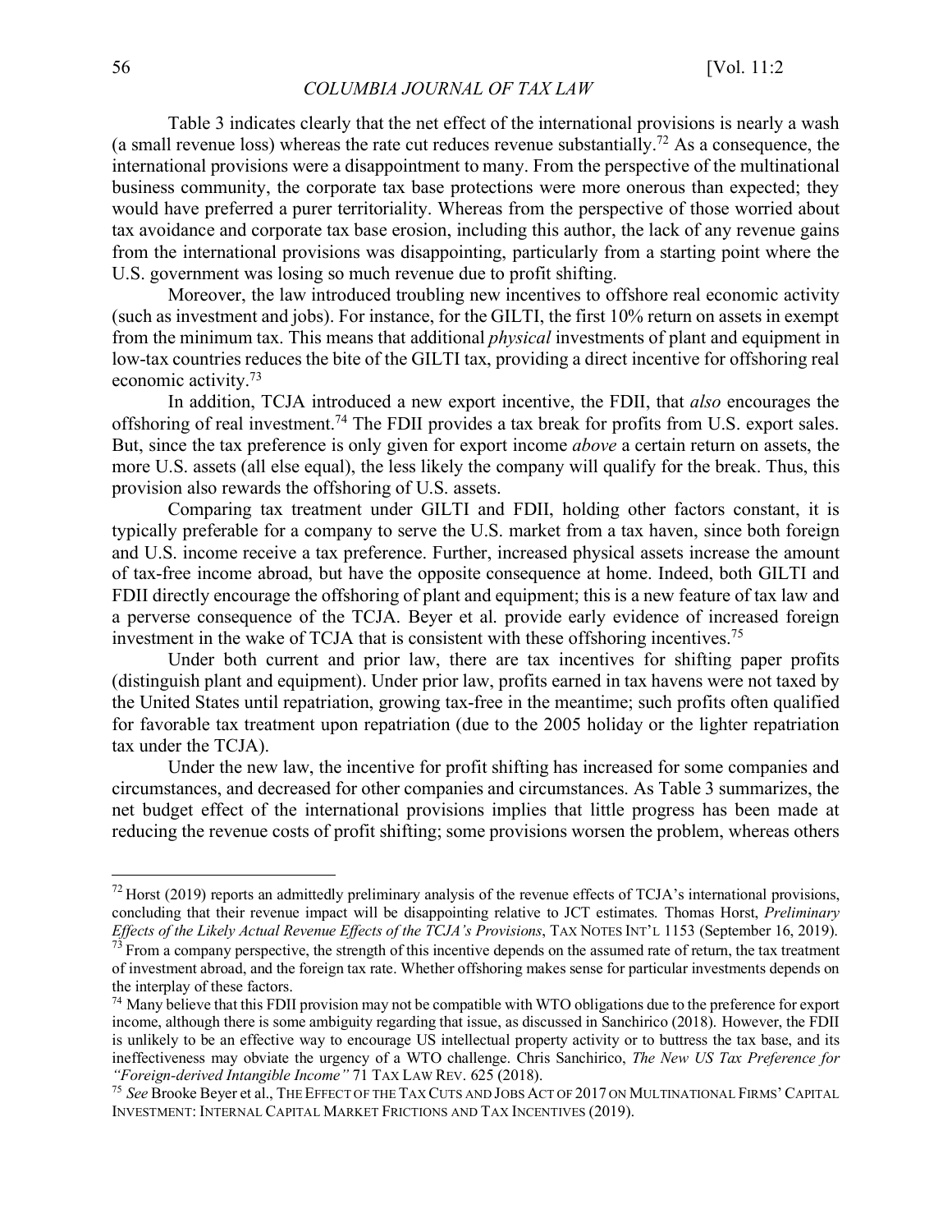Table 3 indicates clearly that the net effect of the international provisions is nearly a wash (a small revenue loss) whereas the rate cut reduces revenue substantially.[72] As a consequence, the international provisions were a disappointment to many. From the perspective of the multinational business community, the corporate tax base protections were more onerous than expected; they would have preferred a purer territoriality. Whereas from the perspective of those worried about tax avoidance and corporate tax base erosion, including this author, the lack of any revenue gains from the international provisions was disappointing, particularly from a starting point where the U.S. government was losing so much revenue due to profit shifting.

Moreover, the law introduced troubling new incentives to offshore real economic activity (such as investment and jobs). For instance, for the GILTI, the first 10% return on assets in exempt from the minimum tax. This means that additional *physical* investments of plant and equipment in low-tax countries reduces the bite of the GILTI tax, providing a direct incentive for offshoring real economic activity.[73]

In addition, TCJA introduced a new export incentive, the FDII, that *also* encourages the offshoring of real investment.[74] The FDII provides a tax break for profits from U.S. export sales. But, since the tax preference is only given for export income *above* a certain return on assets, the more U.S. assets (all else equal), the less likely the company will qualify for the break. Thus, this provision also rewards the offshoring of U.S. assets.

Comparing tax treatment under GILTI and FDII, holding other factors constant, it is typically preferable for a company to serve the U.S. market from a tax haven, since both foreign and U.S. income receive a tax preference. Further, increased physical assets increase the amount of tax-free income abroad, but have the opposite consequence at home. Indeed, both GILTI and FDII directly encourage the offshoring of plant and equipment; this is a new feature of tax law and a perverse consequence of the TCJA. Beyer et al. provide early evidence of increased foreign investment in the wake of TCJA that is consistent with these offshoring incentives.[75]

Under both current and prior law, there are tax incentives for shifting paper profits (distinguish plant and equipment). Under prior law, profits earned in tax havens were not taxed by the United States until repatriation, growing tax-free in the meantime; such profits often qualified for favorable tax treatment upon repatriation (due to the 2005 holiday or the lighter repatriation tax under the TCJA).

Under the new law, the incentive for profit shifting has increased for some companies and circumstances, and decreased for other companies and circumstances. As Table 3 summarizes, the net budget effect of the international provisions implies that little progress has been made at reducing the revenue costs of profit shifting; some provisions worsen the problem, whereas others

---

[72] Horst (2019) reports an admittedly preliminary analysis of the revenue effects of TCJA's international provisions, concluding that their revenue impact will be disappointing relative to JCT estimates. Thomas Horst, *Preliminary Effects of the Likely Actual Revenue Effects of the TCJA's Provisions*, TAX NOTES INT'L 1153 (September 16, 2019).

[73] From a company perspective, the strength of this incentive depends on the assumed rate of return, the tax treatment of investment abroad, and the foreign tax rate. Whether offshoring makes sense for particular investments depends on the interplay of these factors.

[74] Many believe that this FDII provision may not be compatible with WTO obligations due to the preference for export income, although there is some ambiguity regarding that issue, as discussed in Sanchirico (2018). However, the FDII is unlikely to be an effective way to encourage US intellectual property activity or to buttress the tax base, and its ineffectiveness may obviate the urgency of a WTO challenge. Chris Sanchirico, *The New US Tax Preference for "Foreign-derived Intangible Income"* 71 TAX LAW REV. 625 (2018).

[75] *See* Brooke Beyer et al., THE EFFECT OF THE TAX CUTS AND JOBS ACT OF 2017 ON MULTINATIONAL FIRMS' CAPITAL INVESTMENT: INTERNAL CAPITAL MARKET FRICTIONS AND TAX INCENTIVES (2019).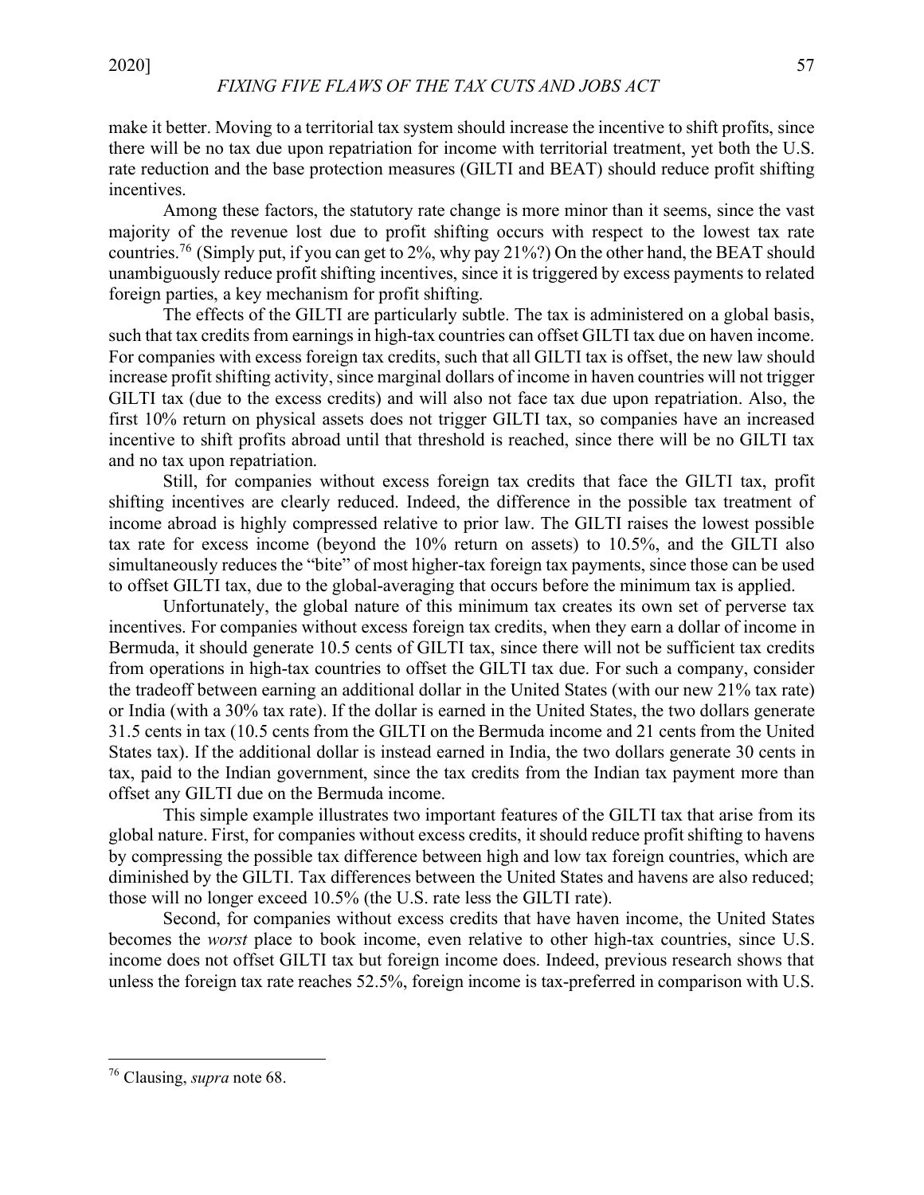make it better. Moving to a territorial tax system should increase the incentive to shift profits, since there will be no tax due upon repatriation for income with territorial treatment, yet both the U.S. rate reduction and the base protection measures (GILTI and BEAT) should reduce profit shifting incentives.

Among these factors, the statutory rate change is more minor than it seems, since the vast majority of the revenue lost due to profit shifting occurs with respect to the lowest tax rate countries.[76] (Simply put, if you can get to 2%, why pay 21%?) On the other hand, the BEAT should unambiguously reduce profit shifting incentives, since it is triggered by excess payments to related foreign parties, a key mechanism for profit shifting.

The effects of the GILTI are particularly subtle. The tax is administered on a global basis, such that tax credits from earnings in high-tax countries can offset GILTI tax due on haven income. For companies with excess foreign tax credits, such that all GILTI tax is offset, the new law should increase profit shifting activity, since marginal dollars of income in haven countries will not trigger GILTI tax (due to the excess credits) and will also not face tax due upon repatriation. Also, the first 10% return on physical assets does not trigger GILTI tax, so companies have an increased incentive to shift profits abroad until that threshold is reached, since there will be no GILTI tax and no tax upon repatriation.

Still, for companies without excess foreign tax credits that face the GILTI tax, profit shifting incentives are clearly reduced. Indeed, the difference in the possible tax treatment of income abroad is highly compressed relative to prior law. The GILTI raises the lowest possible tax rate for excess income (beyond the 10% return on assets) to 10.5%, and the GILTI also simultaneously reduces the "bite" of most higher-tax foreign tax payments, since those can be used to offset GILTI tax, due to the global-averaging that occurs before the minimum tax is applied.

Unfortunately, the global nature of this minimum tax creates its own set of perverse tax incentives. For companies without excess foreign tax credits, when they earn a dollar of income in Bermuda, it should generate 10.5 cents of GILTI tax, since there will not be sufficient tax credits from operations in high-tax countries to offset the GILTI tax due. For such a company, consider the tradeoff between earning an additional dollar in the United States (with our new 21% tax rate) or India (with a 30% tax rate). If the dollar is earned in the United States, the two dollars generate 31.5 cents in tax (10.5 cents from the GILTI on the Bermuda income and 21 cents from the United States tax). If the additional dollar is instead earned in India, the two dollars generate 30 cents in tax, paid to the Indian government, since the tax credits from the Indian tax payment more than offset any GILTI due on the Bermuda income.

This simple example illustrates two important features of the GILTI tax that arise from its global nature. First, for companies without excess credits, it should reduce profit shifting to havens by compressing the possible tax difference between high and low tax foreign countries, which are diminished by the GILTI. Tax differences between the United States and havens are also reduced; those will no longer exceed 10.5% (the U.S. rate less the GILTI rate).

Second, for companies without excess credits that have haven income, the United States becomes the *worst* place to book income, even relative to other high-tax countries, since U.S. income does not offset GILTI tax but foreign income does. Indeed, previous research shows that unless the foreign tax rate reaches 52.5%, foreign income is tax-preferred in comparison with U.S.

---

[76] Clausing, *supra* note 68.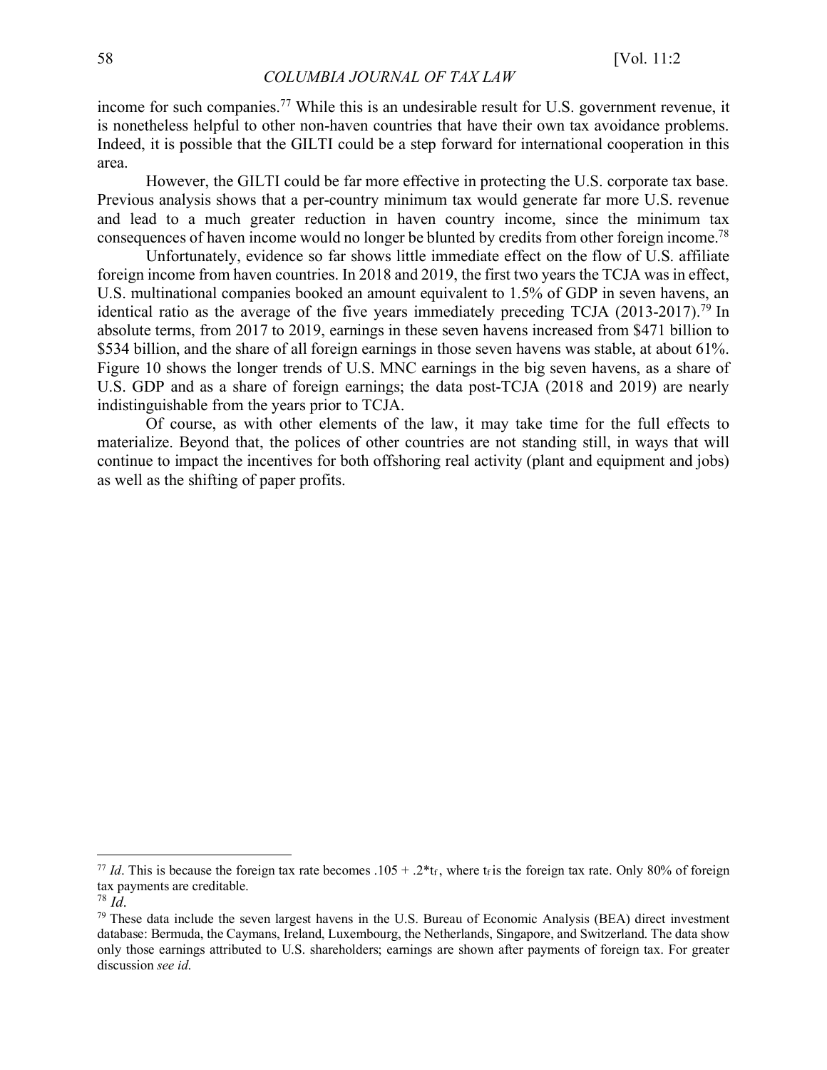income for such companies.[77] While this is an undesirable result for U.S. government revenue, it is nonetheless helpful to other non-haven countries that have their own tax avoidance problems. Indeed, it is possible that the GILTI could be a step forward for international cooperation in this area.

However, the GILTI could be far more effective in protecting the U.S. corporate tax base. Previous analysis shows that a per-country minimum tax would generate far more U.S. revenue and lead to a much greater reduction in haven country income, since the minimum tax consequences of haven income would no longer be blunted by credits from other foreign income.[78]

Unfortunately, evidence so far shows little immediate effect on the flow of U.S. affiliate foreign income from haven countries. In 2018 and 2019, the first two years the TCJA was in effect, U.S. multinational companies booked an amount equivalent to 1.5% of GDP in seven havens, an identical ratio as the average of the five years immediately preceding TCJA (2013-2017).[79] In absolute terms, from 2017 to 2019, earnings in these seven havens increased from \$471 billion to \$534 billion, and the share of all foreign earnings in those seven havens was stable, at about 61%. Figure 10 shows the longer trends of U.S. MNC earnings in the big seven havens, as a share of U.S. GDP and as a share of foreign earnings; the data post-TCJA (2018 and 2019) are nearly indistinguishable from the years prior to TCJA.

Of course, as with other elements of the law, it may take time for the full effects to materialize. Beyond that, the polices of other countries are not standing still, in ways that will continue to impact the incentives for both offshoring real activity (plant and equipment and jobs) as well as the shifting of paper profits.

---

[77] *Id*. This is because the foreign tax rate becomes $.105 + .2*t_f$, where $t_f$ is the foreign tax rate. Only 80% of foreign tax payments are creditable.

[78] *Id*.

[79] These data include the seven largest havens in the U.S. Bureau of Economic Analysis (BEA) direct investment database: Bermuda, the Caymans, Ireland, Luxembourg, the Netherlands, Singapore, and Switzerland. The data show only those earnings attributed to U.S. shareholders; earnings are shown after payments of foreign tax. For greater discussion *see id*.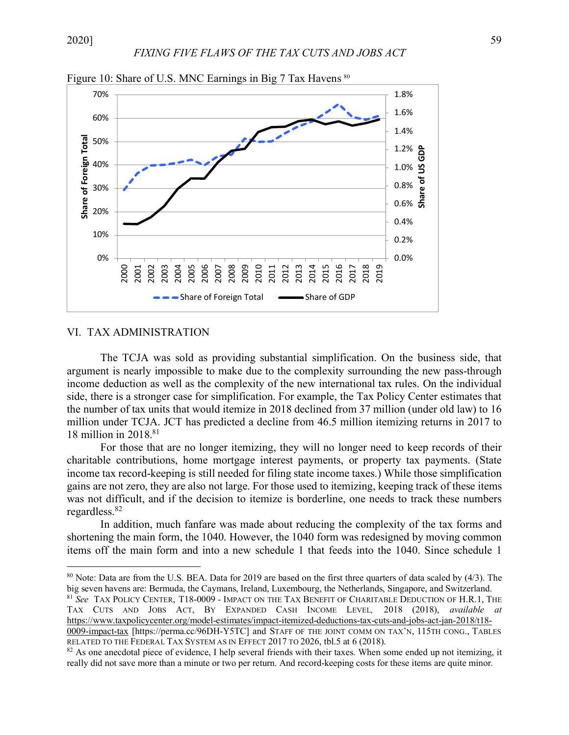Figure 10: Share of U.S. MNC Earnings in Big 7 Tax Havens [80]

## VI. TAX ADMINISTRATION

The TCJA was sold as providing substantial simplification. On the business side, that argument is nearly impossible to make due to the complexity surrounding the new pass-through income deduction as well as the complexity of the new international tax rules. On the individual side, there is a stronger case for simplification. For example, the Tax Policy Center estimates that the number of tax units that would itemize in 2018 declined from 37 million (under old law) to 16 million under TCJA. JCT has predicted a decline from 46.5 million itemizing returns in 2017 to 18 million in 2018.[81]

For those that are no longer itemizing, they will no longer need to keep records of their charitable contributions, home mortgage interest payments, or property tax payments. (State income tax record-keeping is still needed for filing state income taxes.) While those simplification gains are not zero, they are also not large. For those used to itemizing, keeping track of these items was not difficult, and if the decision to itemize is borderline, one needs to track these numbers regardless.[82]

In addition, much fanfare was made about reducing the complexity of the tax forms and shortening the main form, the 1040. However, the 1040 form was redesigned by moving common items off the main form and into a new schedule 1 that feeds into the 1040. Since schedule 1

---

[80] Note: Data are from the U.S. BEA. Data for 2019 are based on the first three quarters of data scaled by (4/3). The big seven havens are: Bermuda, the Caymans, Ireland, Luxembourg, the Netherlands, Singapore, and Switzerland.

[81] *See* TAX POLICY CENTER, T18-0009 - IMPACT ON THE TAX BENEFIT OF CHARITABLE DEDUCTION OF H.R.1, THE TAX CUTS AND JOBS ACT, BY EXPANDED CASH INCOME LEVEL, 2018 (2018), *available at* https://www.taxpolicycenter.org/model-estimates/impact-itemized-deductions-tax-cuts-and-jobs-act-jan-2018/t18-0009-impact-tax [https://perma.cc/96DH-Y5TC] and STAFF OF THE JOINT COMM ON TAX'N, 115TH CONG., TABLES RELATED TO THE FEDERAL TAX SYSTEM AS IN EFFECT 2017 TO 2026, tbl.5 at 6 (2018).

[82] As one anecdotal piece of evidence, I help several friends with their taxes. When some ended up not itemizing, it really did not save more than a minute or two per return. And record-keeping costs for these items are quite minor.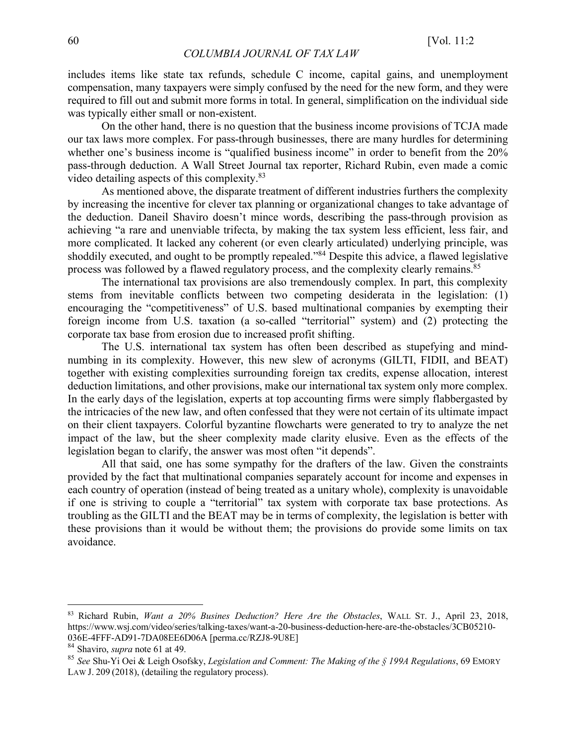includes items like state tax refunds, schedule C income, capital gains, and unemployment compensation, many taxpayers were simply confused by the need for the new form, and they were required to fill out and submit more forms in total. In general, simplification on the individual side was typically either small or non-existent.

On the other hand, there is no question that the business income provisions of TCJA made our tax laws more complex. For pass-through businesses, there are many hurdles for determining whether one's business income is "qualified business income" in order to benefit from the 20% pass-through deduction. A Wall Street Journal tax reporter, Richard Rubin, even made a comic video detailing aspects of this complexity.[83]

As mentioned above, the disparate treatment of different industries furthers the complexity by increasing the incentive for clever tax planning or organizational changes to take advantage of the deduction. Daneil Shaviro doesn't mince words, describing the pass-through provision as achieving "a rare and unenviable trifecta, by making the tax system less efficient, less fair, and more complicated. It lacked any coherent (or even clearly articulated) underlying principle, was shoddily executed, and ought to be promptly repealed."[84] Despite this advice, a flawed legislative process was followed by a flawed regulatory process, and the complexity clearly remains.[85]

The international tax provisions are also tremendously complex. In part, this complexity stems from inevitable conflicts between two competing desiderata in the legislation: (1) encouraging the "competitiveness" of U.S. based multinational companies by exempting their foreign income from U.S. taxation (a so-called "territorial" system) and (2) protecting the corporate tax base from erosion due to increased profit shifting.

The U.S. international tax system has often been described as stupefying and mind-numbing in its complexity. However, this new slew of acronyms (GILTI, FIDII, and BEAT) together with existing complexities surrounding foreign tax credits, expense allocation, interest deduction limitations, and other provisions, make our international tax system only more complex. In the early days of the legislation, experts at top accounting firms were simply flabbergasted by the intricacies of the new law, and often confessed that they were not certain of its ultimate impact on their client taxpayers. Colorful byzantine flowcharts were generated to try to analyze the net impact of the law, but the sheer complexity made clarity elusive. Even as the effects of the legislation began to clarify, the answer was most often "it depends".

All that said, one has some sympathy for the drafters of the law. Given the constraints provided by the fact that multinational companies separately account for income and expenses in each country of operation (instead of being treated as a unitary whole), complexity is unavoidable if one is striving to couple a "territorial" tax system with corporate tax base protections. As troubling as the GILTI and the BEAT may be in terms of complexity, the legislation is better with these provisions than it would be without them; the provisions do provide some limits on tax avoidance.

---

[83] Richard Rubin, *Want a 20% Busines Deduction? Here Are the Obstacles*, WALL ST. J., April 23, 2018, https://www.wsj.com/video/series/talking-taxes/want-a-20-business-deduction-here-are-the-obstacles/3CB05210-036E-4FFF-AD91-7DA08EE6D06A [perma.cc/RZJ8-9U8E]

[84] Shaviro, *supra* note 61 at 49.

[85] *See* Shu-Yi Oei & Leigh Osofsky, *Legislation and Comment: The Making of the § 199A Regulations*, 69 EMORY LAW J. 209 (2018), (detailing the regulatory process).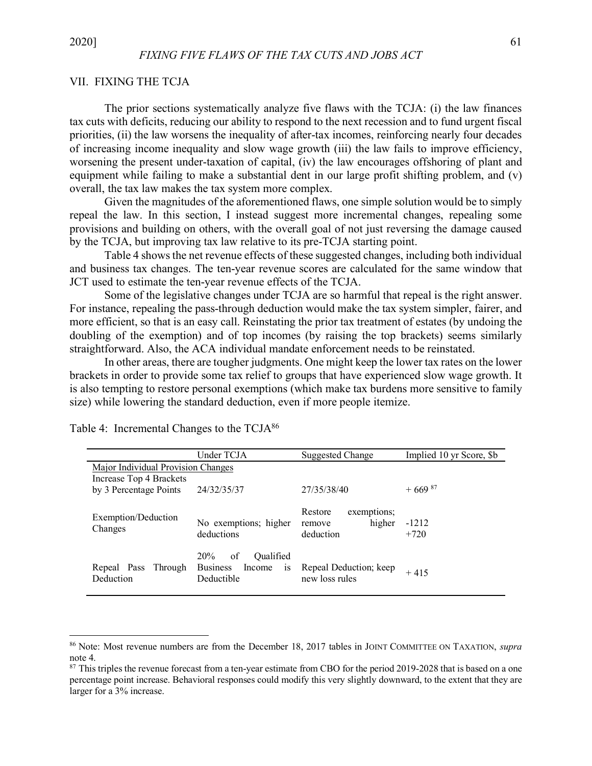## VII. FIXING THE TCJA

The prior sections systematically analyze five flaws with the TCJA: (i) the law finances tax cuts with deficits, reducing our ability to respond to the next recession and to fund urgent fiscal priorities, (ii) the law worsens the inequality of after-tax incomes, reinforcing nearly four decades of increasing income inequality and slow wage growth (iii) the law fails to improve efficiency, worsening the present under-taxation of capital, (iv) the law encourages offshoring of plant and equipment while failing to make a substantial dent in our large profit shifting problem, and (v) overall, the tax law makes the tax system more complex.

Given the magnitudes of the aforementioned flaws, one simple solution would be to simply repeal the law. In this section, I instead suggest more incremental changes, repealing some provisions and building on others, with the overall goal of not just reversing the damage caused by the TCJA, but improving tax law relative to its pre-TCJA starting point.

Table 4 shows the net revenue effects of these suggested changes, including both individual and business tax changes. The ten-year revenue scores are calculated for the same window that JCT used to estimate the ten-year revenue effects of the TCJA.

Some of the legislative changes under TCJA are so harmful that repeal is the right answer. For instance, repealing the pass-through deduction would make the tax system simpler, fairer, and more efficient, so that is an easy call. Reinstating the prior tax treatment of estates (by undoing the doubling of the exemption) and of top incomes (by raising the top brackets) seems similarly straightforward. Also, the ACA individual mandate enforcement needs to be reinstated.

In other areas, there are tougher judgments. One might keep the lower tax rates on the lower brackets in order to provide some tax relief to groups that have experienced slow wage growth. It is also tempting to restore personal exemptions (which make tax burdens more sensitive to family size) while lowering the standard deduction, even if more people itemize.

Table 4: Incremental Changes to the TCJA[86]

| | Under TCJA | Suggested Change | Implied 10 yr Score, $b |
|---|---|---|---|
| Major Individual Provision Changes | | | |
| Increase Top 4 Brackets by 3 Percentage Points | 24/32/35/37 | 27/35/38/40 | + 669 [87] |
| Exemption/Deduction Changes | No exemptions; higher deductions | Restore exemptions; remove higher deduction | -1212<br>+720 |
| Repeal Pass Through Deduction | 20% of Qualified Business Income is Deductible | Repeal Deduction; keep new loss rules | + 415 |

[86] Note: Most revenue numbers are from the December 18, 2017 tables in JOINT COMMITTEE ON TAXATION, *supra* note 4.

[87] This triples the revenue forecast from a ten-year estimate from CBO for the period 2019-2028 that is based on a one percentage point increase. Behavioral responses could modify this very slightly downward, to the extent that they are larger for a 3% increase.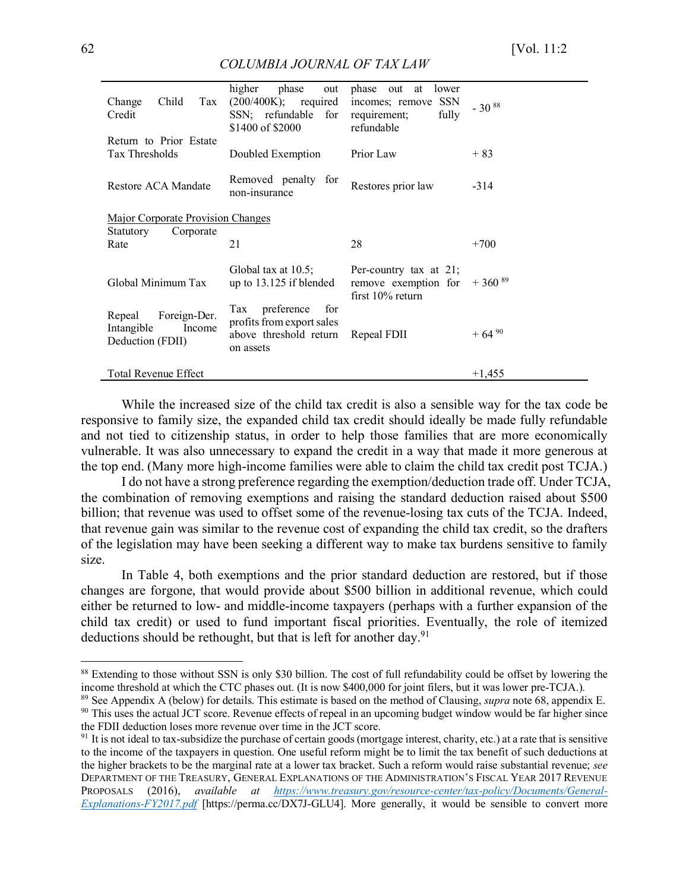| | | | |
|---|---|---|---|
| Change Child Tax Credit | higher phase out (200/400K); required SSN; refundable for $1400 of $2000 | phase out at lower incomes; remove SSN requirement; fully refundable | - 30 [88] |
| Return to Prior Estate Tax Thresholds | Doubled Exemption | Prior Law | + 83 |
| Restore ACA Mandate | Removed penalty for non-insurance | Restores prior law | -314 |
| Major Corporate Provision Changes | | | |
| Statutory Corporate Rate | 21 | 28 | +700 |
| Global Minimum Tax | Global tax at 10.5; up to 13.125 if blended | Per-country tax at 21; remove exemption for first 10% return | + 360 [89] |
| Repeal Foreign-Der. Intangible Income Deduction (FDII) | Tax preference for profits from export sales above threshold return on assets | Repeal FDII | + 64 [90] |
| Total Revenue Effect | | | +1,455 |

While the increased size of the child tax credit is also a sensible way for the tax code be responsive to family size, the expanded child tax credit should ideally be made fully refundable and not tied to citizenship status, in order to help those families that are more economically vulnerable. It was also unnecessary to expand the credit in a way that made it more generous at the top end. (Many more high-income families were able to claim the child tax credit post TCJA.)

I do not have a strong preference regarding the exemption/deduction trade off. Under TCJA, the combination of removing exemptions and raising the standard deduction raised about $500 billion; that revenue was used to offset some of the revenue-losing tax cuts of the TCJA. Indeed, that revenue gain was similar to the revenue cost of expanding the child tax credit, so the drafters of the legislation may have been seeking a different way to make tax burdens sensitive to family size.

In Table 4, both exemptions and the prior standard deduction are restored, but if those changes are forgone, that would provide about $500 billion in additional revenue, which could either be returned to low- and middle-income taxpayers (perhaps with a further expansion of the child tax credit) or used to fund important fiscal priorities. Eventually, the role of itemized deductions should be rethought, but that is left for another day.[91]

---

[88] Extending to those without SSN is only $30 billion. The cost of full refundability could be offset by lowering the income threshold at which the CTC phases out. (It is now $400,000 for joint filers, but it was lower pre-TCJA.).

[89] See Appendix A (below) for details. This estimate is based on the method of Clausing, *supra* note 68, appendix E.

[90] This uses the actual JCT score. Revenue effects of repeal in an upcoming budget window would be far higher since the FDII deduction loses more revenue over time in the JCT score.

[91] It is not ideal to tax-subsidize the purchase of certain goods (mortgage interest, charity, etc.) at a rate that is sensitive to the income of the taxpayers in question. One useful reform might be to limit the tax benefit of such deductions at the higher brackets to be the marginal rate at a lower tax bracket. Such a reform would raise substantial revenue; *see* DEPARTMENT OF THE TREASURY, GENERAL EXPLANATIONS OF THE ADMINISTRATION'S FISCAL YEAR 2017 REVENUE PROPOSALS (2016), *available at* *https://www.treasury.gov/resource-center/tax-policy/Documents/General-Explanations-FY2017.pdf* [https://perma.cc/DX7J-GLU4]. More generally, it would be sensible to convert more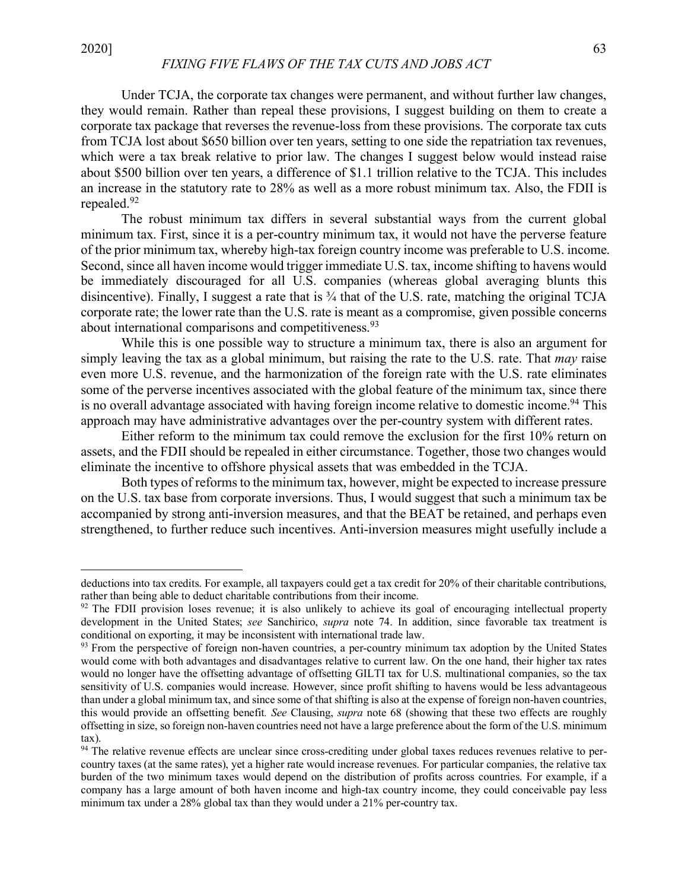Under TCJA, the corporate tax changes were permanent, and without further law changes, they would remain. Rather than repeal these provisions, I suggest building on them to create a corporate tax package that reverses the revenue-loss from these provisions. The corporate tax cuts from TCJA lost about $650 billion over ten years, setting to one side the repatriation tax revenues, which were a tax break relative to prior law. The changes I suggest below would instead raise about $500 billion over ten years, a difference of $1.1 trillion relative to the TCJA. This includes an increase in the statutory rate to 28% as well as a more robust minimum tax. Also, the FDII is repealed.[92]

The robust minimum tax differs in several substantial ways from the current global minimum tax. First, since it is a per-country minimum tax, it would not have the perverse feature of the prior minimum tax, whereby high-tax foreign country income was preferable to U.S. income. Second, since all haven income would trigger immediate U.S. tax, income shifting to havens would be immediately discouraged for all U.S. companies (whereas global averaging blunts this disincentive). Finally, I suggest a rate that is ¾ that of the U.S. rate, matching the original TCJA corporate rate; the lower rate than the U.S. rate is meant as a compromise, given possible concerns about international comparisons and competitiveness.[93]

While this is one possible way to structure a minimum tax, there is also an argument for simply leaving the tax as a global minimum, but raising the rate to the U.S. rate. That *may* raise even more U.S. revenue, and the harmonization of the foreign rate with the U.S. rate eliminates some of the perverse incentives associated with the global feature of the minimum tax, since there is no overall advantage associated with having foreign income relative to domestic income.[94] This approach may have administrative advantages over the per-country system with different rates.

Either reform to the minimum tax could remove the exclusion for the first 10% return on assets, and the FDII should be repealed in either circumstance. Together, those two changes would eliminate the incentive to offshore physical assets that was embedded in the TCJA.

Both types of reforms to the minimum tax, however, might be expected to increase pressure on the U.S. tax base from corporate inversions. Thus, I would suggest that such a minimum tax be accompanied by strong anti-inversion measures, and that the BEAT be retained, and perhaps even strengthened, to further reduce such incentives. Anti-inversion measures might usefully include a

---

deductions into tax credits. For example, all taxpayers could get a tax credit for 20% of their charitable contributions, rather than being able to deduct charitable contributions from their income.

[92] The FDII provision loses revenue; it is also unlikely to achieve its goal of encouraging intellectual property development in the United States; *see* Sanchirico, *supra* note 74. In addition, since favorable tax treatment is conditional on exporting, it may be inconsistent with international trade law.

[93] From the perspective of foreign non-haven countries, a per-country minimum tax adoption by the United States would come with both advantages and disadvantages relative to current law. On the one hand, their higher tax rates would no longer have the offsetting advantage of offsetting GILTI tax for U.S. multinational companies, so the tax sensitivity of U.S. companies would increase. However, since profit shifting to havens would be less advantageous than under a global minimum tax, and since some of that shifting is also at the expense of foreign non-haven countries, this would provide an offsetting benefit. *See* Clausing, *supra* note 68 (showing that these two effects are roughly offsetting in size, so foreign non-haven countries need not have a large preference about the form of the U.S. minimum tax).

[94] The relative revenue effects are unclear since cross-crediting under global taxes reduces revenues relative to per-country taxes (at the same rates), yet a higher rate would increase revenues. For particular companies, the relative tax burden of the two minimum taxes would depend on the distribution of profits across countries. For example, if a company has a large amount of both haven income and high-tax country income, they could conceivable pay less minimum tax under a 28% global tax than they would under a 21% per-country tax.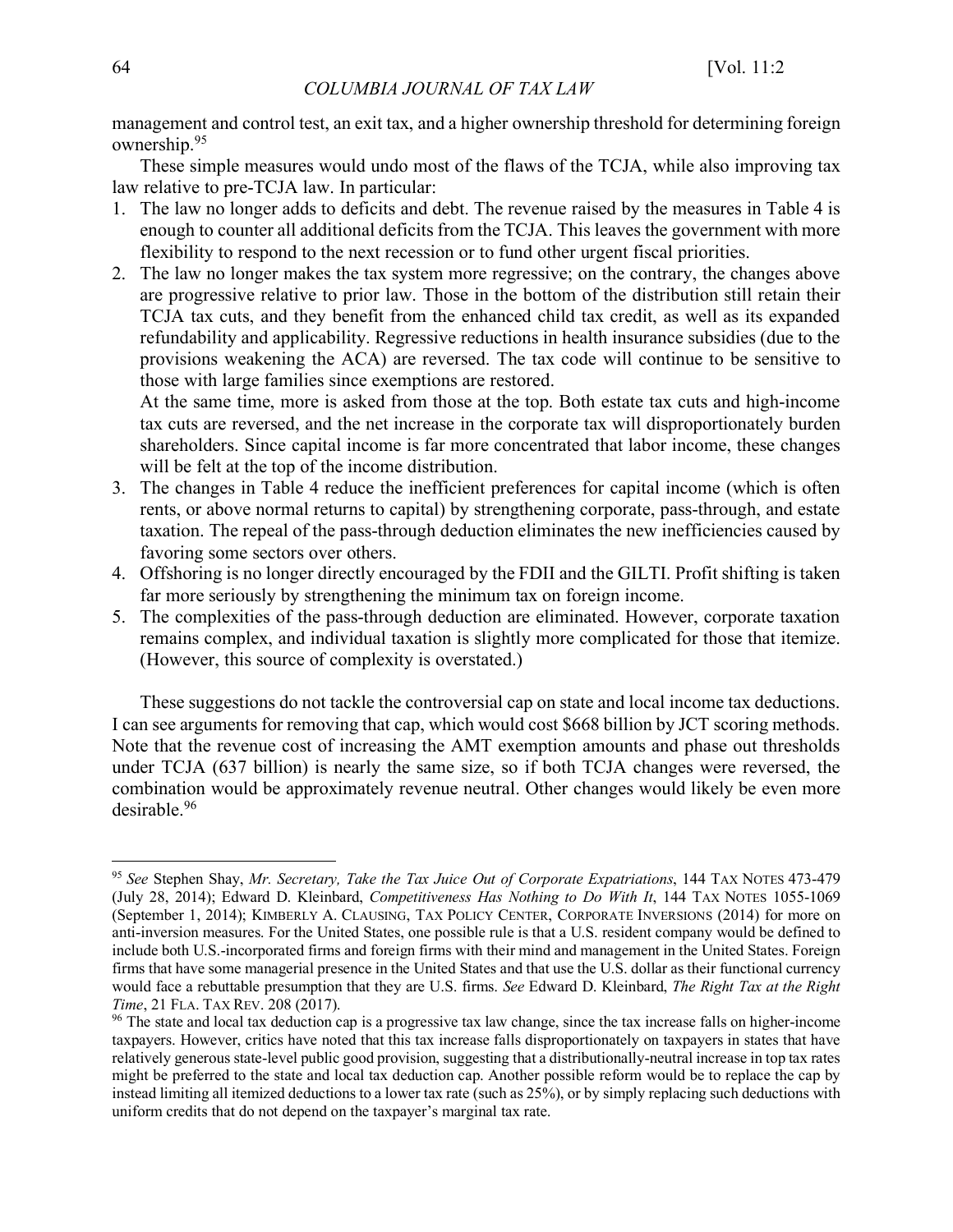management and control test, an exit tax, and a higher ownership threshold for determining foreign ownership.[95]

These simple measures would undo most of the flaws of the TCJA, while also improving tax law relative to pre-TCJA law. In particular:

1. The law no longer adds to deficits and debt. The revenue raised by the measures in Table 4 is enough to counter all additional deficits from the TCJA. This leaves the government with more flexibility to respond to the next recession or to fund other urgent fiscal priorities.
2. The law no longer makes the tax system more regressive; on the contrary, the changes above are progressive relative to prior law. Those in the bottom of the distribution still retain their TCJA tax cuts, and they benefit from the enhanced child tax credit, as well as its expanded refundability and applicability. Regressive reductions in health insurance subsidies (due to the provisions weakening the ACA) are reversed. The tax code will continue to be sensitive to those with large families since exemptions are restored.

   At the same time, more is asked from those at the top. Both estate tax cuts and high-income tax cuts are reversed, and the net increase in the corporate tax will disproportionately burden shareholders. Since capital income is far more concentrated that labor income, these changes will be felt at the top of the income distribution.
3. The changes in Table 4 reduce the inefficient preferences for capital income (which is often rents, or above normal returns to capital) by strengthening corporate, pass-through, and estate taxation. The repeal of the pass-through deduction eliminates the new inefficiencies caused by favoring some sectors over others.
4. Offshoring is no longer directly encouraged by the FDII and the GILTI. Profit shifting is taken far more seriously by strengthening the minimum tax on foreign income.
5. The complexities of the pass-through deduction are eliminated. However, corporate taxation remains complex, and individual taxation is slightly more complicated for those that itemize. (However, this source of complexity is overstated.)

These suggestions do not tackle the controversial cap on state and local income tax deductions. I can see arguments for removing that cap, which would cost $668 billion by JCT scoring methods. Note that the revenue cost of increasing the AMT exemption amounts and phase out thresholds under TCJA (637 billion) is nearly the same size, so if both TCJA changes were reversed, the combination would be approximately revenue neutral. Other changes would likely be even more desirable.[96]

---

[95] *See* Stephen Shay, *Mr. Secretary, Take the Tax Juice Out of Corporate Expatriations*, 144 TAX NOTES 473-479 (July 28, 2014); Edward D. Kleinbard, *Competitiveness Has Nothing to Do With It*, 144 TAX NOTES 1055-1069 (September 1, 2014); KIMBERLY A. CLAUSING, TAX POLICY CENTER, CORPORATE INVERSIONS (2014) for more on anti-inversion measures. For the United States, one possible rule is that a U.S. resident company would be defined to include both U.S.-incorporated firms and foreign firms with their mind and management in the United States. Foreign firms that have some managerial presence in the United States and that use the U.S. dollar as their functional currency would face a rebuttable presumption that they are U.S. firms. *See* Edward D. Kleinbard, *The Right Tax at the Right Time*, 21 FLA. TAX REV. 208 (2017).

[96] The state and local tax deduction cap is a progressive tax law change, since the tax increase falls on higher-income taxpayers. However, critics have noted that this tax increase falls disproportionately on taxpayers in states that have relatively generous state-level public good provision, suggesting that a distributionally-neutral increase in top tax rates might be preferred to the state and local tax deduction cap. Another possible reform would be to replace the cap by instead limiting all itemized deductions to a lower tax rate (such as 25%), or by simply replacing such deductions with uniform credits that do not depend on the taxpayer's marginal tax rate.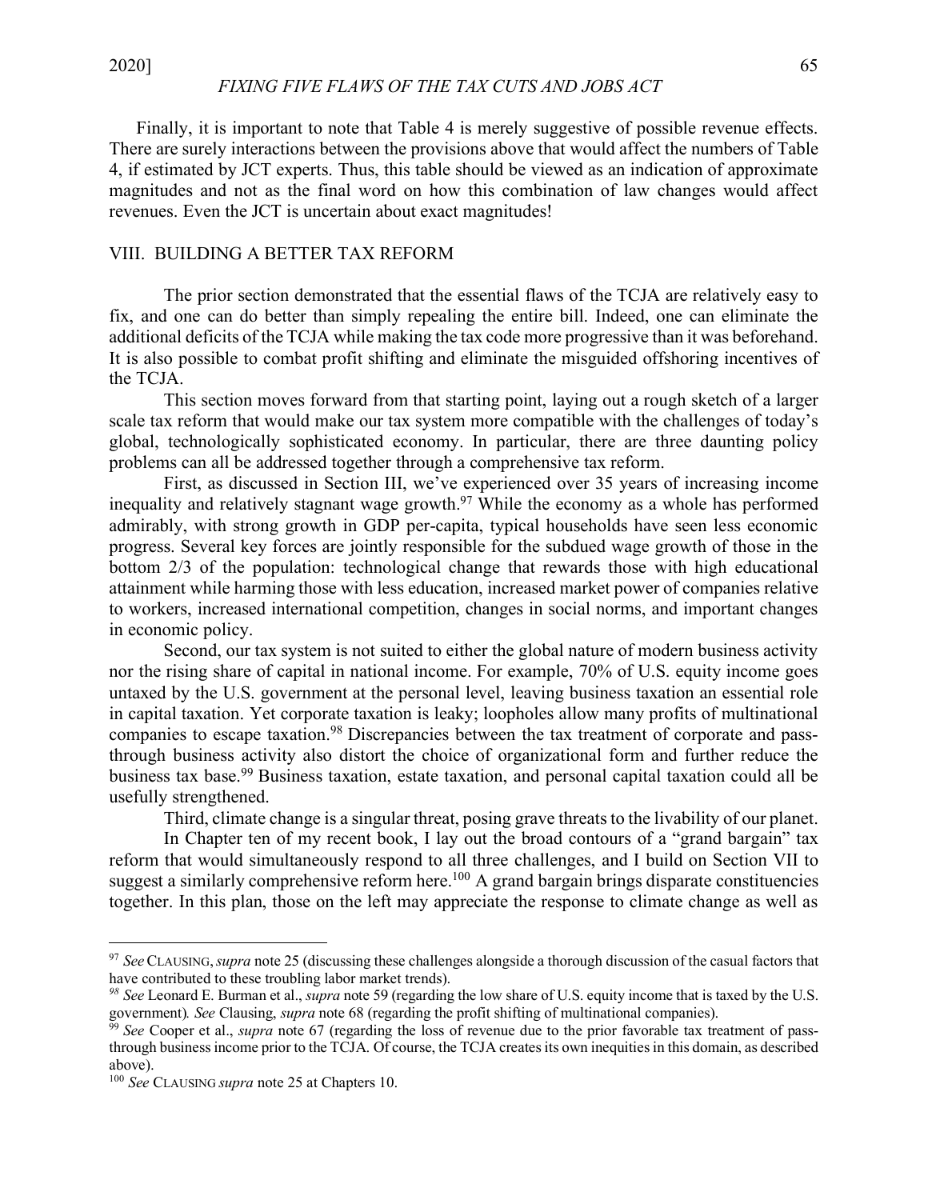Finally, it is important to note that Table 4 is merely suggestive of possible revenue effects. There are surely interactions between the provisions above that would affect the numbers of Table 4, if estimated by JCT experts. Thus, this table should be viewed as an indication of approximate magnitudes and not as the final word on how this combination of law changes would affect revenues. Even the JCT is uncertain about exact magnitudes!

## VIII. BUILDING A BETTER TAX REFORM

The prior section demonstrated that the essential flaws of the TCJA are relatively easy to fix, and one can do better than simply repealing the entire bill. Indeed, one can eliminate the additional deficits of the TCJA while making the tax code more progressive than it was beforehand. It is also possible to combat profit shifting and eliminate the misguided offshoring incentives of the TCJA.

This section moves forward from that starting point, laying out a rough sketch of a larger scale tax reform that would make our tax system more compatible with the challenges of today's global, technologically sophisticated economy. In particular, there are three daunting policy problems can all be addressed together through a comprehensive tax reform.

First, as discussed in Section III, we've experienced over 35 years of increasing income inequality and relatively stagnant wage growth.[97] While the economy as a whole has performed admirably, with strong growth in GDP per-capita, typical households have seen less economic progress. Several key forces are jointly responsible for the subdued wage growth of those in the bottom 2/3 of the population: technological change that rewards those with high educational attainment while harming those with less education, increased market power of companies relative to workers, increased international competition, changes in social norms, and important changes in economic policy.

Second, our tax system is not suited to either the global nature of modern business activity nor the rising share of capital in national income. For example, 70% of U.S. equity income goes untaxed by the U.S. government at the personal level, leaving business taxation an essential role in capital taxation. Yet corporate taxation is leaky; loopholes allow many profits of multinational companies to escape taxation.[98] Discrepancies between the tax treatment of corporate and pass-through business activity also distort the choice of organizational form and further reduce the business tax base.[99] Business taxation, estate taxation, and personal capital taxation could all be usefully strengthened.

Third, climate change is a singular threat, posing grave threats to the livability of our planet.

In Chapter ten of my recent book, I lay out the broad contours of a "grand bargain" tax reform that would simultaneously respond to all three challenges, and I build on Section VII to suggest a similarly comprehensive reform here.[100] A grand bargain brings disparate constituencies together. In this plan, those on the left may appreciate the response to climate change as well as

---

[97] *See* CLAUSING, *supra* note 25 (discussing these challenges alongside a thorough discussion of the casual factors that have contributed to these troubling labor market trends).

[98] *See* Leonard E. Burman et al., *supra* note 59 (regarding the low share of U.S. equity income that is taxed by the U.S. government). *See* Clausing, *supra* note 68 (regarding the profit shifting of multinational companies).

[99] *See* Cooper et al., *supra* note 67 (regarding the loss of revenue due to the prior favorable tax treatment of pass-through business income prior to the TCJA. Of course, the TCJA creates its own inequities in this domain, as described above).

[100] *See* CLAUSING *supra* note 25 at Chapters 10.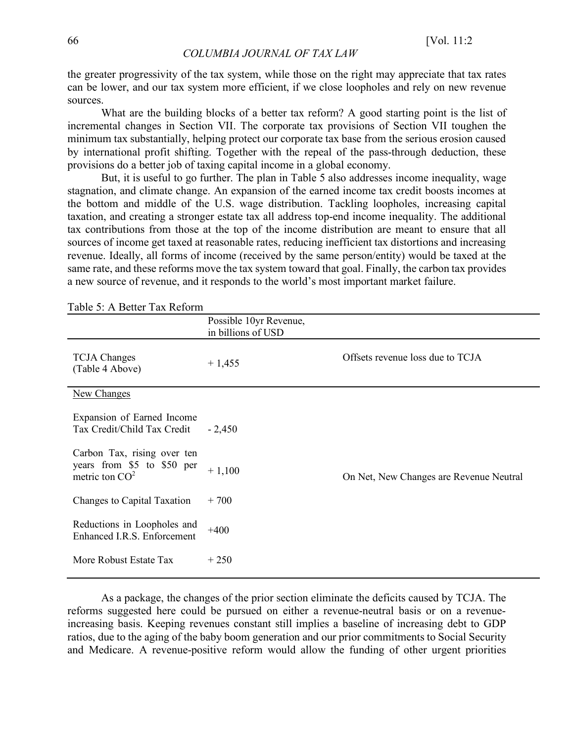the greater progressivity of the tax system, while those on the right may appreciate that tax rates can be lower, and our tax system more efficient, if we close loopholes and rely on new revenue sources.

What are the building blocks of a better tax reform? A good starting point is the list of incremental changes in Section VII. The corporate tax provisions of Section VII toughen the minimum tax substantially, helping protect our corporate tax base from the serious erosion caused by international profit shifting. Together with the repeal of the pass-through deduction, these provisions do a better job of taxing capital income in a global economy.

But, it is useful to go further. The plan in Table 5 also addresses income inequality, wage stagnation, and climate change. An expansion of the earned income tax credit boosts incomes at the bottom and middle of the U.S. wage distribution. Tackling loopholes, increasing capital taxation, and creating a stronger estate tax all address top-end income inequality. The additional tax contributions from those at the top of the income distribution are meant to ensure that all sources of income get taxed at reasonable rates, reducing inefficient tax distortions and increasing revenue. Ideally, all forms of income (received by the same person/entity) would be taxed at the same rate, and these reforms move the tax system toward that goal. Finally, the carbon tax provides a new source of revenue, and it responds to the world's most important market failure.

Table 5: A Better Tax Reform

| | Possible 10yr Revenue, in billions of USD | |
|---|---|---|
| TCJA Changes (Table 4 Above) | + 1,455 | Offsets revenue loss due to TCJA |
| New Changes | | |
| Expansion of Earned Income Tax Credit/Child Tax Credit | - 2,450 | |
| Carbon Tax, rising over ten years from \$5 to \$50 per metric ton $CO^2$ | + 1,100 | On Net, New Changes are Revenue Neutral |
| Changes to Capital Taxation | + 700 | |
| Reductions in Loopholes and Enhanced I.R.S. Enforcement | +400 | |
| More Robust Estate Tax | + 250 | |

As a package, the changes of the prior section eliminate the deficits caused by TCJA. The reforms suggested here could be pursued on either a revenue-neutral basis or on a revenue-increasing basis. Keeping revenues constant still implies a baseline of increasing debt to GDP ratios, due to the aging of the baby boom generation and our prior commitments to Social Security and Medicare. A revenue-positive reform would allow the funding of other urgent priorities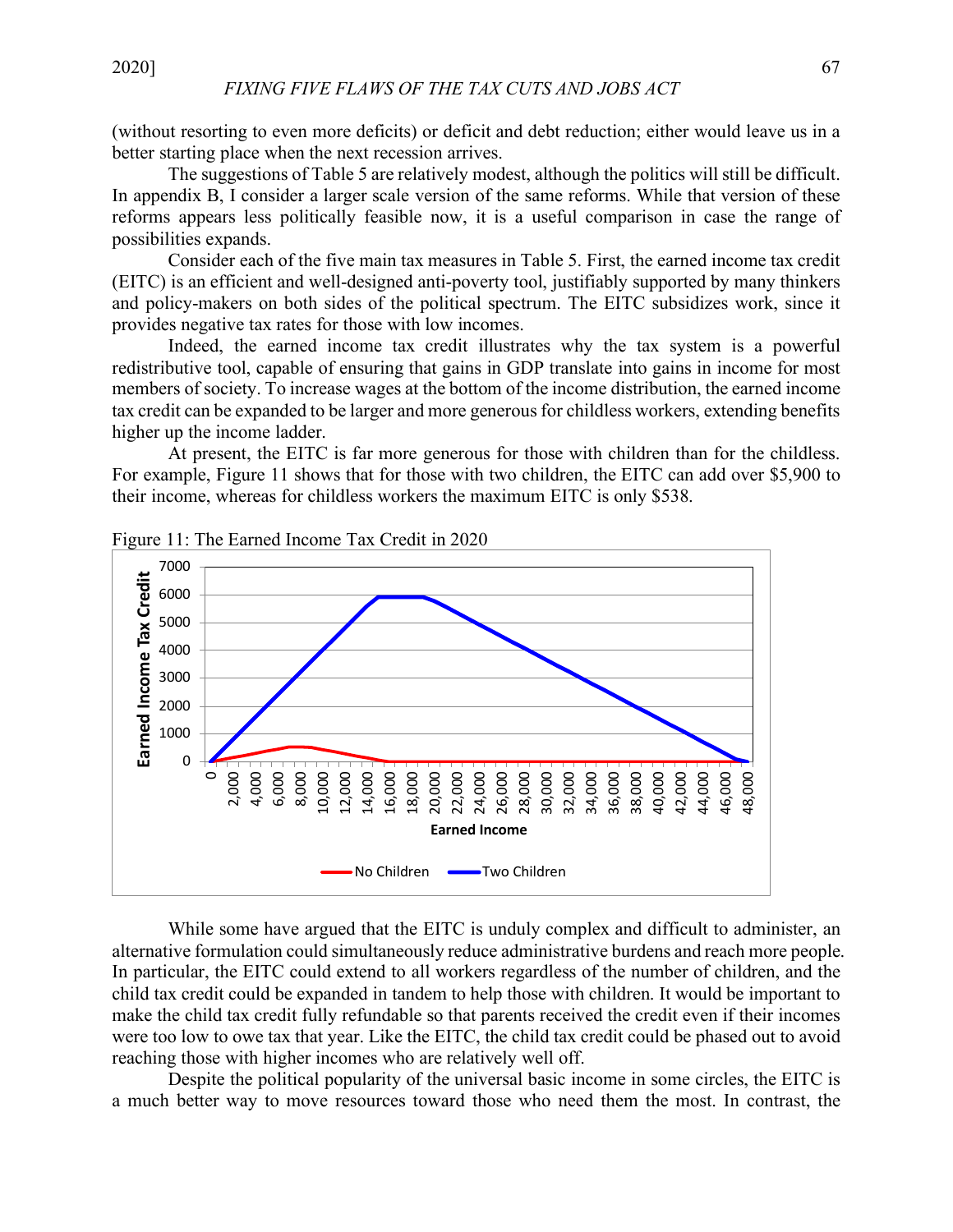(without resorting to even more deficits) or deficit and debt reduction; either would leave us in a better starting place when the next recession arrives.

The suggestions of Table 5 are relatively modest, although the politics will still be difficult. In appendix B, I consider a larger scale version of the same reforms. While that version of these reforms appears less politically feasible now, it is a useful comparison in case the range of possibilities expands.

Consider each of the five main tax measures in Table 5. First, the earned income tax credit (EITC) is an efficient and well-designed anti-poverty tool, justifiably supported by many thinkers and policy-makers on both sides of the political spectrum. The EITC subsidizes work, since it provides negative tax rates for those with low incomes.

Indeed, the earned income tax credit illustrates why the tax system is a powerful redistributive tool, capable of ensuring that gains in GDP translate into gains in income for most members of society. To increase wages at the bottom of the income distribution, the earned income tax credit can be expanded to be larger and more generous for childless workers, extending benefits higher up the income ladder.

At present, the EITC is far more generous for those with children than for the childless. For example, Figure 11 shows that for those with two children, the EITC can add over $5,900 to their income, whereas for childless workers the maximum EITC is only $538.

Figure 11: The Earned Income Tax Credit in 2020

While some have argued that the EITC is unduly complex and difficult to administer, an alternative formulation could simultaneously reduce administrative burdens and reach more people. In particular, the EITC could extend to all workers regardless of the number of children, and the child tax credit could be expanded in tandem to help those with children. It would be important to make the child tax credit fully refundable so that parents received the credit even if their incomes were too low to owe tax that year. Like the EITC, the child tax credit could be phased out to avoid reaching those with higher incomes who are relatively well off.

Despite the political popularity of the universal basic income in some circles, the EITC is a much better way to move resources toward those who need them the most. In contrast, the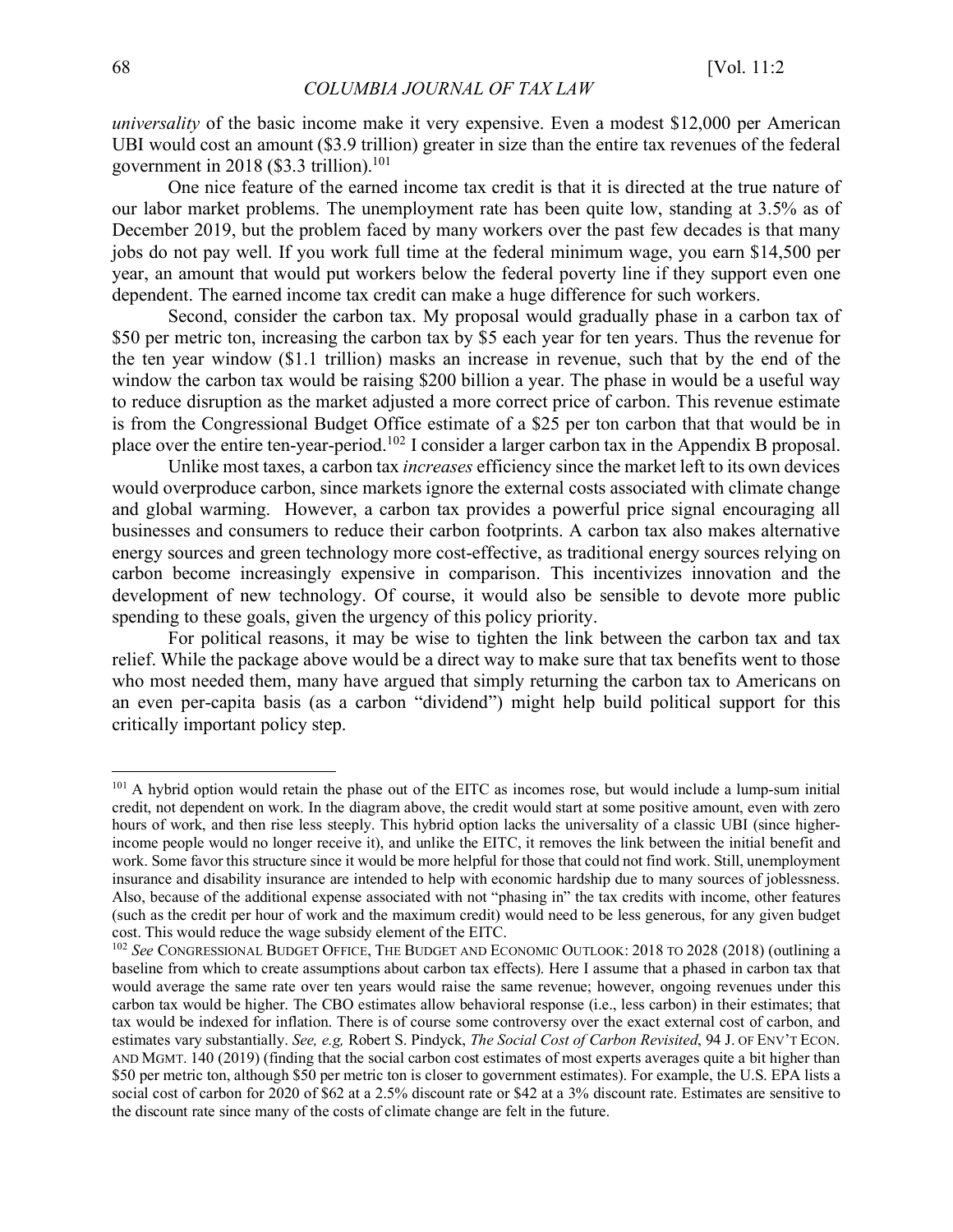*universality* of the basic income make it very expensive. Even a modest $12,000 per American UBI would cost an amount ($3.9 trillion) greater in size than the entire tax revenues of the federal government in 2018 ($3.3 trillion).[101]

One nice feature of the earned income tax credit is that it is directed at the true nature of our labor market problems. The unemployment rate has been quite low, standing at 3.5% as of December 2019, but the problem faced by many workers over the past few decades is that many jobs do not pay well. If you work full time at the federal minimum wage, you earn $14,500 per year, an amount that would put workers below the federal poverty line if they support even one dependent. The earned income tax credit can make a huge difference for such workers.

Second, consider the carbon tax. My proposal would gradually phase in a carbon tax of $50 per metric ton, increasing the carbon tax by $5 each year for ten years. Thus the revenue for the ten year window ($1.1 trillion) masks an increase in revenue, such that by the end of the window the carbon tax would be raising $200 billion a year. The phase in would be a useful way to reduce disruption as the market adjusted a more correct price of carbon. This revenue estimate is from the Congressional Budget Office estimate of a $25 per ton carbon that that would be in place over the entire ten-year-period.[102] I consider a larger carbon tax in the Appendix B proposal.

Unlike most taxes, a carbon tax *increases* efficiency since the market left to its own devices would overproduce carbon, since markets ignore the external costs associated with climate change and global warming. However, a carbon tax provides a powerful price signal encouraging all businesses and consumers to reduce their carbon footprints. A carbon tax also makes alternative energy sources and green technology more cost-effective, as traditional energy sources relying on carbon become increasingly expensive in comparison. This incentivizes innovation and the development of new technology. Of course, it would also be sensible to devote more public spending to these goals, given the urgency of this policy priority.

For political reasons, it may be wise to tighten the link between the carbon tax and tax relief. While the package above would be a direct way to make sure that tax benefits went to those who most needed them, many have argued that simply returning the carbon tax to Americans on an even per-capita basis (as a carbon "dividend") might help build political support for this critically important policy step.

---

[101] A hybrid option would retain the phase out of the EITC as incomes rose, but would include a lump-sum initial credit, not dependent on work. In the diagram above, the credit would start at some positive amount, even with zero hours of work, and then rise less steeply. This hybrid option lacks the universality of a classic UBI (since higher-income people would no longer receive it), and unlike the EITC, it removes the link between the initial benefit and work. Some favor this structure since it would be more helpful for those that could not find work. Still, unemployment insurance and disability insurance are intended to help with economic hardship due to many sources of joblessness. Also, because of the additional expense associated with not "phasing in" the tax credits with income, other features (such as the credit per hour of work and the maximum credit) would need to be less generous, for any given budget cost. This would reduce the wage subsidy element of the EITC.

[102] *See* CONGRESSIONAL BUDGET OFFICE, THE BUDGET AND ECONOMIC OUTLOOK: 2018 TO 2028 (2018) (outlining a baseline from which to create assumptions about carbon tax effects). Here I assume that a phased in carbon tax that would average the same rate over ten years would raise the same revenue; however, ongoing revenues under this carbon tax would be higher. The CBO estimates allow behavioral response (i.e., less carbon) in their estimates; that tax would be indexed for inflation. There is of course some controversy over the exact external cost of carbon, and estimates vary substantially. *See, e.g,* Robert S. Pindyck, *The Social Cost of Carbon Revisited*, 94 J. OF ENV'T ECON. AND MGMT. 140 (2019) (finding that the social carbon cost estimates of most experts averages quite a bit higher than $50 per metric ton, although $50 per metric ton is closer to government estimates). For example, the U.S. EPA lists a social cost of carbon for 2020 of $62 at a 2.5% discount rate or $42 at a 3% discount rate. Estimates are sensitive to the discount rate since many of the costs of climate change are felt in the future.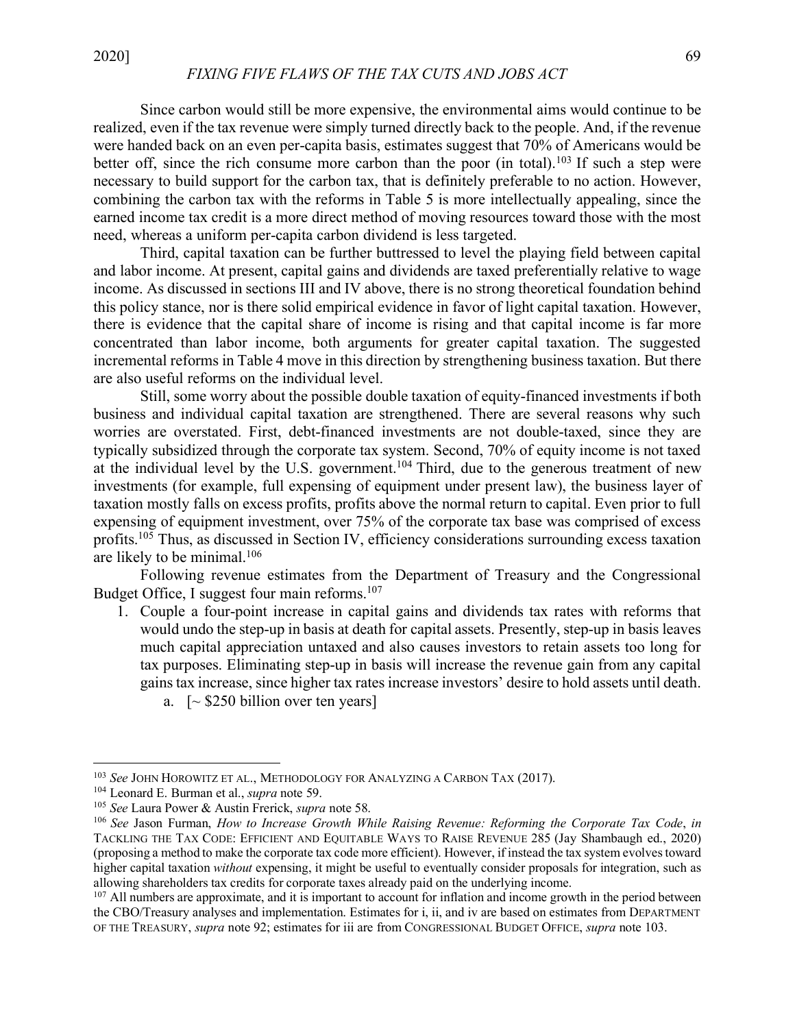Since carbon would still be more expensive, the environmental aims would continue to be realized, even if the tax revenue were simply turned directly back to the people. And, if the revenue were handed back on an even per-capita basis, estimates suggest that 70% of Americans would be better off, since the rich consume more carbon than the poor (in total).[103] If such a step were necessary to build support for the carbon tax, that is definitely preferable to no action. However, combining the carbon tax with the reforms in Table 5 is more intellectually appealing, since the earned income tax credit is a more direct method of moving resources toward those with the most need, whereas a uniform per-capita carbon dividend is less targeted.

Third, capital taxation can be further buttressed to level the playing field between capital and labor income. At present, capital gains and dividends are taxed preferentially relative to wage income. As discussed in sections III and IV above, there is no strong theoretical foundation behind this policy stance, nor is there solid empirical evidence in favor of light capital taxation. However, there is evidence that the capital share of income is rising and that capital income is far more concentrated than labor income, both arguments for greater capital taxation. The suggested incremental reforms in Table 4 move in this direction by strengthening business taxation. But there are also useful reforms on the individual level.

Still, some worry about the possible double taxation of equity-financed investments if both business and individual capital taxation are strengthened. There are several reasons why such worries are overstated. First, debt-financed investments are not double-taxed, since they are typically subsidized through the corporate tax system. Second, 70% of equity income is not taxed at the individual level by the U.S. government.[104] Third, due to the generous treatment of new investments (for example, full expensing of equipment under present law), the business layer of taxation mostly falls on excess profits, profits above the normal return to capital. Even prior to full expensing of equipment investment, over 75% of the corporate tax base was comprised of excess profits.[105] Thus, as discussed in Section IV, efficiency considerations surrounding excess taxation are likely to be minimal.[106]

Following revenue estimates from the Department of Treasury and the Congressional Budget Office, I suggest four main reforms.[107]

1. Couple a four-point increase in capital gains and dividends tax rates with reforms that would undo the step-up in basis at death for capital assets. Presently, step-up in basis leaves much capital appreciation untaxed and also causes investors to retain assets too long for tax purposes. Eliminating step-up in basis will increase the revenue gain from any capital gains tax increase, since higher tax rates increase investors' desire to hold assets until death.
    a. [~ $250 billion over ten years]

---

[103] *See* JOHN HOROWITZ ET AL., METHODOLOGY FOR ANALYZING A CARBON TAX (2017).

[104] Leonard E. Burman et al., *supra* note 59.

[105] *See* Laura Power & Austin Frerick, *supra* note 58.

[106] *See* Jason Furman, *How to Increase Growth While Raising Revenue: Reforming the Corporate Tax Code*, *in* TACKLING THE TAX CODE: EFFICIENT AND EQUITABLE WAYS TO RAISE REVENUE 285 (Jay Shambaugh ed., 2020) (proposing a method to make the corporate tax code more efficient). However, if instead the tax system evolves toward higher capital taxation *without* expensing, it might be useful to eventually consider proposals for integration, such as allowing shareholders tax credits for corporate taxes already paid on the underlying income.

[107] All numbers are approximate, and it is important to account for inflation and income growth in the period between the CBO/Treasury analyses and implementation. Estimates for i, ii, and iv are based on estimates from DEPARTMENT OF THE TREASURY, *supra* note 92; estimates for iii are from CONGRESSIONAL BUDGET OFFICE, *supra* note 103.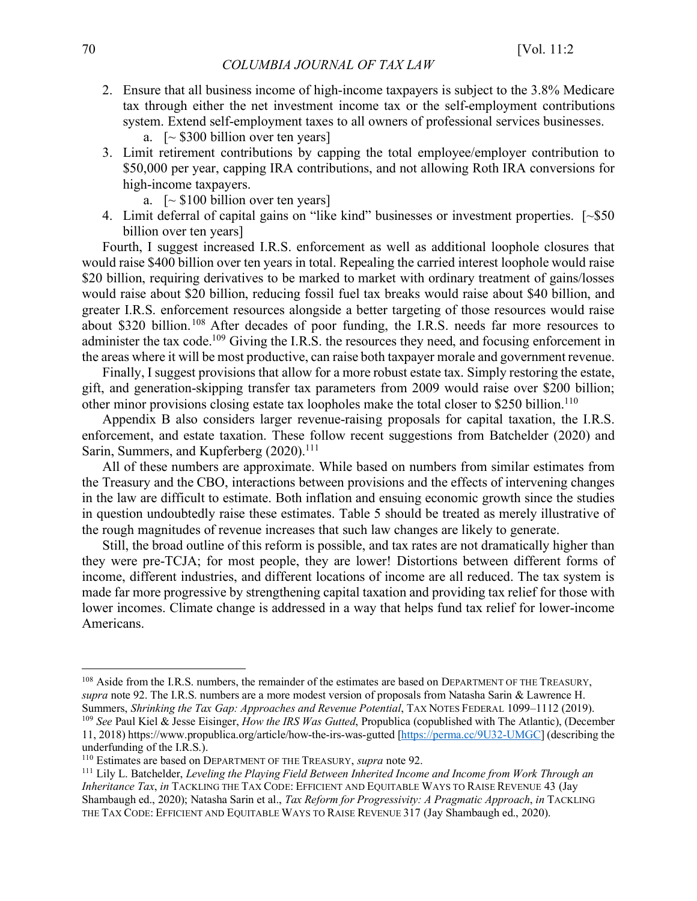2. Ensure that all business income of high-income taxpayers is subject to the 3.8% Medicare tax through either the net investment income tax or the self-employment contributions system. Extend self-employment taxes to all owners of professional services businesses.
   a. [~ $300 billion over ten years]
3. Limit retirement contributions by capping the total employee/employer contribution to $50,000 per year, capping IRA contributions, and not allowing Roth IRA conversions for high-income taxpayers.
   a. [~ $100 billion over ten years]
4. Limit deferral of capital gains on "like kind" businesses or investment properties. [~$50 billion over ten years]

Fourth, I suggest increased I.R.S. enforcement as well as additional loophole closures that would raise $400 billion over ten years in total. Repealing the carried interest loophole would raise $20 billion, requiring derivatives to be marked to market with ordinary treatment of gains/losses would raise about $20 billion, reducing fossil fuel tax breaks would raise about $40 billion, and greater I.R.S. enforcement resources alongside a better targeting of those resources would raise about $320 billion.[108] After decades of poor funding, the I.R.S. needs far more resources to administer the tax code.[109] Giving the I.R.S. the resources they need, and focusing enforcement in the areas where it will be most productive, can raise both taxpayer morale and government revenue.

Finally, I suggest provisions that allow for a more robust estate tax. Simply restoring the estate, gift, and generation-skipping transfer tax parameters from 2009 would raise over $200 billion; other minor provisions closing estate tax loopholes make the total closer to $250 billion.[110]

Appendix B also considers larger revenue-raising proposals for capital taxation, the I.R.S. enforcement, and estate taxation. These follow recent suggestions from Batchelder (2020) and Sarin, Summers, and Kupferberg (2020).[111]

All of these numbers are approximate. While based on numbers from similar estimates from the Treasury and the CBO, interactions between provisions and the effects of intervening changes in the law are difficult to estimate. Both inflation and ensuing economic growth since the studies in question undoubtedly raise these estimates. Table 5 should be treated as merely illustrative of the rough magnitudes of revenue increases that such law changes are likely to generate.

Still, the broad outline of this reform is possible, and tax rates are not dramatically higher than they were pre-TCJA; for most people, they are lower! Distortions between different forms of income, different industries, and different locations of income are all reduced. The tax system is made far more progressive by strengthening capital taxation and providing tax relief for those with lower incomes. Climate change is addressed in a way that helps fund tax relief for lower-income Americans.

---

[108] Aside from the I.R.S. numbers, the remainder of the estimates are based on DEPARTMENT OF THE TREASURY, *supra* note 92. The I.R.S. numbers are a more modest version of proposals from Natasha Sarin & Lawrence H. Summers, *Shrinking the Tax Gap: Approaches and Revenue Potential*, TAX NOTES FEDERAL 1099–1112 (2019).

[109] *See* Paul Kiel & Jesse Eisinger, *How the IRS Was Gutted*, Propublica (copublished with The Atlantic), (December 11, 2018) https://www.propublica.org/article/how-the-irs-was-gutted [https://perma.cc/9U32-UMGC] (describing the underfunding of the I.R.S.).

[110] Estimates are based on DEPARTMENT OF THE TREASURY, *supra* note 92.

[111] Lily L. Batchelder, *Leveling the Playing Field Between Inherited Income and Income from Work Through an Inheritance Tax*, *in* TACKLING THE TAX CODE: EFFICIENT AND EQUITABLE WAYS TO RAISE REVENUE 43 (Jay Shambaugh ed., 2020); Natasha Sarin et al., *Tax Reform for Progressivity: A Pragmatic Approach*, *in* TACKLING THE TAX CODE: EFFICIENT AND EQUITABLE WAYS TO RAISE REVENUE 317 (Jay Shambaugh ed., 2020).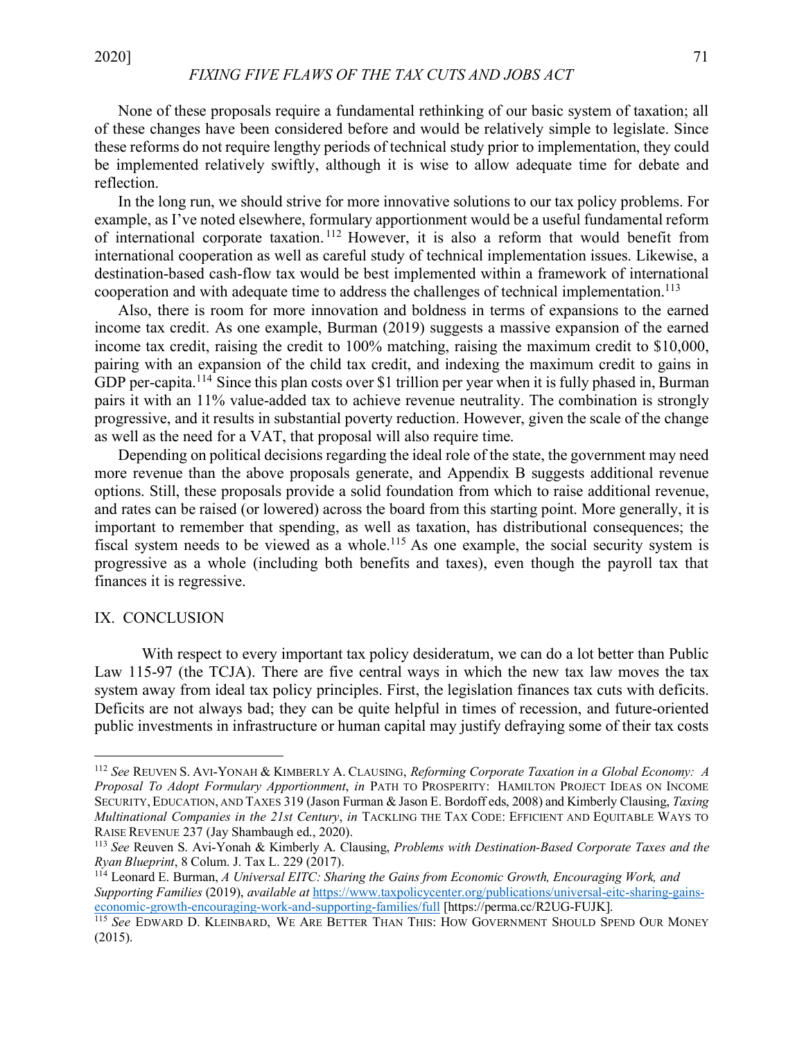None of these proposals require a fundamental rethinking of our basic system of taxation; all of these changes have been considered before and would be relatively simple to legislate. Since these reforms do not require lengthy periods of technical study prior to implementation, they could be implemented relatively swiftly, although it is wise to allow adequate time for debate and reflection.

In the long run, we should strive for more innovative solutions to our tax policy problems. For example, as I've noted elsewhere, formulary apportionment would be a useful fundamental reform of international corporate taxation.[112] However, it is also a reform that would benefit from international cooperation as well as careful study of technical implementation issues. Likewise, a destination-based cash-flow tax would be best implemented within a framework of international cooperation and with adequate time to address the challenges of technical implementation.[113]

Also, there is room for more innovation and boldness in terms of expansions to the earned income tax credit. As one example, Burman (2019) suggests a massive expansion of the earned income tax credit, raising the credit to 100% matching, raising the maximum credit to $10,000, pairing with an expansion of the child tax credit, and indexing the maximum credit to gains in GDP per-capita.[114] Since this plan costs over $1 trillion per year when it is fully phased in, Burman pairs it with an 11% value-added tax to achieve revenue neutrality. The combination is strongly progressive, and it results in substantial poverty reduction. However, given the scale of the change as well as the need for a VAT, that proposal will also require time.

Depending on political decisions regarding the ideal role of the state, the government may need more revenue than the above proposals generate, and Appendix B suggests additional revenue options. Still, these proposals provide a solid foundation from which to raise additional revenue, and rates can be raised (or lowered) across the board from this starting point. More generally, it is important to remember that spending, as well as taxation, has distributional consequences; the fiscal system needs to be viewed as a whole.[115] As one example, the social security system is progressive as a whole (including both benefits and taxes), even though the payroll tax that finances it is regressive.

## IX. CONCLUSION

With respect to every important tax policy desideratum, we can do a lot better than Public Law 115-97 (the TCJA). There are five central ways in which the new tax law moves the tax system away from ideal tax policy principles. First, the legislation finances tax cuts with deficits. Deficits are not always bad; they can be quite helpful in times of recession, and future-oriented public investments in infrastructure or human capital may justify defraying some of their tax costs

---

[112] *See* REUVEN S. AVI-YONAH & KIMBERLY A. CLAUSING, *Reforming Corporate Taxation in a Global Economy: A Proposal To Adopt Formulary Apportionment*, *in* PATH TO PROSPERITY: HAMILTON PROJECT IDEAS ON INCOME SECURITY, EDUCATION, AND TAXES 319 (Jason Furman & Jason E. Bordoff eds, 2008) and Kimberly Clausing, *Taxing Multinational Companies in the 21st Century*, *in* TACKLING THE TAX CODE: EFFICIENT AND EQUITABLE WAYS TO RAISE REVENUE 237 (Jay Shambaugh ed., 2020).

[113] *See* Reuven S. Avi-Yonah & Kimberly A. Clausing, *Problems with Destination-Based Corporate Taxes and the Ryan Blueprint*, 8 Colum. J. Tax L. 229 (2017).

[114] Leonard E. Burman, *A Universal EITC: Sharing the Gains from Economic Growth, Encouraging Work, and Supporting Families* (2019), *available at* https://www.taxpolicycenter.org/publications/universal-eitc-sharing-gains-economic-growth-encouraging-work-and-supporting-families/full [https://perma.cc/R2UG-FUJK].

[115] *See* EDWARD D. KLEINBARD, WE ARE BETTER THAN THIS: HOW GOVERNMENT SHOULD SPEND OUR MONEY (2015).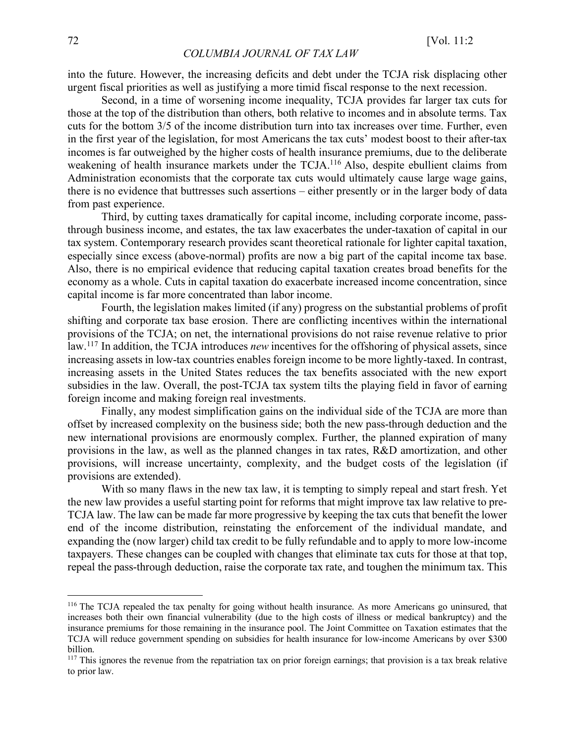into the future. However, the increasing deficits and debt under the TCJA risk displacing other urgent fiscal priorities as well as justifying a more timid fiscal response to the next recession.

Second, in a time of worsening income inequality, TCJA provides far larger tax cuts for those at the top of the distribution than others, both relative to incomes and in absolute terms. Tax cuts for the bottom 3/5 of the income distribution turn into tax increases over time. Further, even in the first year of the legislation, for most Americans the tax cuts' modest boost to their after-tax incomes is far outweighed by the higher costs of health insurance premiums, due to the deliberate weakening of health insurance markets under the TCJA.[116] Also, despite ebullient claims from Administration economists that the corporate tax cuts would ultimately cause large wage gains, there is no evidence that buttresses such assertions – either presently or in the larger body of data from past experience.

Third, by cutting taxes dramatically for capital income, including corporate income, pass-through business income, and estates, the tax law exacerbates the under-taxation of capital in our tax system. Contemporary research provides scant theoretical rationale for lighter capital taxation, especially since excess (above-normal) profits are now a big part of the capital income tax base. Also, there is no empirical evidence that reducing capital taxation creates broad benefits for the economy as a whole. Cuts in capital taxation do exacerbate increased income concentration, since capital income is far more concentrated than labor income.

Fourth, the legislation makes limited (if any) progress on the substantial problems of profit shifting and corporate tax base erosion. There are conflicting incentives within the international provisions of the TCJA; on net, the international provisions do not raise revenue relative to prior law.[117] In addition, the TCJA introduces *new* incentives for the offshoring of physical assets, since increasing assets in low-tax countries enables foreign income to be more lightly-taxed. In contrast, increasing assets in the United States reduces the tax benefits associated with the new export subsidies in the law. Overall, the post-TCJA tax system tilts the playing field in favor of earning foreign income and making foreign real investments.

Finally, any modest simplification gains on the individual side of the TCJA are more than offset by increased complexity on the business side; both the new pass-through deduction and the new international provisions are enormously complex. Further, the planned expiration of many provisions in the law, as well as the planned changes in tax rates, R&D amortization, and other provisions, will increase uncertainty, complexity, and the budget costs of the legislation (if provisions are extended).

With so many flaws in the new tax law, it is tempting to simply repeal and start fresh. Yet the new law provides a useful starting point for reforms that might improve tax law relative to pre-TCJA law. The law can be made far more progressive by keeping the tax cuts that benefit the lower end of the income distribution, reinstating the enforcement of the individual mandate, and expanding the (now larger) child tax credit to be fully refundable and to apply to more low-income taxpayers. These changes can be coupled with changes that eliminate tax cuts for those at that top, repeal the pass-through deduction, raise the corporate tax rate, and toughen the minimum tax. This

---

[116] The TCJA repealed the tax penalty for going without health insurance. As more Americans go uninsured, that increases both their own financial vulnerability (due to the high costs of illness or medical bankruptcy) and the insurance premiums for those remaining in the insurance pool. The Joint Committee on Taxation estimates that the TCJA will reduce government spending on subsidies for health insurance for low-income Americans by over $300 billion.

[117] This ignores the revenue from the repatriation tax on prior foreign earnings; that provision is a tax break relative to prior law.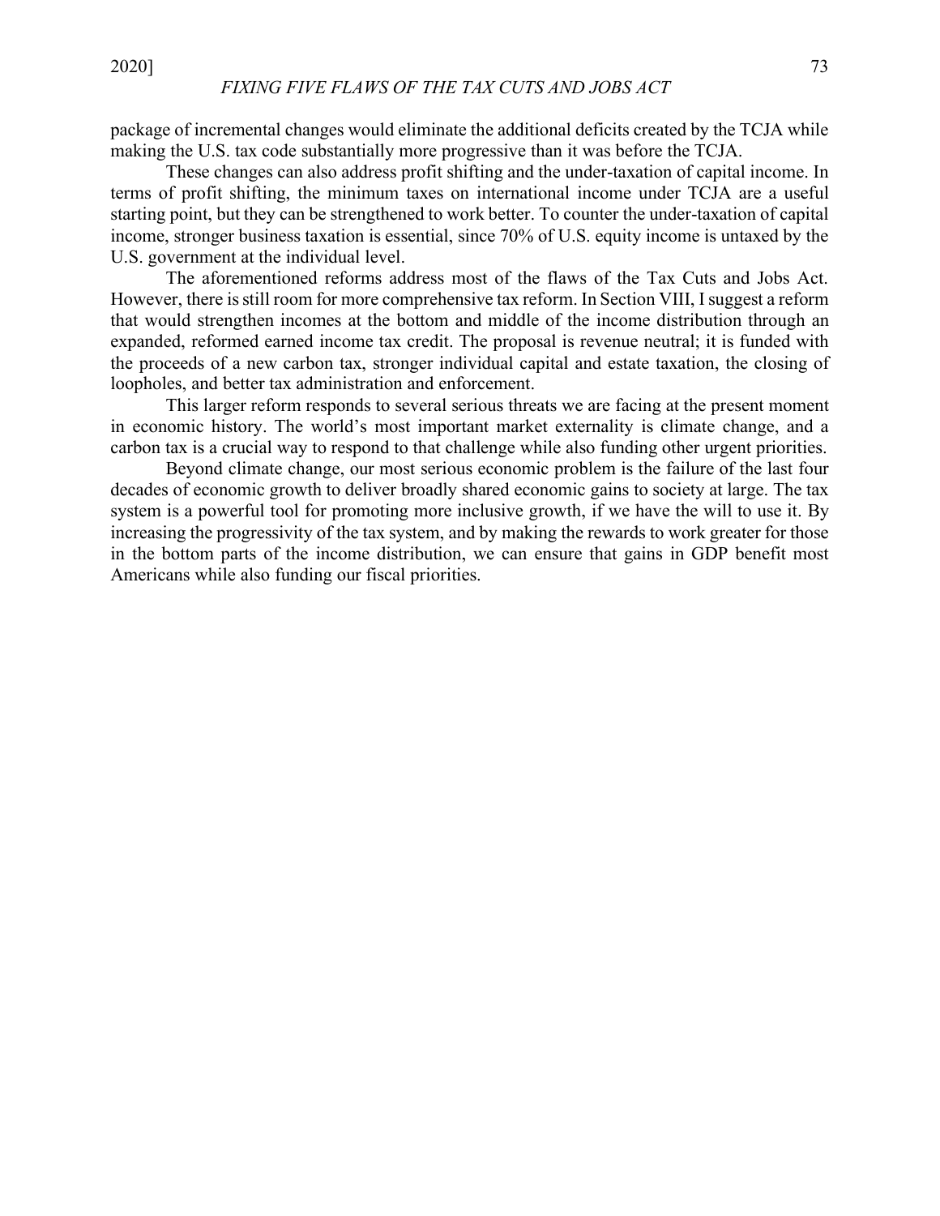package of incremental changes would eliminate the additional deficits created by the TCJA while making the U.S. tax code substantially more progressive than it was before the TCJA.

These changes can also address profit shifting and the under-taxation of capital income. In terms of profit shifting, the minimum taxes on international income under TCJA are a useful starting point, but they can be strengthened to work better. To counter the under-taxation of capital income, stronger business taxation is essential, since 70% of U.S. equity income is untaxed by the U.S. government at the individual level.

The aforementioned reforms address most of the flaws of the Tax Cuts and Jobs Act. However, there is still room for more comprehensive tax reform. In Section VIII, I suggest a reform that would strengthen incomes at the bottom and middle of the income distribution through an expanded, reformed earned income tax credit. The proposal is revenue neutral; it is funded with the proceeds of a new carbon tax, stronger individual capital and estate taxation, the closing of loopholes, and better tax administration and enforcement.

This larger reform responds to several serious threats we are facing at the present moment in economic history. The world's most important market externality is climate change, and a carbon tax is a crucial way to respond to that challenge while also funding other urgent priorities.

Beyond climate change, our most serious economic problem is the failure of the last four decades of economic growth to deliver broadly shared economic gains to society at large. The tax system is a powerful tool for promoting more inclusive growth, if we have the will to use it. By increasing the progressivity of the tax system, and by making the rewards to work greater for those in the bottom parts of the income distribution, we can ensure that gains in GDP benefit most Americans while also funding our fiscal priorities.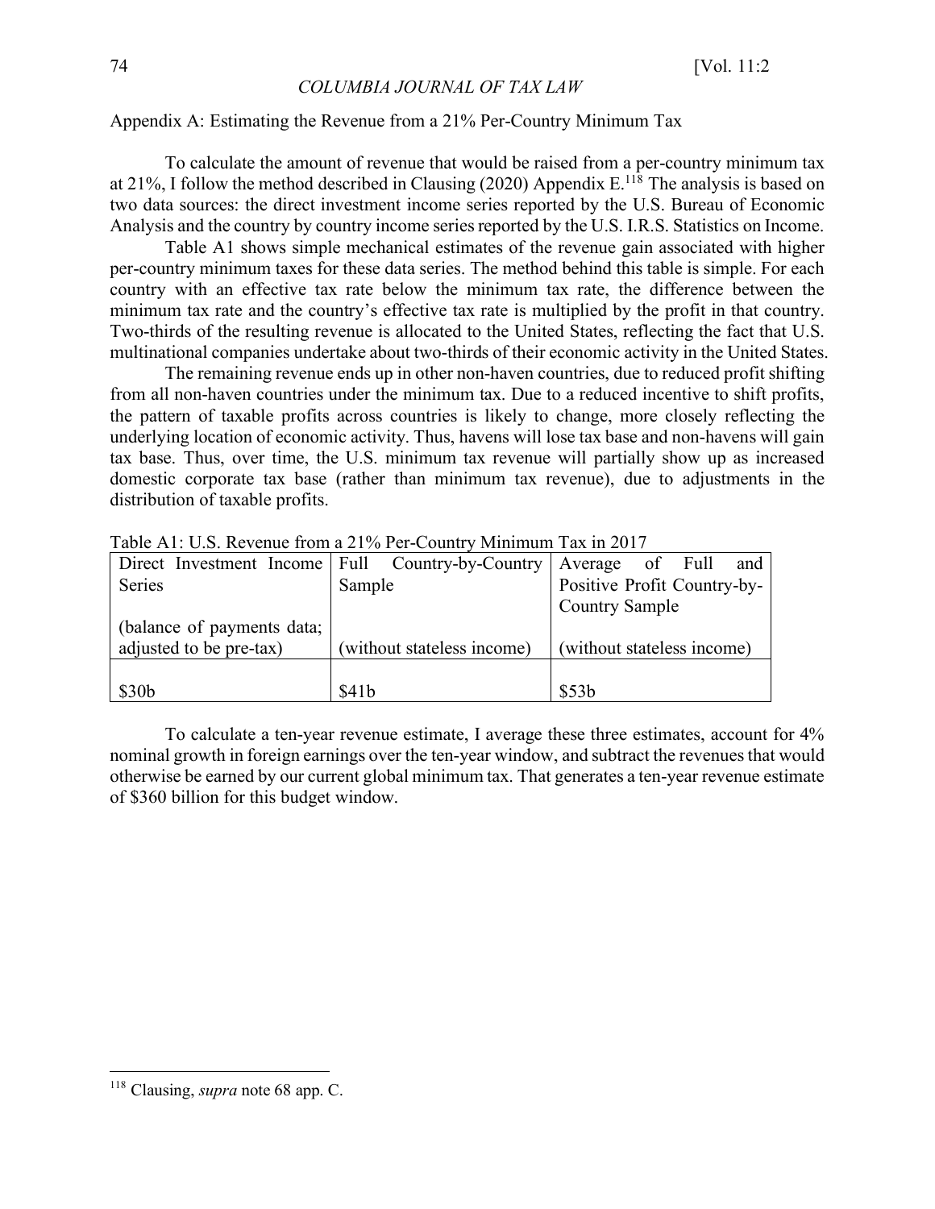## Appendix A: Estimating the Revenue from a 21% Per-Country Minimum Tax

To calculate the amount of revenue that would be raised from a per-country minimum tax at 21%, I follow the method described in Clausing (2020) Appendix E.[118] The analysis is based on two data sources: the direct investment income series reported by the U.S. Bureau of Economic Analysis and the country by country income series reported by the U.S. I.R.S. Statistics on Income.

Table A1 shows simple mechanical estimates of the revenue gain associated with higher per-country minimum taxes for these data series. The method behind this table is simple. For each country with an effective tax rate below the minimum tax rate, the difference between the minimum tax rate and the country's effective tax rate is multiplied by the profit in that country. Two-thirds of the resulting revenue is allocated to the United States, reflecting the fact that U.S. multinational companies undertake about two-thirds of their economic activity in the United States.

The remaining revenue ends up in other non-haven countries, due to reduced profit shifting from all non-haven countries under the minimum tax. Due to a reduced incentive to shift profits, the pattern of taxable profits across countries is likely to change, more closely reflecting the underlying location of economic activity. Thus, havens will lose tax base and non-havens will gain tax base. Thus, over time, the U.S. minimum tax revenue will partially show up as increased domestic corporate tax base (rather than minimum tax revenue), due to adjustments in the distribution of taxable profits.

Table A1: U.S. Revenue from a 21% Per-Country Minimum Tax in 2017

| Direct Investment Income Series (balance of payments data; adjusted to be pre-tax) | Full Country-by-Country Sample (without stateless income) | Average of Full and Positive Profit Country-by-Country Sample (without stateless income) |
|---|---|---|
| $30b | $41b | $53b |

To calculate a ten-year revenue estimate, I average these three estimates, account for 4% nominal growth in foreign earnings over the ten-year window, and subtract the revenues that would otherwise be earned by our current global minimum tax. That generates a ten-year revenue estimate of $360 billion for this budget window.

---

[118] Clausing, *supra* note 68 app. C.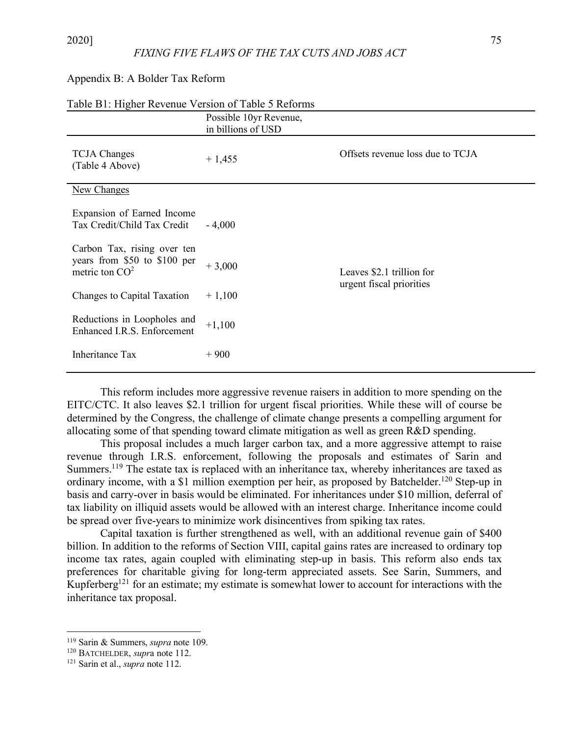## Appendix B: A Bolder Tax Reform

Table B1: Higher Revenue Version of Table 5 Reforms

| | Possible 10yr Revenue, in billions of USD | |
|---|---|---|
| TCJA Changes (Table 4 Above) | + 1,455 | Offsets revenue loss due to TCJA |
| New Changes | | |
| Expansion of Earned Income Tax Credit/Child Tax Credit | - 4,000 | |
| Carbon Tax, rising over ten years from \$50 to \$100 per metric ton $CO^2$ | + 3,000 | Leaves \$2.1 trillion for urgent fiscal priorities |
| Changes to Capital Taxation | + 1,100 | |
| Reductions in Loopholes and Enhanced I.R.S. Enforcement | +1,100 | |
| Inheritance Tax | + 900 | |

This reform includes more aggressive revenue raisers in addition to more spending on the EITC/CTC. It also leaves \$2.1 trillion for urgent fiscal priorities. While these will of course be determined by the Congress, the challenge of climate change presents a compelling argument for allocating some of that spending toward climate mitigation as well as green R&D spending.

This proposal includes a much larger carbon tax, and a more aggressive attempt to raise revenue through I.R.S. enforcement, following the proposals and estimates of Sarin and Summers.[119] The estate tax is replaced with an inheritance tax, whereby inheritances are taxed as ordinary income, with a \$1 million exemption per heir, as proposed by Batchelder.[120] Step-up in basis and carry-over in basis would be eliminated. For inheritances under \$10 million, deferral of tax liability on illiquid assets would be allowed with an interest charge. Inheritance income could be spread over five-years to minimize work disincentives from spiking tax rates.

Capital taxation is further strengthened as well, with an additional revenue gain of \$400 billion. In addition to the reforms of Section VIII, capital gains rates are increased to ordinary top income tax rates, again coupled with eliminating step-up in basis. This reform also ends tax preferences for charitable giving for long-term appreciated assets. See Sarin, Summers, and Kupferberg[121] for an estimate; my estimate is somewhat lower to account for interactions with the inheritance tax proposal.

---

[119] Sarin & Summers, *supra* note 109.

[120] BATCHELDER, *supr*a note 112.

[121] Sarin et al., *supra* note 112.